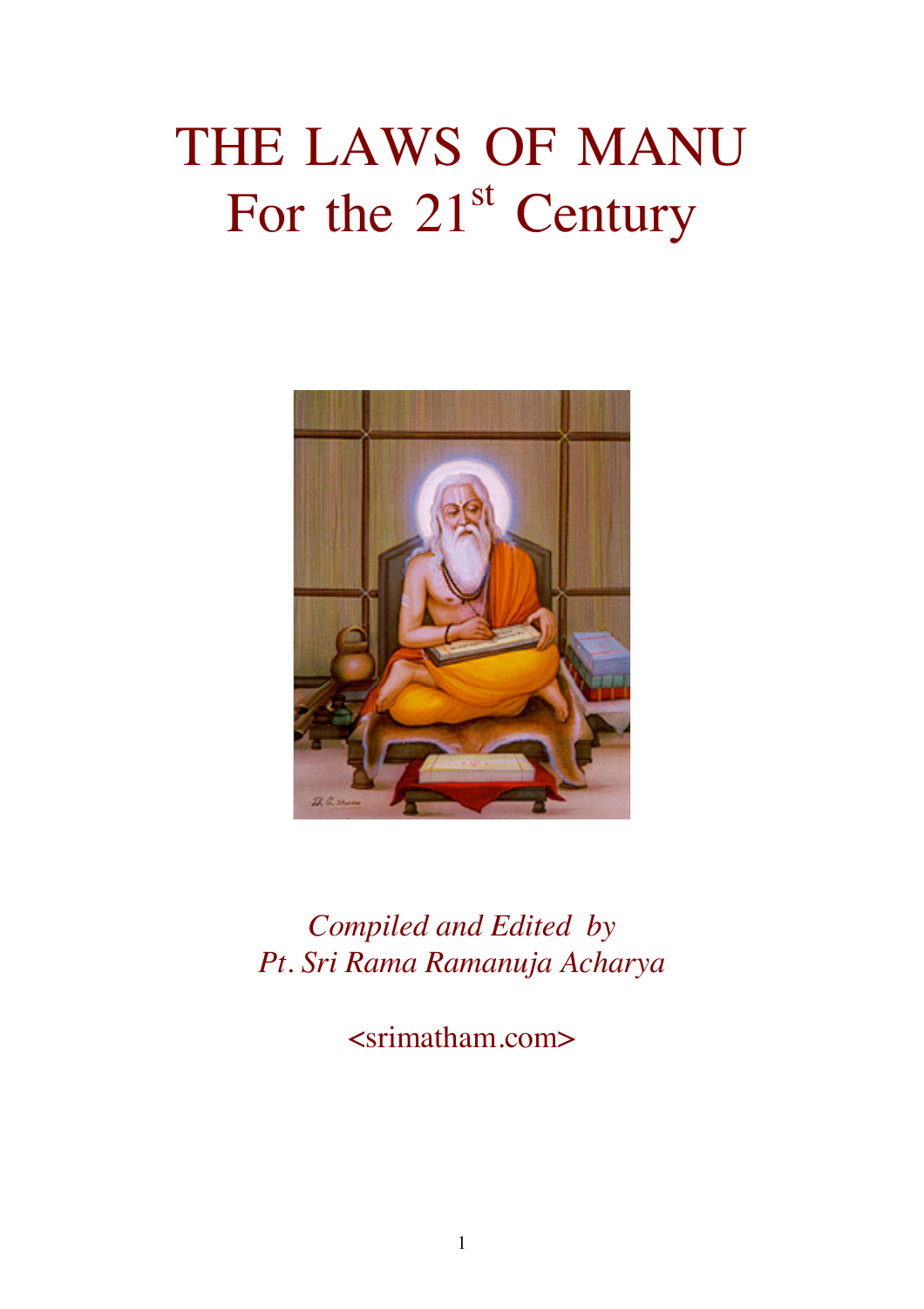# THE LAWS OF MANU
# For the 21st Century

*Compiled and Edited by*
*Pt. Sri Rama Ramanuja Acharya*

<srimatham.com>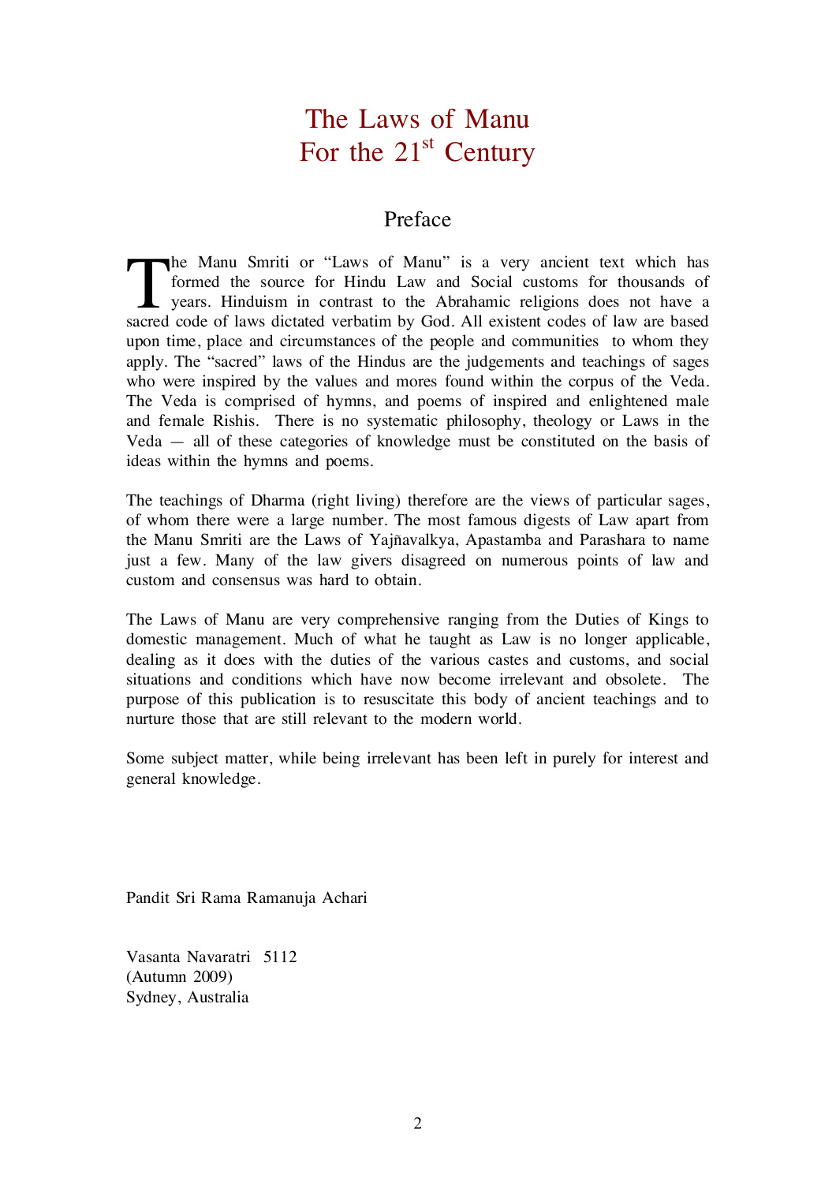# The Laws of Manu
# For the 21st Century

## Preface

The Manu Smriti or “Laws of Manu” is a very ancient text which has formed the source for Hindu Law and Social customs for thousands of years. Hinduism in contrast to the Abrahamic religions does not have a sacred code of laws dictated verbatim by God. All existent codes of law are based upon time, place and circumstances of the people and communities to whom they apply. The “sacred” laws of the Hindus are the judgements and teachings of sages who were inspired by the values and mores found within the corpus of the Veda. The Veda is comprised of hymns, and poems of inspired and enlightened male and female Rishis. There is no systematic philosophy, theology or Laws in the Veda — all of these categories of knowledge must be constituted on the basis of ideas within the hymns and poems.

The teachings of Dharma (right living) therefore are the views of particular sages, of whom there were a large number. The most famous digests of Law apart from the Manu Smriti are the Laws of Yajñavalkya, Apastamba and Parashara to name just a few. Many of the law givers disagreed on numerous points of law and custom and consensus was hard to obtain.

The Laws of Manu are very comprehensive ranging from the Duties of Kings to domestic management. Much of what he taught as Law is no longer applicable, dealing as it does with the duties of the various castes and customs, and social situations and conditions which have now become irrelevant and obsolete. The purpose of this publication is to resuscitate this body of ancient teachings and to nurture those that are still relevant to the modern world.

Some subject matter, while being irrelevant has been left in purely for interest and general knowledge.

Pandit Sri Rama Ramanuja Achari

Vasanta Navaratri 5112
(Autumn 2009)
Sydney, Australia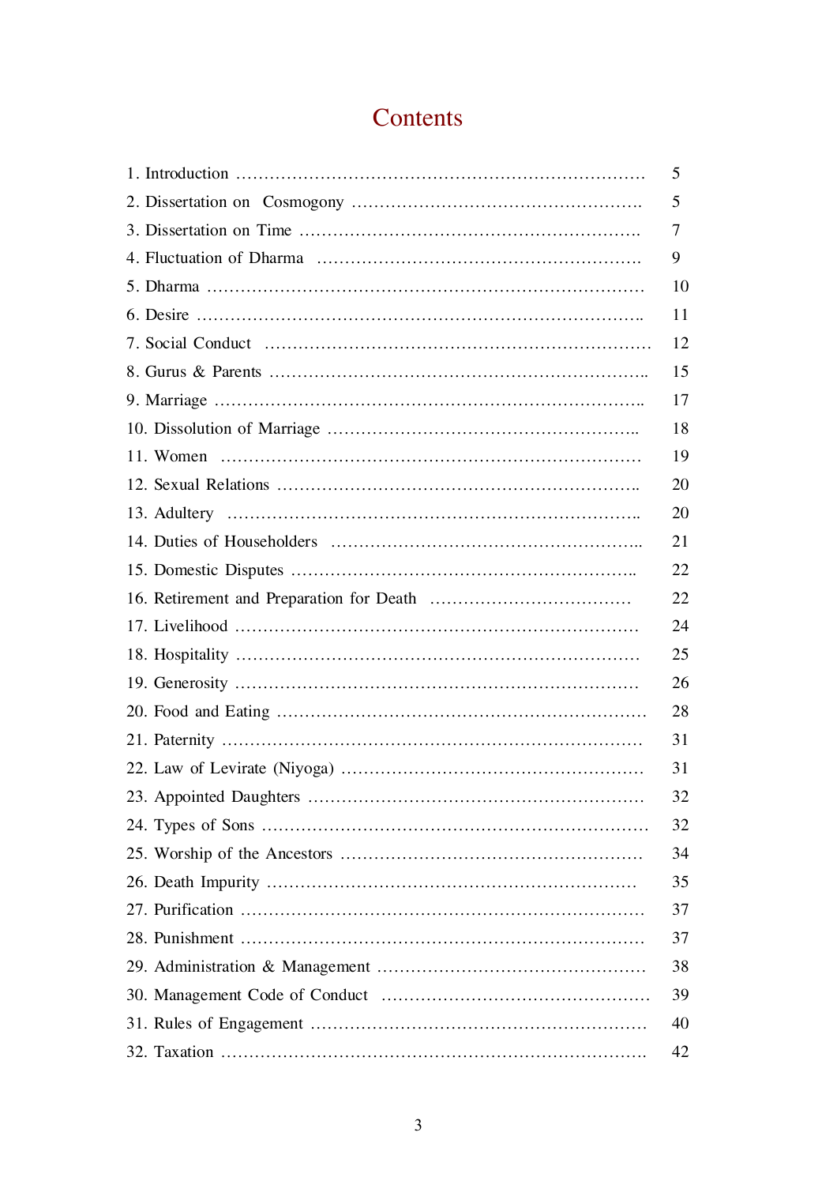# Contents

| | |
|---|---|
| 1. Introduction | 5 |
| 2. Dissertation on Cosmogony | 5 |
| 3. Dissertation on Time | 7 |
| 4. Fluctuation of Dharma | 9 |
| 5. Dharma | 10 |
| 6. Desire | 11 |
| 7. Social Conduct | 12 |
| 8. Gurus & Parents | 15 |
| 9. Marriage | 17 |
| 10. Dissolution of Marriage | 18 |
| 11. Women | 19 |
| 12. Sexual Relations | 20 |
| 13. Adultery | 20 |
| 14. Duties of Householders | 21 |
| 15. Domestic Disputes | 22 |
| 16. Retirement and Preparation for Death | 22 |
| 17. Livelihood | 24 |
| 18. Hospitality | 25 |
| 19. Generosity | 26 |
| 20. Food and Eating | 28 |
| 21. Paternity | 31 |
| 22. Law of Levirate (Niyoga) | 31 |
| 23. Appointed Daughters | 32 |
| 24. Types of Sons | 32 |
| 25. Worship of the Ancestors | 34 |
| 26. Death Impurity | 35 |
| 27. Purification | 37 |
| 28. Punishment | 37 |
| 29. Administration & Management | 38 |
| 30. Management Code of Conduct | 39 |
| 31. Rules of Engagement | 40 |
| 32. Taxation | 42 |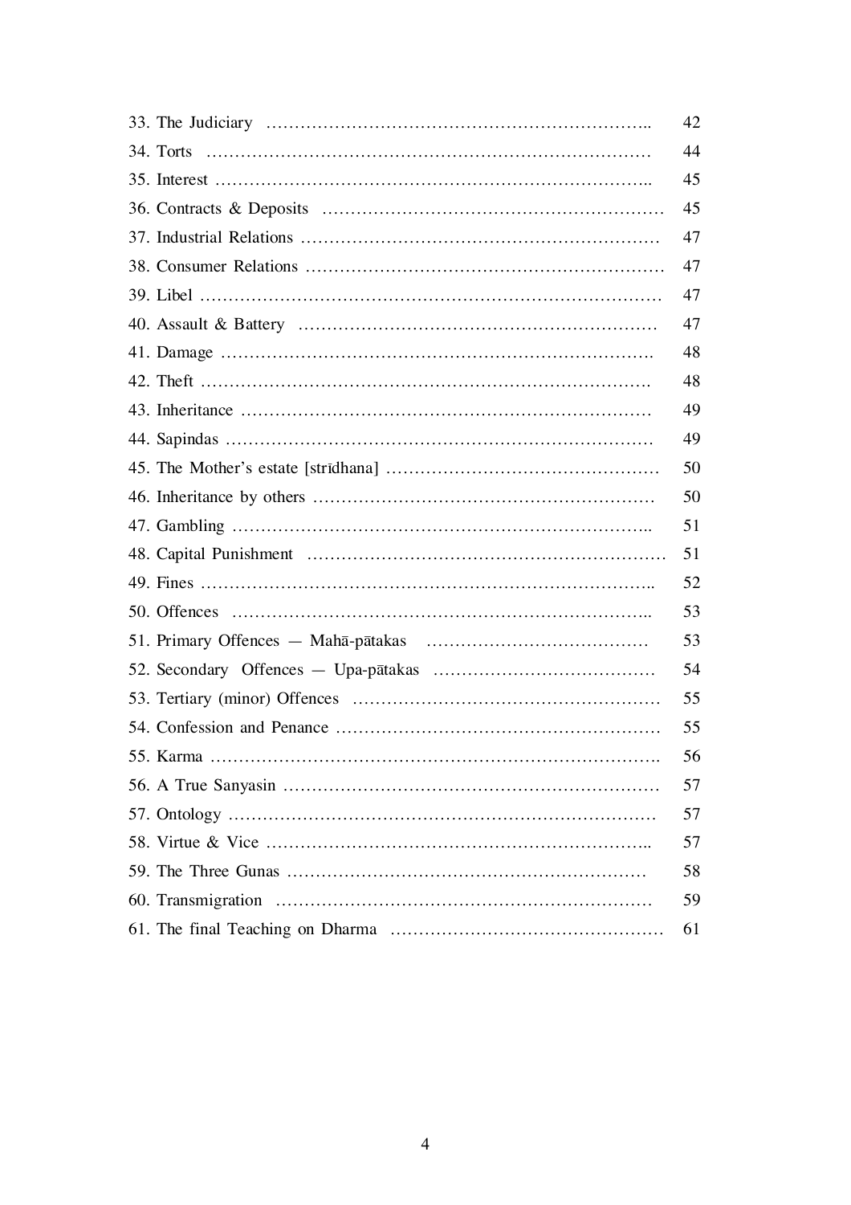| | |
|---|---|
| 33. The Judiciary | 42 |
| 34. Torts | 44 |
| 35. Interest | 45 |
| 36. Contracts & Deposits | 45 |
| 37. Industrial Relations | 47 |
| 38. Consumer Relations | 47 |
| 39. Libel | 47 |
| 40. Assault & Battery | 47 |
| 41. Damage | 48 |
| 42. Theft | 48 |
| 43. Inheritance | 49 |
| 44. Sapindas | 49 |
| 45. The Mother's estate [strīdhana] | 50 |
| 46. Inheritance by others | 50 |
| 47. Gambling | 51 |
| 48. Capital Punishment | 51 |
| 49. Fines | 52 |
| 50. Offences | 53 |
| 51. Primary Offences — Mahā-pātakas | 53 |
| 52. Secondary Offences — Upa-pātakas | 54 |
| 53. Tertiary (minor) Offences | 55 |
| 54. Confession and Penance | 55 |
| 55. Karma | 56 |
| 56. A True Sanyasin | 57 |
| 57. Ontology | 57 |
| 58. Virtue & Vice | 57 |
| 59. The Three Gunas | 58 |
| 60. Transmigration | 59 |
| 61. The final Teaching on Dharma | 61 |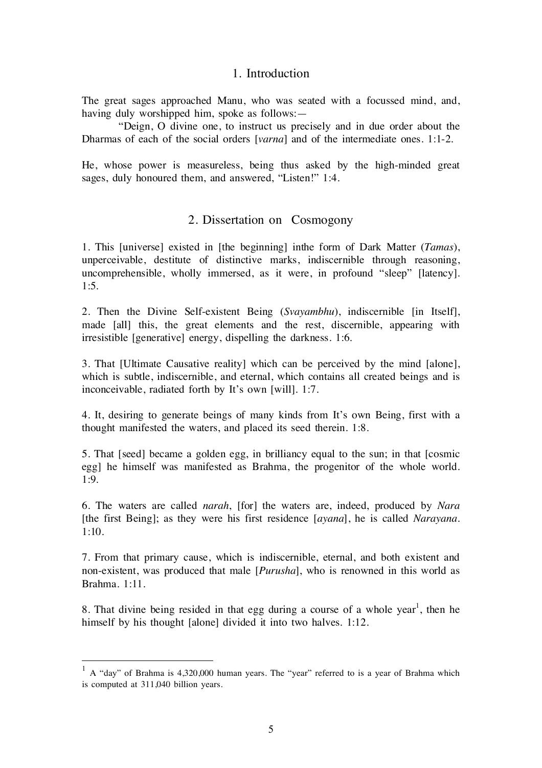## 1. Introduction

The great sages approached Manu, who was seated with a focussed mind, and, having duly worshipped him, spoke as follows:—

"Deign, O divine one, to instruct us precisely and in due order about the Dharmas of each of the social orders [*varna*] and of the intermediate ones. 1:1-2.

He, whose power is measureless, being thus asked by the high-minded great sages, duly honoured them, and answered, "Listen!" 1:4.

## 2. Dissertation on Cosmogony

1. This [universe] existed in [the beginning] inthe form of Dark Matter (*Tamas*), unperceivable, destitute of distinctive marks, indiscernible through reasoning, uncomprehensible, wholly immersed, as it were, in profound "sleep" [latency]. 1:5.

2. Then the Divine Self-existent Being (*Svayambhu*), indiscernible [in Itself], made [all] this, the great elements and the rest, discernible, appearing with irresistible [generative] energy, dispelling the darkness. 1:6.

3. That [Ultimate Causative reality] which can be perceived by the mind [alone], which is subtle, indiscernible, and eternal, which contains all created beings and is inconceivable, radiated forth by It's own [will]. 1:7.

4. It, desiring to generate beings of many kinds from It's own Being, first with a thought manifested the waters, and placed its seed therein. 1:8.

5. That [seed] became a golden egg, in brilliancy equal to the sun; in that [cosmic egg] he himself was manifested as Brahma, the progenitor of the whole world. 1:9.

6. The waters are called *narah*, [for] the waters are, indeed, produced by *Nara* [the first Being]; as they were his first residence [*ayana*], he is called *Narayana*. 1:10.

7. From that primary cause, which is indiscernible, eternal, and both existent and non-existent, was produced that male [*Purusha*], who is renowned in this world as Brahma. 1:11.

8. That divine being resided in that egg during a course of a whole year[1], then he himself by his thought [alone] divided it into two halves. 1:12.

---

[1] A "day" of Brahma is 4,320,000 human years. The "year" referred to is a year of Brahma which is computed at 311,040 billion years.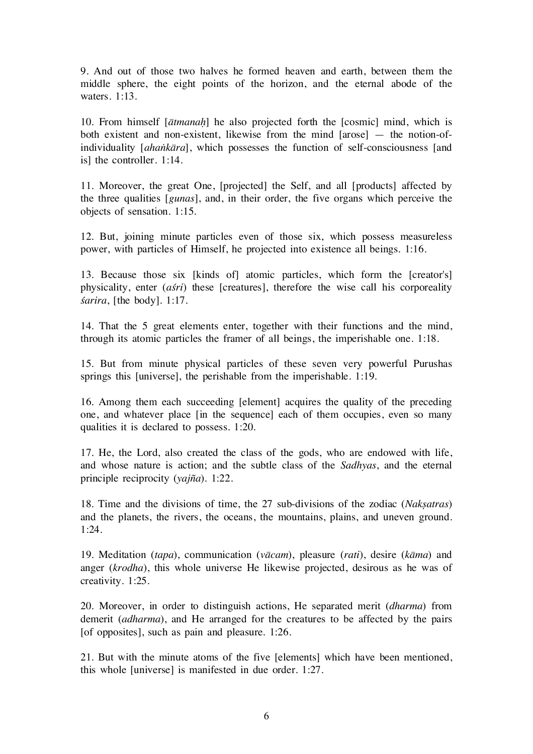9. And out of those two halves he formed heaven and earth, between them the middle sphere, the eight points of the horizon, and the eternal abode of the waters. 1:13.

10. From himself [*ātmanaḥ*] he also projected forth the [cosmic] mind, which is both existent and non-existent, likewise from the mind [arose] — the notion-of-individuality [*ahaṅkāra*], which possesses the function of self-consciousness [and is] the controller. 1:14.

11. Moreover, the great One, [projected] the Self, and all [products] affected by the three qualities [*gunas*], and, in their order, the five organs which perceive the objects of sensation. 1:15.

12. But, joining minute particles even of those six, which possess measureless power, with particles of Himself, he projected into existence all beings. 1:16.

13. Because those six [kinds of] atomic particles, which form the [creator's] physicality, enter (*aśri*) these [creatures], therefore the wise call his corporeality *śarira*, [the body]. 1:17.

14. That the 5 great elements enter, together with their functions and the mind, through its atomic particles the framer of all beings, the imperishable one. 1:18.

15. But from minute physical particles of these seven very powerful Purushas springs this [universe], the perishable from the imperishable. 1:19.

16. Among them each succeeding [element] acquires the quality of the preceding one, and whatever place [in the sequence] each of them occupies, even so many qualities it is declared to possess. 1:20.

17. He, the Lord, also created the class of the gods, who are endowed with life, and whose nature is action; and the subtle class of the *Sadhyas*, and the eternal principle reciprocity (*yajña*). 1:22.

18. Time and the divisions of time, the 27 sub-divisions of the zodiac (*Nakṣatras*) and the planets, the rivers, the oceans, the mountains, plains, and uneven ground. 1:24.

19. Meditation (*tapa*), communication (*vācam*), pleasure (*rati*), desire (*kāma*) and anger (*krodha*), this whole universe He likewise projected, desirous as he was of creativity. 1:25.

20. Moreover, in order to distinguish actions, He separated merit (*dharma*) from demerit (*adharma*), and He arranged for the creatures to be affected by the pairs [of opposites], such as pain and pleasure. 1:26.

21. But with the minute atoms of the five [elements] which have been mentioned, this whole [universe] is manifested in due order. 1:27.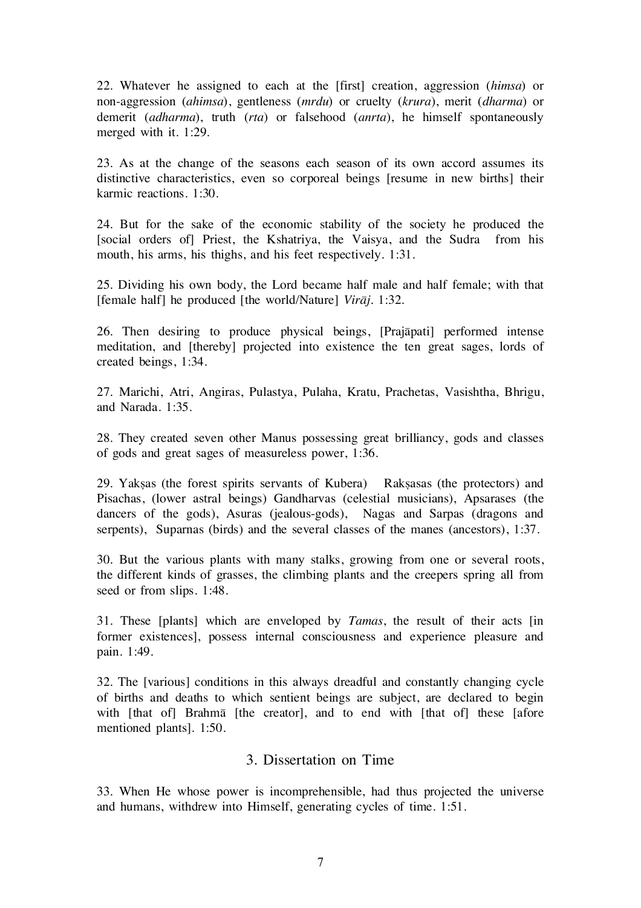22. Whatever he assigned to each at the [first] creation, aggression (*himsa*) or non-aggression (*ahimsa*), gentleness (*mrdu*) or cruelty (*krura*), merit (*dharma*) or demerit (*adharma*), truth (*rta*) or falsehood (*anrta*), he himself spontaneously merged with it. 1:29.

23. As at the change of the seasons each season of its own accord assumes its distinctive characteristics, even so corporeal beings [resume in new births] their karmic reactions. 1:30.

24. But for the sake of the economic stability of the society he produced the [social orders of] Priest, the Kshatriya, the Vaisya, and the Sudra from his mouth, his arms, his thighs, and his feet respectively. 1:31.

25. Dividing his own body, the Lord became half male and half female; with that [female half] he produced [the world/Nature] *Virāj*. 1:32.

26. Then desiring to produce physical beings, [Prajāpati] performed intense meditation, and [thereby] projected into existence the ten great sages, lords of created beings, 1:34.

27. Marichi, Atri, Angiras, Pulastya, Pulaha, Kratu, Prachetas, Vasishtha, Bhrigu, and Narada. 1:35.

28. They created seven other Manus possessing great brilliancy, gods and classes of gods and great sages of measureless power, 1:36.

29. Yakṣas (the forest spirits servants of Kubera) Rakṣasas (the protectors) and Pisachas, (lower astral beings) Gandharvas (celestial musicians), Apsarases (the dancers of the gods), Asuras (jealous-gods), Nagas and Sarpas (dragons and serpents), Suparnas (birds) and the several classes of the manes (ancestors), 1:37.

30. But the various plants with many stalks, growing from one or several roots, the different kinds of grasses, the climbing plants and the creepers spring all from seed or from slips. 1:48.

31. These [plants] which are enveloped by *Tamas*, the result of their acts [in former existences], possess internal consciousness and experience pleasure and pain. 1:49.

32. The [various] conditions in this always dreadful and constantly changing cycle of births and deaths to which sentient beings are subject, are declared to begin with [that of] Brahmā [the creator], and to end with [that of] these [afore mentioned plants]. 1:50.

## 3. Dissertation on Time

33. When He whose power is incomprehensible, had thus projected the universe and humans, withdrew into Himself, generating cycles of time. 1:51.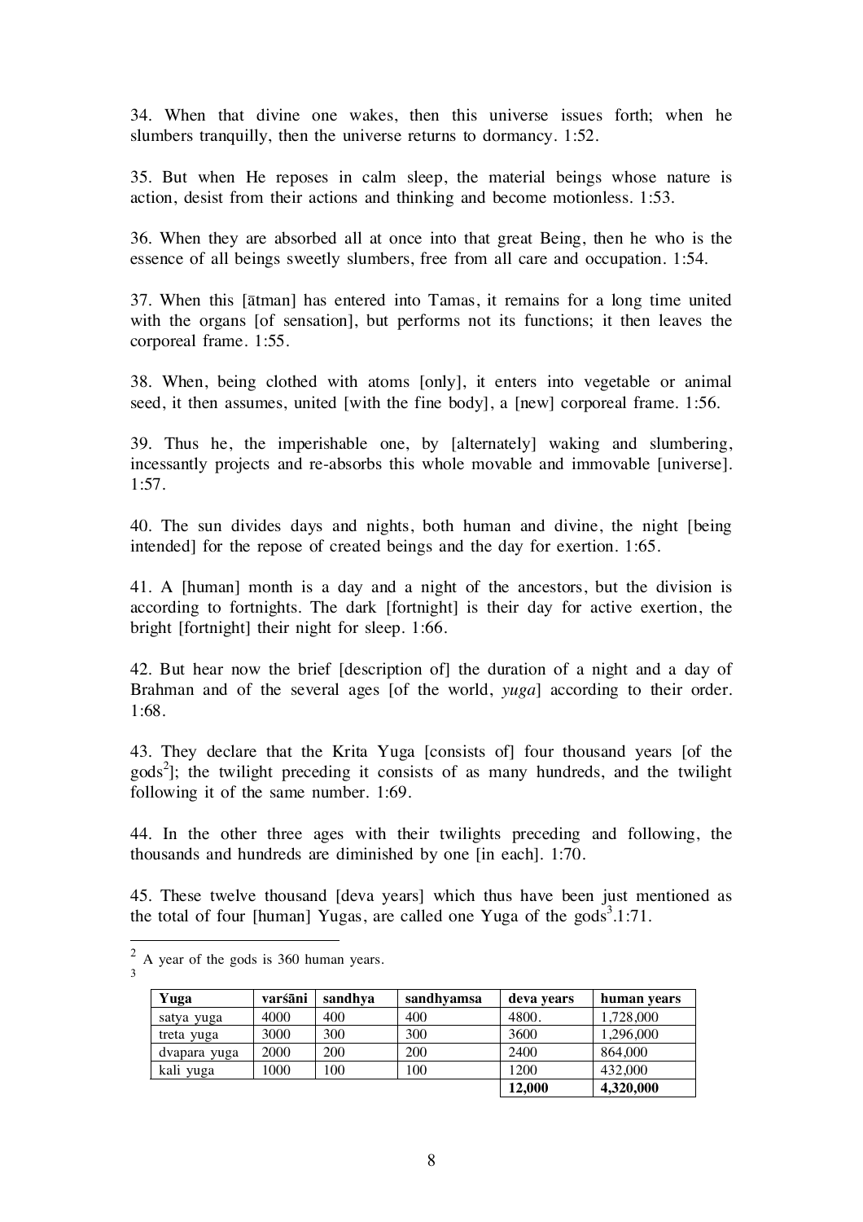34. When that divine one wakes, then this universe issues forth; when he slumbers tranquilly, then the universe returns to dormancy. 1:52.

35. But when He reposes in calm sleep, the material beings whose nature is action, desist from their actions and thinking and become motionless. 1:53.

36. When they are absorbed all at once into that great Being, then he who is the essence of all beings sweetly slumbers, free from all care and occupation. 1:54.

37. When this [ātman] has entered into Tamas, it remains for a long time united with the organs [of sensation], but performs not its functions; it then leaves the corporeal frame. 1:55.

38. When, being clothed with atoms [only], it enters into vegetable or animal seed, it then assumes, united [with the fine body], a [new] corporeal frame. 1:56.

39. Thus he, the imperishable one, by [alternately] waking and slumbering, incessantly projects and re-absorbs this whole movable and immovable [universe]. 1:57.

40. The sun divides days and nights, both human and divine, the night [being intended] for the repose of created beings and the day for exertion. 1:65.

41. A [human] month is a day and a night of the ancestors, but the division is according to fortnights. The dark [fortnight] is their day for active exertion, the bright [fortnight] their night for sleep. 1:66.

42. But hear now the brief [description of] the duration of a night and a day of Brahman and of the several ages [of the world, *yuga*] according to their order. 1:68.

43. They declare that the Krita Yuga [consists of] four thousand years [of the gods[2]]; the twilight preceding it consists of as many hundreds, and the twilight following it of the same number. 1:69.

44. In the other three ages with their twilights preceding and following, the thousands and hundreds are diminished by one [in each]. 1:70.

45. These twelve thousand [deva years] which thus have been just mentioned as the total of four [human] Yugas, are called one Yuga of the gods[3].1:71.

---

[2] A year of the gods is 360 human years.

[3]

| Yuga | varśāni | sandhya | sandhyamsa | deva years | human years |
|---|---|---|---|---|---|
| satya yuga | 4000 | 400 | 400 | 4800. | 1,728,000 |
| treta yuga | 3000 | 300 | 300 | 3600 | 1,296,000 |
| dvapara yuga | 2000 | 200 | 200 | 2400 | 864,000 |
| kali yuga | 1000 | 100 | 100 | 1200 | 432,000 |
| | | | | **12,000** | **4,320,000** |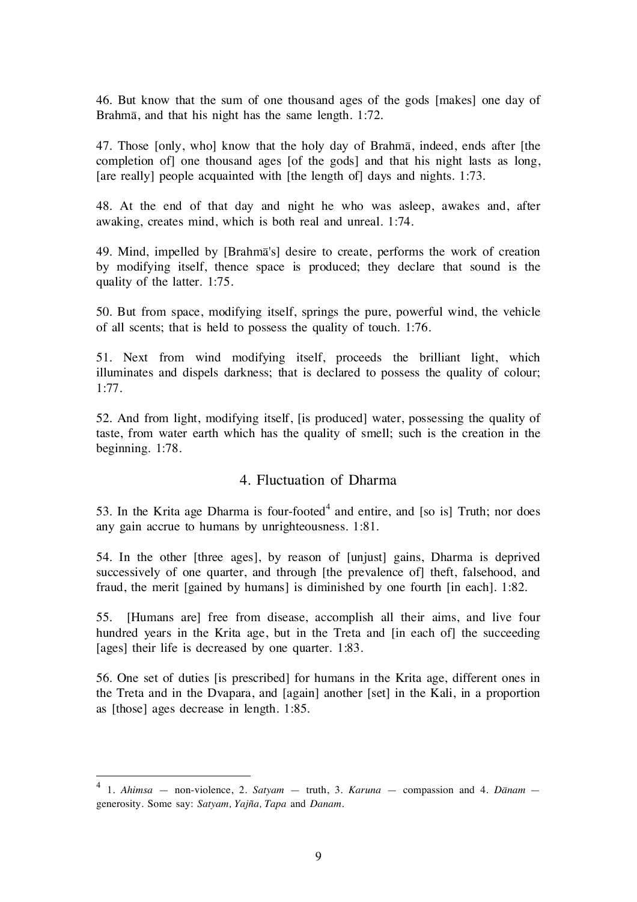46. But know that the sum of one thousand ages of the gods [makes] one day of Brahmā, and that his night has the same length. 1:72.

47. Those [only, who] know that the holy day of Brahmā, indeed, ends after [the completion of] one thousand ages [of the gods] and that his night lasts as long, [are really] people acquainted with [the length of] days and nights. 1:73.

48. At the end of that day and night he who was asleep, awakes and, after awaking, creates mind, which is both real and unreal. 1:74.

49. Mind, impelled by [Brahmā's] desire to create, performs the work of creation by modifying itself, thence space is produced; they declare that sound is the quality of the latter. 1:75.

50. But from space, modifying itself, springs the pure, powerful wind, the vehicle of all scents; that is held to possess the quality of touch. 1:76.

51. Next from wind modifying itself, proceeds the brilliant light, which illuminates and dispels darkness; that is declared to possess the quality of colour; 1:77.

52. And from light, modifying itself, [is produced] water, possessing the quality of taste, from water earth which has the quality of smell; such is the creation in the beginning. 1:78.

## 4. Fluctuation of Dharma

53. In the Krita age Dharma is four-footed[4] and entire, and [so is] Truth; nor does any gain accrue to humans by unrighteousness. 1:81.

54. In the other [three ages], by reason of [unjust] gains, Dharma is deprived successively of one quarter, and through [the prevalence of] theft, falsehood, and fraud, the merit [gained by humans] is diminished by one fourth [in each]. 1:82.

55. [Humans are] free from disease, accomplish all their aims, and live four hundred years in the Krita age, but in the Treta and [in each of] the succeeding [ages] their life is decreased by one quarter. 1:83.

56. One set of duties [is prescribed] for humans in the Krita age, different ones in the Treta and in the Dvapara, and [again] another [set] in the Kali, in a proportion as [those] ages decrease in length. 1:85.

---

[4] 1. *Ahimsa* — non-violence, 2. *Satyam* — truth, 3. *Karuna* — compassion and 4. *Dānam* — generosity. Some say: *Satyam, Yajña, Tapa* and *Danam*.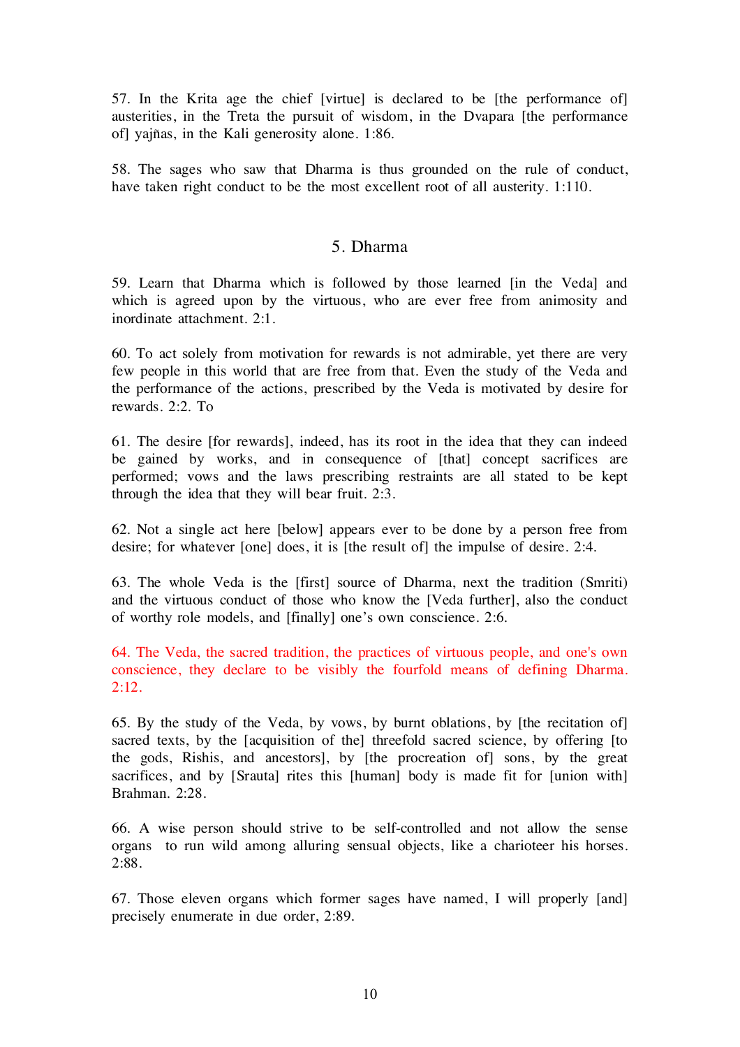57. In the Krita age the chief [virtue] is declared to be [the performance of] austerities, in the Treta the pursuit of wisdom, in the Dvapara [the performance of] yajñas, in the Kali generosity alone. 1:86.

58. The sages who saw that Dharma is thus grounded on the rule of conduct, have taken right conduct to be the most excellent root of all austerity. 1:110.

## 5. Dharma

59. Learn that Dharma which is followed by those learned [in the Veda] and which is agreed upon by the virtuous, who are ever free from animosity and inordinate attachment. 2:1.

60. To act solely from motivation for rewards is not admirable, yet there are very few people in this world that are free from that. Even the study of the Veda and the performance of the actions, prescribed by the Veda is motivated by desire for rewards. 2:2. To

61. The desire [for rewards], indeed, has its root in the idea that they can indeed be gained by works, and in consequence of [that] concept sacrifices are performed; vows and the laws prescribing restraints are all stated to be kept through the idea that they will bear fruit. 2:3.

62. Not a single act here [below] appears ever to be done by a person free from desire; for whatever [one] does, it is [the result of] the impulse of desire. 2:4.

63. The whole Veda is the [first] source of Dharma, next the tradition (Smriti) and the virtuous conduct of those who know the [Veda further], also the conduct of worthy role models, and [finally] one's own conscience. 2:6.

64. The Veda, the sacred tradition, the practices of virtuous people, and one's own conscience, they declare to be visibly the fourfold means of defining Dharma. 2:12.

65. By the study of the Veda, by vows, by burnt oblations, by [the recitation of] sacred texts, by the [acquisition of the] threefold sacred science, by offering [to the gods, Rishis, and ancestors], by [the procreation of] sons, by the great sacrifices, and by [Srauta] rites this [human] body is made fit for [union with] Brahman. 2:28.

66. A wise person should strive to be self-controlled and not allow the sense organs to run wild among alluring sensual objects, like a charioteer his horses. 2:88.

67. Those eleven organs which former sages have named, I will properly [and] precisely enumerate in due order, 2:89.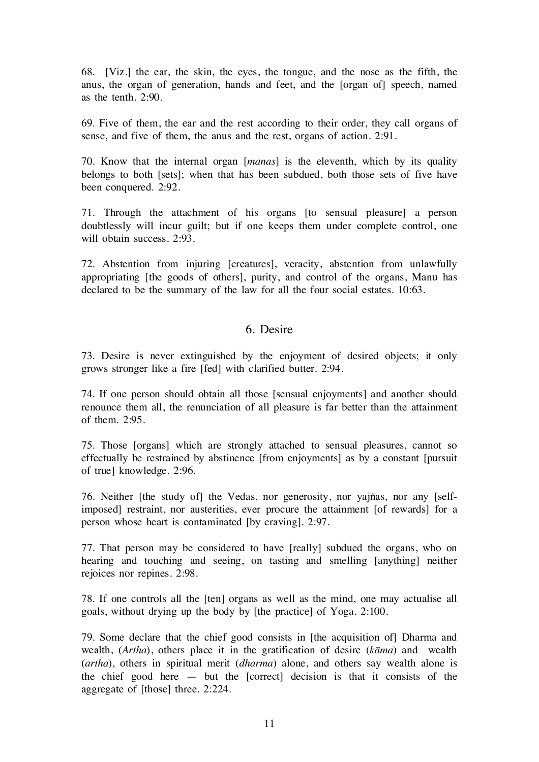68. [Viz.] the ear, the skin, the eyes, the tongue, and the nose as the fifth, the anus, the organ of generation, hands and feet, and the [organ of] speech, named as the tenth. 2:90.

69. Five of them, the ear and the rest according to their order, they call organs of sense, and five of them, the anus and the rest, organs of action. 2:91.

70. Know that the internal organ [*manas*] is the eleventh, which by its quality belongs to both [sets]; when that has been subdued, both those sets of five have been conquered. 2:92.

71. Through the attachment of his organs [to sensual pleasure] a person doubtlessly will incur guilt; but if one keeps them under complete control, one will obtain success. 2:93.

72. Abstention from injuring [creatures], veracity, abstention from unlawfully appropriating [the goods of others], purity, and control of the organs, Manu has declared to be the summary of the law for all the four social estates. 10:63.

## 6. Desire

73. Desire is never extinguished by the enjoyment of desired objects; it only grows stronger like a fire [fed] with clarified butter. 2:94.

74. If one person should obtain all those [sensual enjoyments] and another should renounce them all, the renunciation of all pleasure is far better than the attainment of them. 2:95.

75. Those [organs] which are strongly attached to sensual pleasures, cannot so effectually be restrained by abstinence [from enjoyments] as by a constant [pursuit of true] knowledge. 2:96.

76. Neither [the study of] the Vedas, nor generosity, nor yajñas, nor any [self-imposed] restraint, nor austerities, ever procure the attainment [of rewards] for a person whose heart is contaminated [by craving]. 2:97.

77. That person may be considered to have [really] subdued the organs, who on hearing and touching and seeing, on tasting and smelling [anything] neither rejoices nor repines. 2:98.

78. If one controls all the [ten] organs as well as the mind, one may actualise all goals, without drying up the body by [the practice] of Yoga. 2:100.

79. Some declare that the chief good consists in [the acquisition of] Dharma and wealth, (*Artha*), others place it in the gratification of desire (*kāma*) and wealth (*artha*), others in spiritual merit (*dharma*) alone, and others say wealth alone is the chief good here — but the [correct] decision is that it consists of the aggregate of [those] three. 2:224.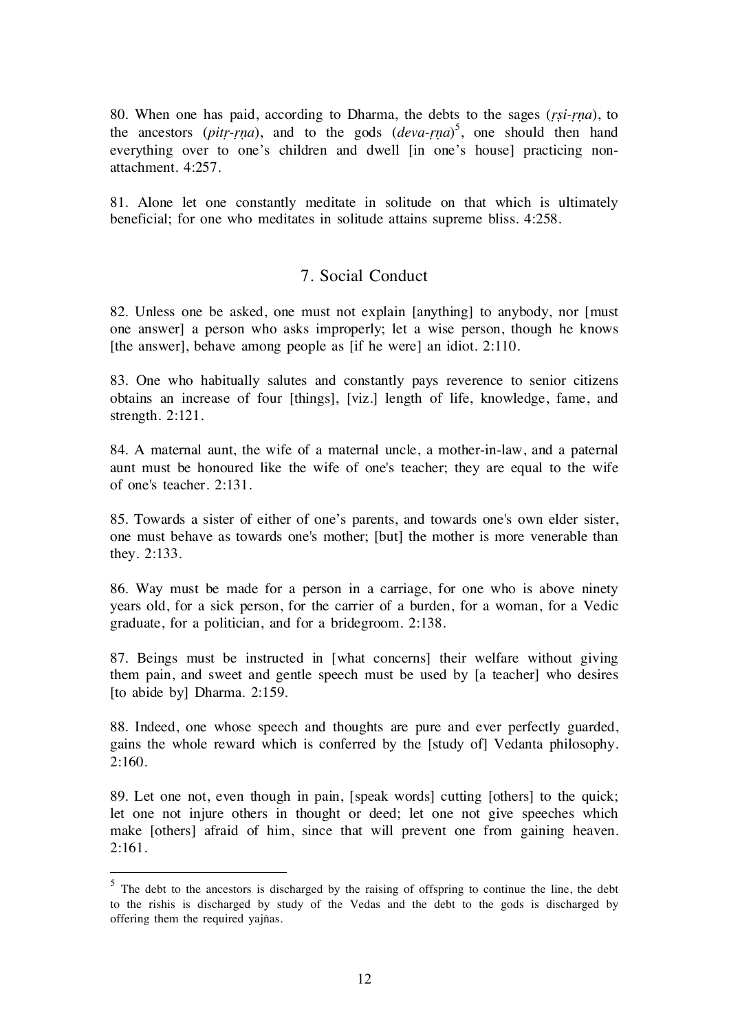80. When one has paid, according to Dharma, the debts to the sages (*ṛṣi-ṛṇa*), to the ancestors (*pitṛ-ṛṇa*), and to the gods (*deva-ṛṇa*)[5], one should then hand everything over to one's children and dwell [in one's house] practicing non-attachment. 4:257.

81. Alone let one constantly meditate in solitude on that which is ultimately beneficial; for one who meditates in solitude attains supreme bliss. 4:258.

## 7. Social Conduct

82. Unless one be asked, one must not explain [anything] to anybody, nor [must one answer] a person who asks improperly; let a wise person, though he knows [the answer], behave among people as [if he were] an idiot. 2:110.

83. One who habitually salutes and constantly pays reverence to senior citizens obtains an increase of four [things], [viz.] length of life, knowledge, fame, and strength. 2:121.

84. A maternal aunt, the wife of a maternal uncle, a mother-in-law, and a paternal aunt must be honoured like the wife of one's teacher; they are equal to the wife of one's teacher. 2:131.

85. Towards a sister of either of one's parents, and towards one's own elder sister, one must behave as towards one's mother; [but] the mother is more venerable than they. 2:133.

86. Way must be made for a person in a carriage, for one who is above ninety years old, for a sick person, for the carrier of a burden, for a woman, for a Vedic graduate, for a politician, and for a bridegroom. 2:138.

87. Beings must be instructed in [what concerns] their welfare without giving them pain, and sweet and gentle speech must be used by [a teacher] who desires [to abide by] Dharma. 2:159.

88. Indeed, one whose speech and thoughts are pure and ever perfectly guarded, gains the whole reward which is conferred by the [study of] Vedanta philosophy. 2:160.

89. Let one not, even though in pain, [speak words] cutting [others] to the quick; let one not injure others in thought or deed; let one not give speeches which make [others] afraid of him, since that will prevent one from gaining heaven. 2:161.

---

[5] The debt to the ancestors is discharged by the raising of offspring to continue the line, the debt to the rishis is discharged by study of the Vedas and the debt to the gods is discharged by offering them the required yajñas.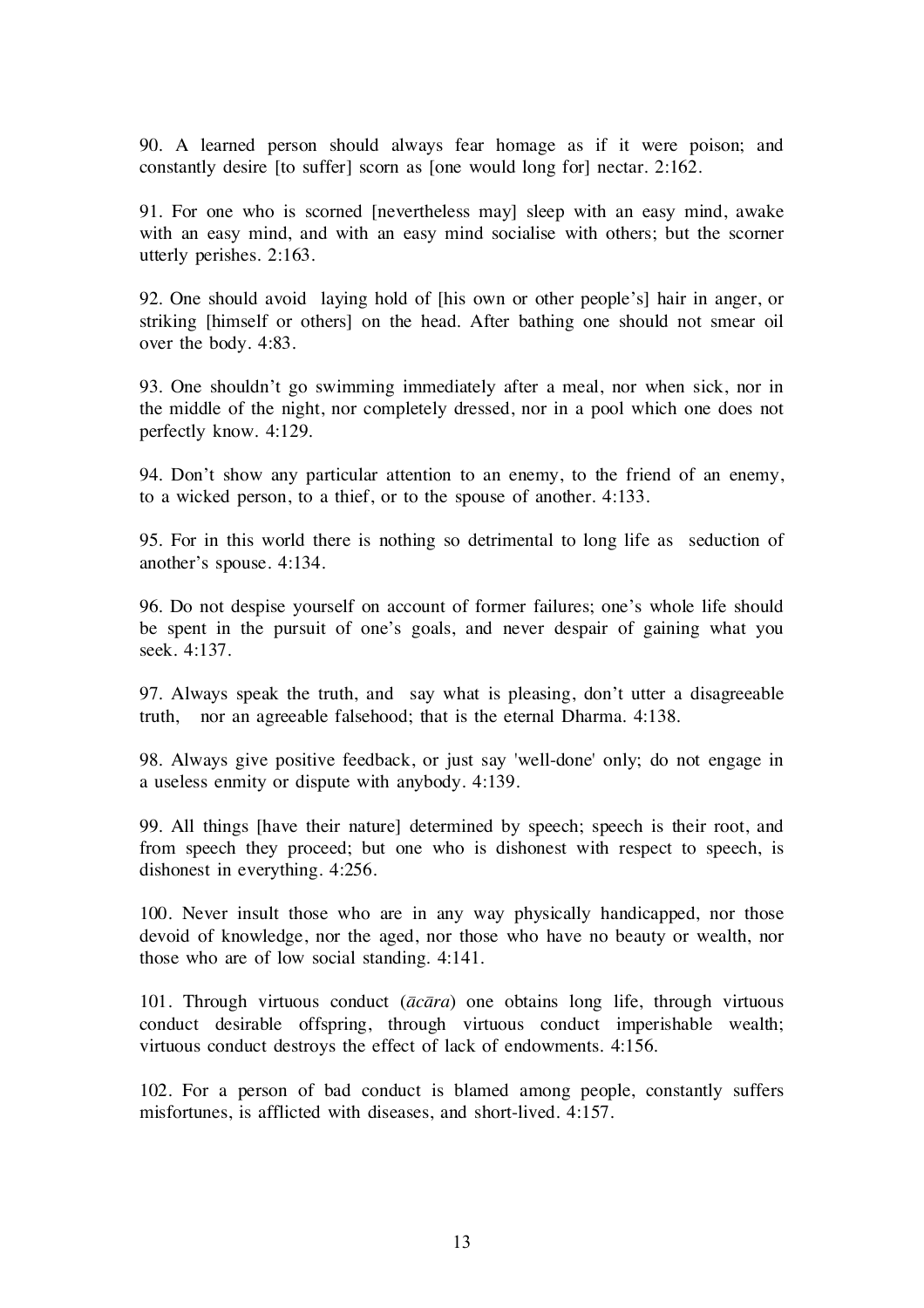90. A learned person should always fear homage as if it were poison; and constantly desire [to suffer] scorn as [one would long for] nectar. 2:162.

91. For one who is scorned [nevertheless may] sleep with an easy mind, awake with an easy mind, and with an easy mind socialise with others; but the scorner utterly perishes. 2:163.

92. One should avoid laying hold of [his own or other people's] hair in anger, or striking [himself or others] on the head. After bathing one should not smear oil over the body. 4:83.

93. One shouldn't go swimming immediately after a meal, nor when sick, nor in the middle of the night, nor completely dressed, nor in a pool which one does not perfectly know. 4:129.

94. Don't show any particular attention to an enemy, to the friend of an enemy, to a wicked person, to a thief, or to the spouse of another. 4:133.

95. For in this world there is nothing so detrimental to long life as seduction of another's spouse. 4:134.

96. Do not despise yourself on account of former failures; one's whole life should be spent in the pursuit of one's goals, and never despair of gaining what you seek. 4:137.

97. Always speak the truth, and say what is pleasing, don't utter a disagreeable truth, nor an agreeable falsehood; that is the eternal Dharma. 4:138.

98. Always give positive feedback, or just say 'well-done' only; do not engage in a useless enmity or dispute with anybody. 4:139.

99. All things [have their nature] determined by speech; speech is their root, and from speech they proceed; but one who is dishonest with respect to speech, is dishonest in everything. 4:256.

100. Never insult those who are in any way physically handicapped, nor those devoid of knowledge, nor the aged, nor those who have no beauty or wealth, nor those who are of low social standing. 4:141.

101. Through virtuous conduct (*ācāra*) one obtains long life, through virtuous conduct desirable offspring, through virtuous conduct imperishable wealth; virtuous conduct destroys the effect of lack of endowments. 4:156.

102. For a person of bad conduct is blamed among people, constantly suffers misfortunes, is afflicted with diseases, and short-lived. 4:157.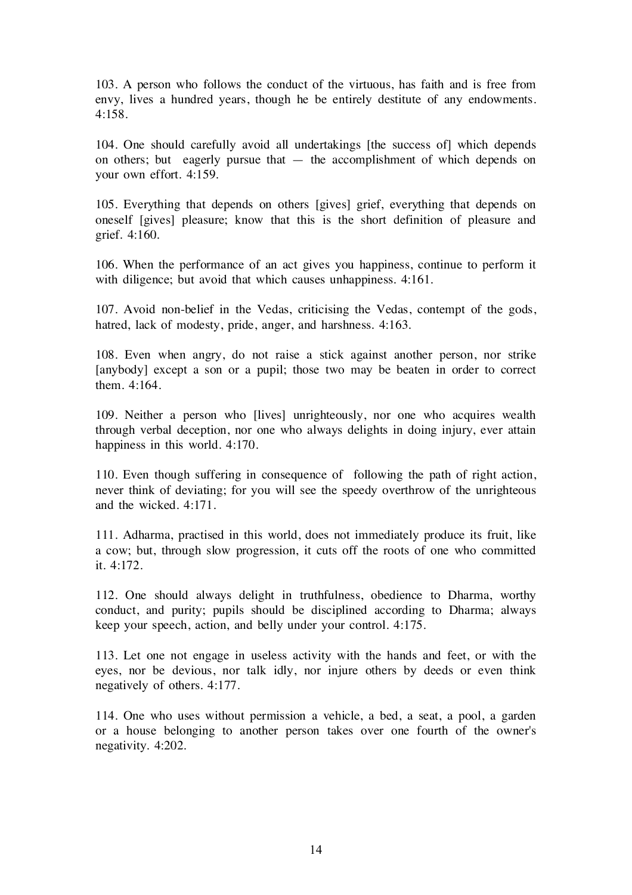103. A person who follows the conduct of the virtuous, has faith and is free from envy, lives a hundred years, though he be entirely destitute of any endowments. 4:158.

104. One should carefully avoid all undertakings [the success of] which depends on others; but eagerly pursue that — the accomplishment of which depends on your own effort. 4:159.

105. Everything that depends on others [gives] grief, everything that depends on oneself [gives] pleasure; know that this is the short definition of pleasure and grief. 4:160.

106. When the performance of an act gives you happiness, continue to perform it with diligence; but avoid that which causes unhappiness. 4:161.

107. Avoid non-belief in the Vedas, criticising the Vedas, contempt of the gods, hatred, lack of modesty, pride, anger, and harshness. 4:163.

108. Even when angry, do not raise a stick against another person, nor strike [anybody] except a son or a pupil; those two may be beaten in order to correct them. 4:164.

109. Neither a person who [lives] unrighteously, nor one who acquires wealth through verbal deception, nor one who always delights in doing injury, ever attain happiness in this world. 4:170.

110. Even though suffering in consequence of following the path of right action, never think of deviating; for you will see the speedy overthrow of the unrighteous and the wicked. 4:171.

111. Adharma, practised in this world, does not immediately produce its fruit, like a cow; but, through slow progression, it cuts off the roots of one who committed it. 4:172.

112. One should always delight in truthfulness, obedience to Dharma, worthy conduct, and purity; pupils should be disciplined according to Dharma; always keep your speech, action, and belly under your control. 4:175.

113. Let one not engage in useless activity with the hands and feet, or with the eyes, nor be devious, nor talk idly, nor injure others by deeds or even think negatively of others. 4:177.

114. One who uses without permission a vehicle, a bed, a seat, a pool, a garden or a house belonging to another person takes over one fourth of the owner's negativity. 4:202.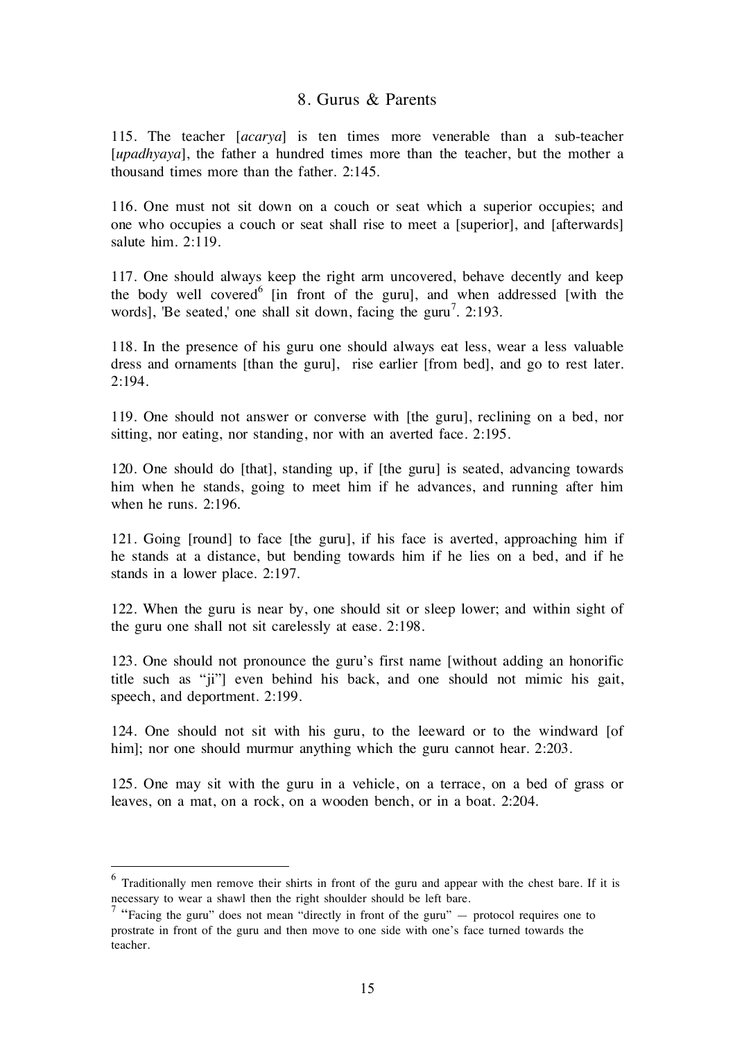## 8. Gurus & Parents

115. The teacher [*acarya*] is ten times more venerable than a sub-teacher [*upadhyaya*], the father a hundred times more than the teacher, but the mother a thousand times more than the father. 2:145.

116. One must not sit down on a couch or seat which a superior occupies; and one who occupies a couch or seat shall rise to meet a [superior], and [afterwards] salute him. 2:119.

117. One should always keep the right arm uncovered, behave decently and keep the body well covered[6] [in front of the guru], and when addressed [with the words], 'Be seated,' one shall sit down, facing the guru[7]. 2:193.

118. In the presence of his guru one should always eat less, wear a less valuable dress and ornaments [than the guru], rise earlier [from bed], and go to rest later. 2:194.

119. One should not answer or converse with [the guru], reclining on a bed, nor sitting, nor eating, nor standing, nor with an averted face. 2:195.

120. One should do [that], standing up, if [the guru] is seated, advancing towards him when he stands, going to meet him if he advances, and running after him when he runs. 2:196.

121. Going [round] to face [the guru], if his face is averted, approaching him if he stands at a distance, but bending towards him if he lies on a bed, and if he stands in a lower place. 2:197.

122. When the guru is near by, one should sit or sleep lower; and within sight of the guru one shall not sit carelessly at ease. 2:198.

123. One should not pronounce the guru's first name [without adding an honorific title such as "ji"] even behind his back, and one should not mimic his gait, speech, and deportment. 2:199.

124. One should not sit with his guru, to the leeward or to the windward [of him]; nor one should murmur anything which the guru cannot hear. 2:203.

125. One may sit with the guru in a vehicle, on a terrace, on a bed of grass or leaves, on a mat, on a rock, on a wooden bench, or in a boat. 2:204.

---

[6] Traditionally men remove their shirts in front of the guru and appear with the chest bare. If it is necessary to wear a shawl then the right shoulder should be left bare.

[7] "Facing the guru" does not mean "directly in front of the guru" — protocol requires one to prostrate in front of the guru and then move to one side with one's face turned towards the teacher.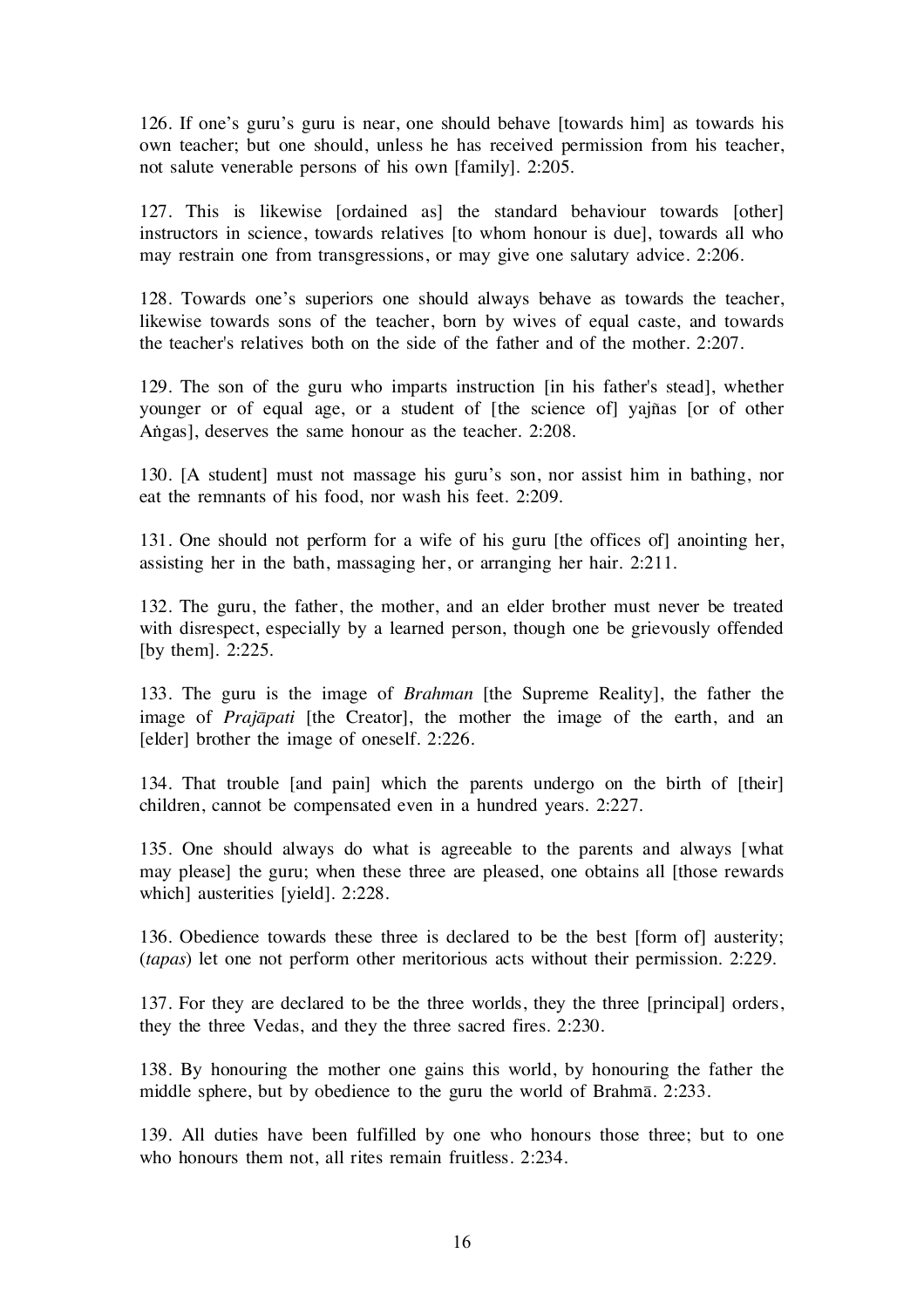126. If one's guru's guru is near, one should behave [towards him] as towards his own teacher; but one should, unless he has received permission from his teacher, not salute venerable persons of his own [family]. 2:205.

127. This is likewise [ordained as] the standard behaviour towards [other] instructors in science, towards relatives [to whom honour is due], towards all who may restrain one from transgressions, or may give one salutary advice. 2:206.

128. Towards one's superiors one should always behave as towards the teacher, likewise towards sons of the teacher, born by wives of equal caste, and towards the teacher's relatives both on the side of the father and of the mother. 2:207.

129. The son of the guru who imparts instruction [in his father's stead], whether younger or of equal age, or a student of [the science of] yajñas [or of other Aṅgas], deserves the same honour as the teacher. 2:208.

130. [A student] must not massage his guru's son, nor assist him in bathing, nor eat the remnants of his food, nor wash his feet. 2:209.

131. One should not perform for a wife of his guru [the offices of] anointing her, assisting her in the bath, massaging her, or arranging her hair. 2:211.

132. The guru, the father, the mother, and an elder brother must never be treated with disrespect, especially by a learned person, though one be grievously offended [by them]. 2:225.

133. The guru is the image of *Brahman* [the Supreme Reality], the father the image of *Prajāpati* [the Creator], the mother the image of the earth, and an [elder] brother the image of oneself. 2:226.

134. That trouble [and pain] which the parents undergo on the birth of [their] children, cannot be compensated even in a hundred years. 2:227.

135. One should always do what is agreeable to the parents and always [what may please] the guru; when these three are pleased, one obtains all [those rewards which] austerities [yield]. 2:228.

136. Obedience towards these three is declared to be the best [form of] austerity; (*tapas*) let one not perform other meritorious acts without their permission. 2:229.

137. For they are declared to be the three worlds, they the three [principal] orders, they the three Vedas, and they the three sacred fires. 2:230.

138. By honouring the mother one gains this world, by honouring the father the middle sphere, but by obedience to the guru the world of Brahmā. 2:233.

139. All duties have been fulfilled by one who honours those three; but to one who honours them not, all rites remain fruitless. 2:234.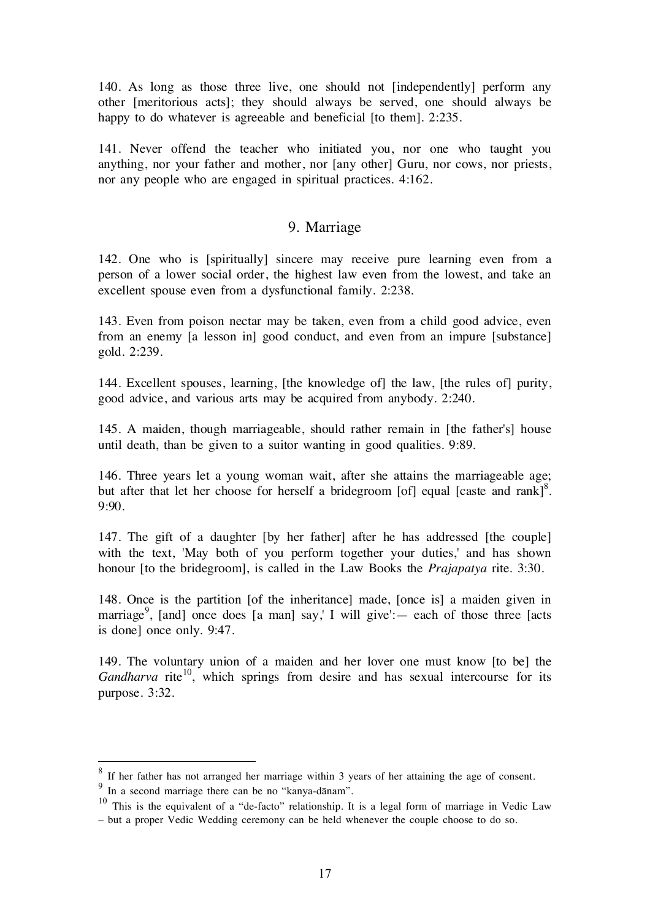140. As long as those three live, one should not [independently] perform any other [meritorious acts]; they should always be served, one should always be happy to do whatever is agreeable and beneficial [to them]. 2:235.

141. Never offend the teacher who initiated you, nor one who taught you anything, nor your father and mother, nor [any other] Guru, nor cows, nor priests, nor any people who are engaged in spiritual practices. 4:162.

## 9. Marriage

142. One who is [spiritually] sincere may receive pure learning even from a person of a lower social order, the highest law even from the lowest, and take an excellent spouse even from a dysfunctional family. 2:238.

143. Even from poison nectar may be taken, even from a child good advice, even from an enemy [a lesson in] good conduct, and even from an impure [substance] gold. 2:239.

144. Excellent spouses, learning, [the knowledge of] the law, [the rules of] purity, good advice, and various arts may be acquired from anybody. 2:240.

145. A maiden, though marriageable, should rather remain in [the father's] house until death, than be given to a suitor wanting in good qualities. 9:89.

146. Three years let a young woman wait, after she attains the marriageable age; but after that let her choose for herself a bridegroom [of] equal [caste and rank][8]. 9:90.

147. The gift of a daughter [by her father] after he has addressed [the couple] with the text, 'May both of you perform together your duties,' and has shown honour [to the bridegroom], is called in the Law Books the *Prajapatya* rite. 3:30.

148. Once is the partition [of the inheritance] made, [once is] a maiden given in marriage[9], [and] once does [a man] say,' I will give':— each of those three [acts is done] once only. 9:47.

149. The voluntary union of a maiden and her lover one must know [to be] the *Gandharva* rite[10], which springs from desire and has sexual intercourse for its purpose. 3:32.

---

[8] If her father has not arranged her marriage within 3 years of her attaining the age of consent.

[9] In a second marriage there can be no "kanya-dānam".

[10] This is the equivalent of a "de-facto" relationship. It is a legal form of marriage in Vedic Law – but a proper Vedic Wedding ceremony can be held whenever the couple choose to do so.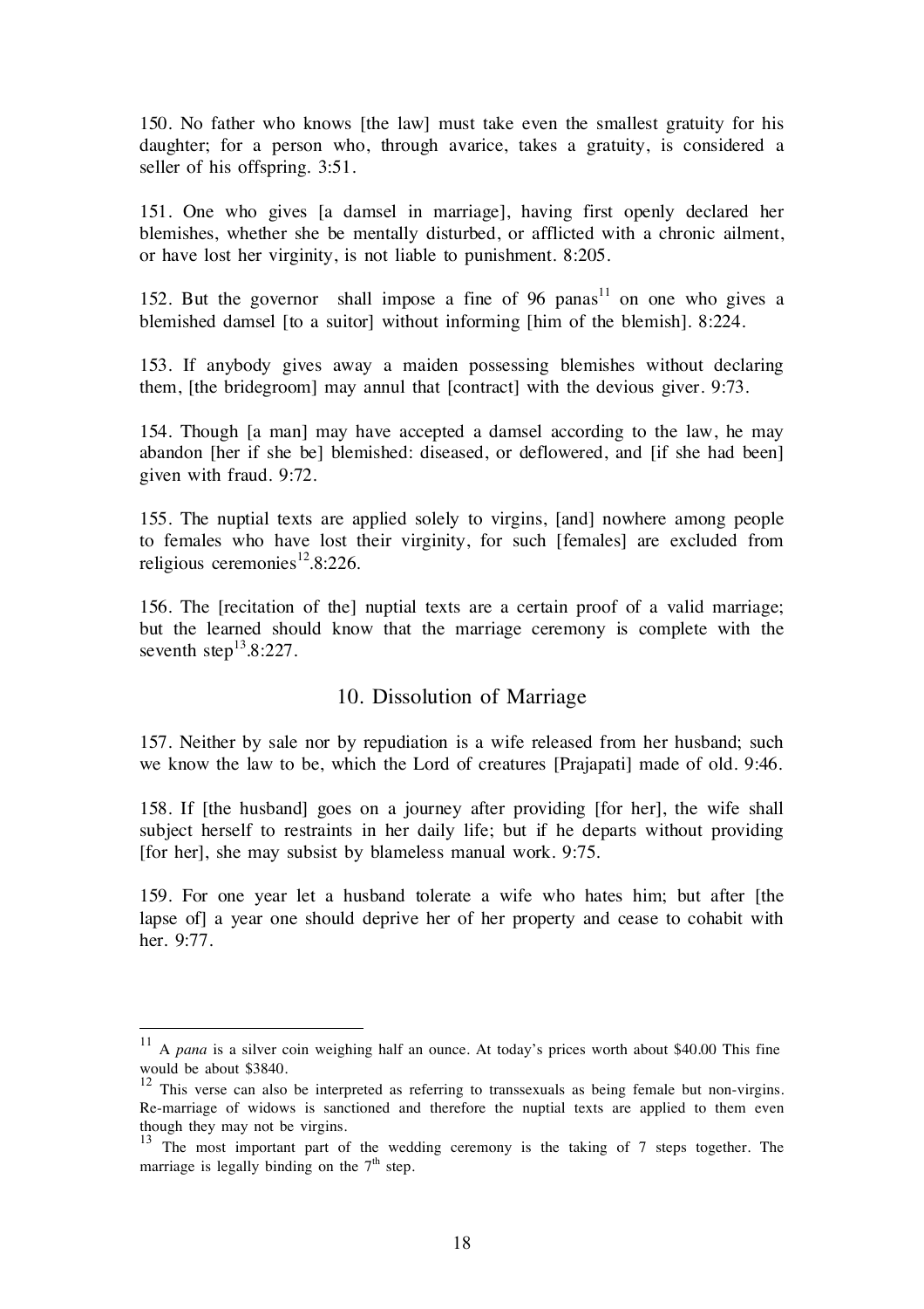150. No father who knows [the law] must take even the smallest gratuity for his daughter; for a person who, through avarice, takes a gratuity, is considered a seller of his offspring. 3:51.

151. One who gives [a damsel in marriage], having first openly declared her blemishes, whether she be mentally disturbed, or afflicted with a chronic ailment, or have lost her virginity, is not liable to punishment. 8:205.

152. But the governor shall impose a fine of 96 panas[11] on one who gives a blemished damsel [to a suitor] without informing [him of the blemish]. 8:224.

153. If anybody gives away a maiden possessing blemishes without declaring them, [the bridegroom] may annul that [contract] with the devious giver. 9:73.

154. Though [a man] may have accepted a damsel according to the law, he may abandon [her if she be] blemished: diseased, or deflowered, and [if she had been] given with fraud. 9:72.

155. The nuptial texts are applied solely to virgins, [and] nowhere among people to females who have lost their virginity, for such [females] are excluded from religious ceremonies[12].8:226.

156. The [recitation of the] nuptial texts are a certain proof of a valid marriage; but the learned should know that the marriage ceremony is complete with the seventh step[13].8:227.

## 10. Dissolution of Marriage

157. Neither by sale nor by repudiation is a wife released from her husband; such we know the law to be, which the Lord of creatures [Prajapati] made of old. 9:46.

158. If [the husband] goes on a journey after providing [for her], the wife shall subject herself to restraints in her daily life; but if he departs without providing [for her], she may subsist by blameless manual work. 9:75.

159. For one year let a husband tolerate a wife who hates him; but after [the lapse of] a year one should deprive her of her property and cease to cohabit with her. 9:77.

---

[11] A *pana* is a silver coin weighing half an ounce. At today's prices worth about $40.00 This fine would be about $3840.

[12] This verse can also be interpreted as referring to transsexuals as being female but non-virgins. Re-marriage of widows is sanctioned and therefore the nuptial texts are applied to them even though they may not be virgins.

[13] The most important part of the wedding ceremony is the taking of 7 steps together. The marriage is legally binding on the 7th step.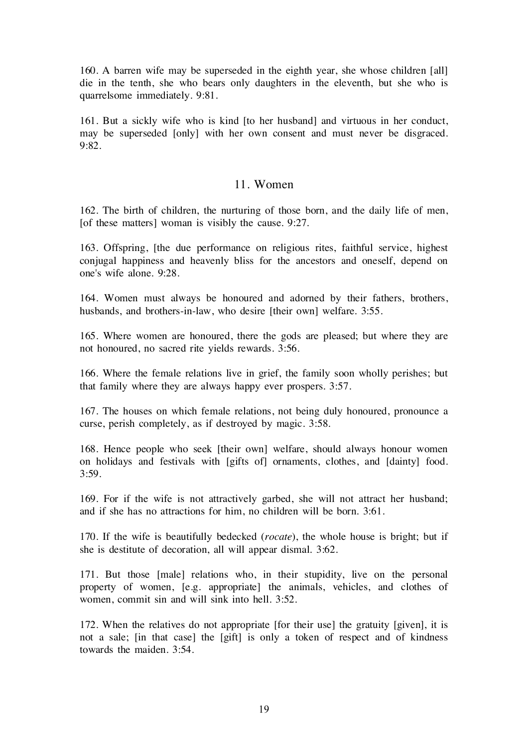160. A barren wife may be superseded in the eighth year, she whose children [all] die in the tenth, she who bears only daughters in the eleventh, but she who is quarrelsome immediately. 9:81.

161. But a sickly wife who is kind [to her husband] and virtuous in her conduct, may be superseded [only] with her own consent and must never be disgraced. 9:82.

## 11. Women

162. The birth of children, the nurturing of those born, and the daily life of men, [of these matters] woman is visibly the cause. 9:27.

163. Offspring, [the due performance on religious rites, faithful service, highest conjugal happiness and heavenly bliss for the ancestors and oneself, depend on one's wife alone. 9:28.

164. Women must always be honoured and adorned by their fathers, brothers, husbands, and brothers-in-law, who desire [their own] welfare. 3:55.

165. Where women are honoured, there the gods are pleased; but where they are not honoured, no sacred rite yields rewards. 3:56.

166. Where the female relations live in grief, the family soon wholly perishes; but that family where they are always happy ever prospers. 3:57.

167. The houses on which female relations, not being duly honoured, pronounce a curse, perish completely, as if destroyed by magic. 3:58.

168. Hence people who seek [their own] welfare, should always honour women on holidays and festivals with [gifts of] ornaments, clothes, and [dainty] food. 3:59.

169. For if the wife is not attractively garbed, she will not attract her husband; and if she has no attractions for him, no children will be born. 3:61.

170. If the wife is beautifully bedecked (*rocate*), the whole house is bright; but if she is destitute of decoration, all will appear dismal. 3:62.

171. But those [male] relations who, in their stupidity, live on the personal property of women, [e.g. appropriate] the animals, vehicles, and clothes of women, commit sin and will sink into hell. 3:52.

172. When the relatives do not appropriate [for their use] the gratuity [given], it is not a sale; [in that case] the [gift] is only a token of respect and of kindness towards the maiden. 3:54.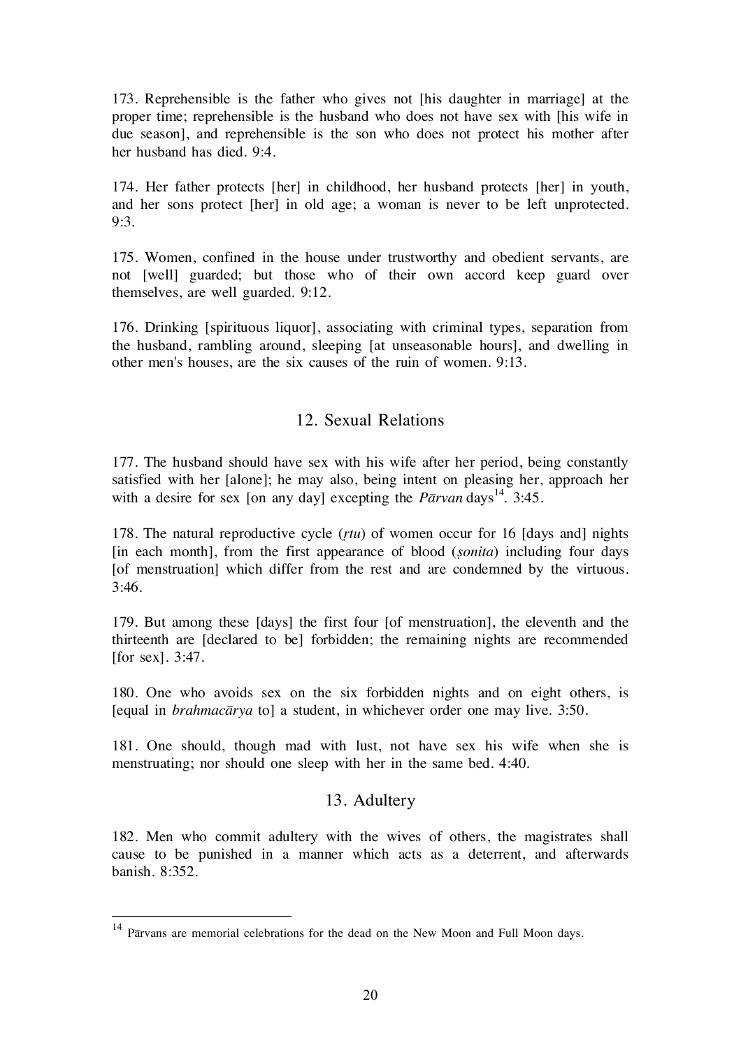173. Reprehensible is the father who gives not [his daughter in marriage] at the proper time; reprehensible is the husband who does not have sex with [his wife in due season], and reprehensible is the son who does not protect his mother after her husband has died. 9:4.

174. Her father protects [her] in childhood, her husband protects [her] in youth, and her sons protect [her] in old age; a woman is never to be left unprotected. 9:3.

175. Women, confined in the house under trustworthy and obedient servants, are not [well] guarded; but those who of their own accord keep guard over themselves, are well guarded. 9:12.

176. Drinking [spirituous liquor], associating with criminal types, separation from the husband, rambling around, sleeping [at unseasonable hours], and dwelling in other men's houses, are the six causes of the ruin of women. 9:13.

## 12. Sexual Relations

177. The husband should have sex with his wife after her period, being constantly satisfied with her [alone]; he may also, being intent on pleasing her, approach her with a desire for sex [on any day] excepting the *Pārvan* days[14]. 3:45.

178. The natural reproductive cycle (*ṛtu*) of women occur for 16 [days and] nights [in each month], from the first appearance of blood (*ṣonita*) including four days [of menstruation] which differ from the rest and are condemned by the virtuous. 3:46.

179. But among these [days] the first four [of menstruation], the eleventh and the thirteenth are [declared to be] forbidden; the remaining nights are recommended [for sex]. 3:47.

180. One who avoids sex on the six forbidden nights and on eight others, is [equal in *brahmacārya* to] a student, in whichever order one may live. 3:50.

181. One should, though mad with lust, not have sex his wife when she is menstruating; nor should one sleep with her in the same bed. 4:40.

## 13. Adultery

182. Men who commit adultery with the wives of others, the magistrates shall cause to be punished in a manner which acts as a deterrent, and afterwards banish. 8:352.

---

[14] Pārvans are memorial celebrations for the dead on the New Moon and Full Moon days.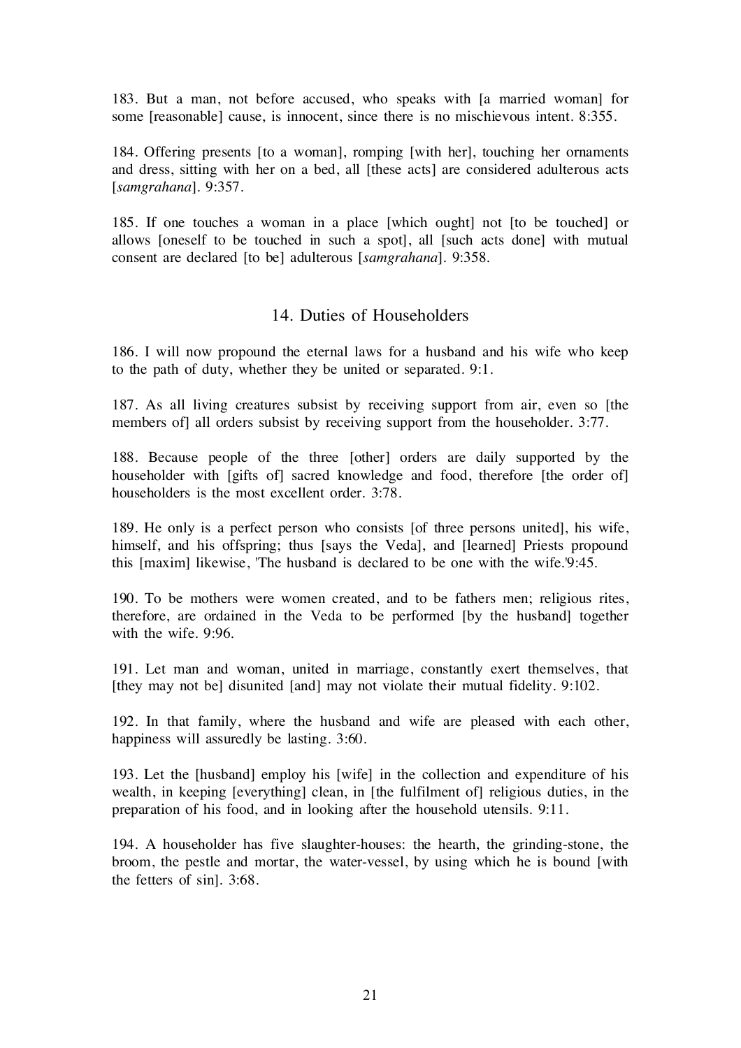183. But a man, not before accused, who speaks with [a married woman] for some [reasonable] cause, is innocent, since there is no mischievous intent. 8:355.

184. Offering presents [to a woman], romping [with her], touching her ornaments and dress, sitting with her on a bed, all [these acts] are considered adulterous acts [*samgrahana*]. 9:357.

185. If one touches a woman in a place [which ought] not [to be touched] or allows [oneself to be touched in such a spot], all [such acts done] with mutual consent are declared [to be] adulterous [*samgrahana*]. 9:358.

## 14. Duties of Householders

186. I will now propound the eternal laws for a husband and his wife who keep to the path of duty, whether they be united or separated. 9:1.

187. As all living creatures subsist by receiving support from air, even so [the members of] all orders subsist by receiving support from the householder. 3:77.

188. Because people of the three [other] orders are daily supported by the householder with [gifts of] sacred knowledge and food, therefore [the order of] householders is the most excellent order. 3:78.

189. He only is a perfect person who consists [of three persons united], his wife, himself, and his offspring; thus [says the Veda], and [learned] Priests propound this [maxim] likewise, 'The husband is declared to be one with the wife.'9:45.

190. To be mothers were women created, and to be fathers men; religious rites, therefore, are ordained in the Veda to be performed [by the husband] together with the wife. 9:96.

191. Let man and woman, united in marriage, constantly exert themselves, that [they may not be] disunited [and] may not violate their mutual fidelity. 9:102.

192. In that family, where the husband and wife are pleased with each other, happiness will assuredly be lasting. 3:60.

193. Let the [husband] employ his [wife] in the collection and expenditure of his wealth, in keeping [everything] clean, in [the fulfilment of] religious duties, in the preparation of his food, and in looking after the household utensils. 9:11.

194. A householder has five slaughter-houses: the hearth, the grinding-stone, the broom, the pestle and mortar, the water-vessel, by using which he is bound [with the fetters of sin]. 3:68.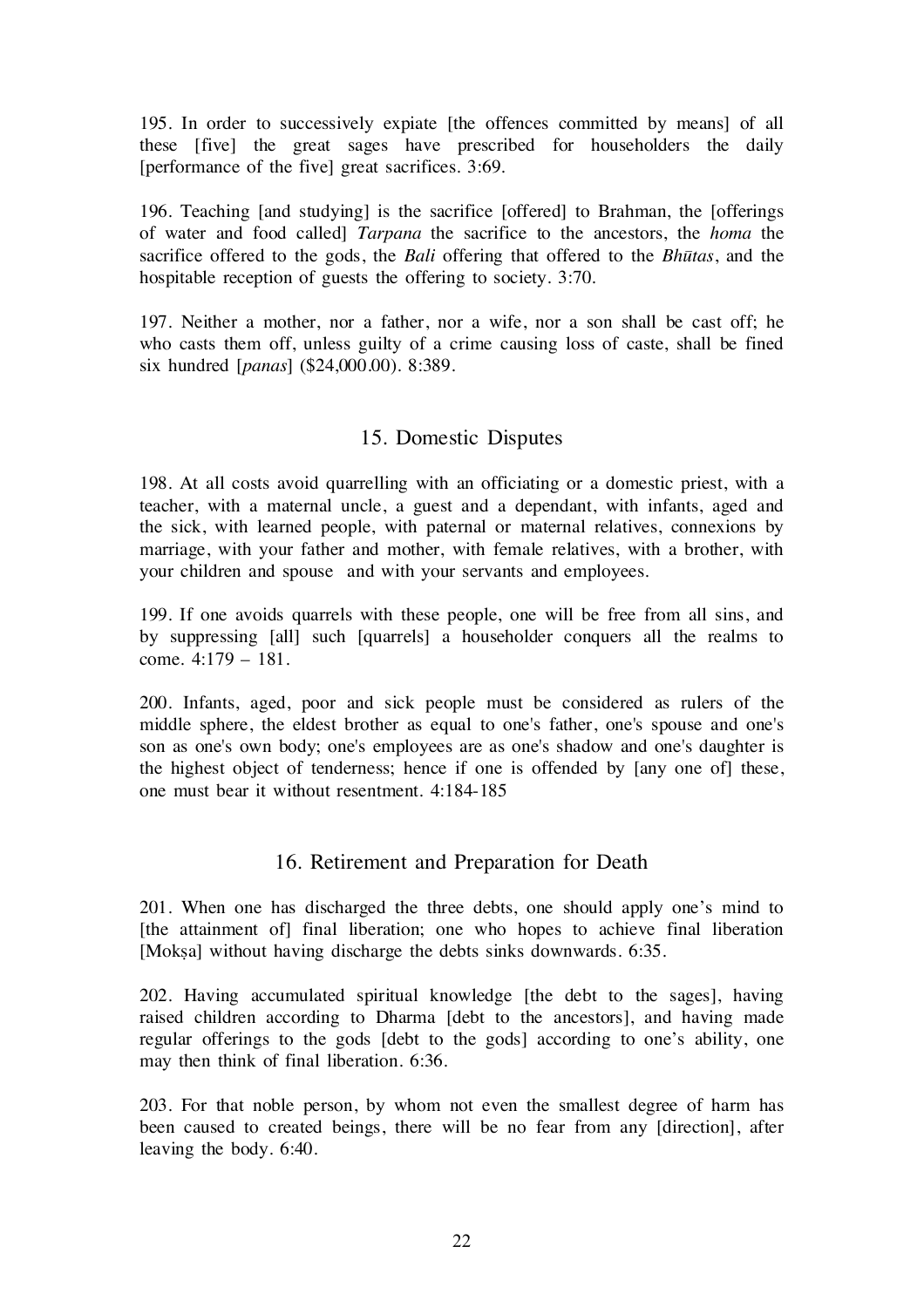195. In order to successively expiate [the offences committed by means] of all these [five] the great sages have prescribed for householders the daily [performance of the five] great sacrifices. 3:69.

196. Teaching [and studying] is the sacrifice [offered] to Brahman, the [offerings of water and food called] *Tarpana* the sacrifice to the ancestors, the *homa* the sacrifice offered to the gods, the *Bali* offering that offered to the *Bhūtas*, and the hospitable reception of guests the offering to society. 3:70.

197. Neither a mother, nor a father, nor a wife, nor a son shall be cast off; he who casts them off, unless guilty of a crime causing loss of caste, shall be fined six hundred [*panas*] ($24,000.00). 8:389.

## 15. Domestic Disputes

198. At all costs avoid quarrelling with an officiating or a domestic priest, with a teacher, with a maternal uncle, a guest and a dependant, with infants, aged and the sick, with learned people, with paternal or maternal relatives, connexions by marriage, with your father and mother, with female relatives, with a brother, with your children and spouse and with your servants and employees.

199. If one avoids quarrels with these people, one will be free from all sins, and by suppressing [all] such [quarrels] a householder conquers all the realms to come. 4:179 – 181.

200. Infants, aged, poor and sick people must be considered as rulers of the middle sphere, the eldest brother as equal to one's father, one's spouse and one's son as one's own body; one's employees are as one's shadow and one's daughter is the highest object of tenderness; hence if one is offended by [any one of] these, one must bear it without resentment. 4:184-185

## 16. Retirement and Preparation for Death

201. When one has discharged the three debts, one should apply one's mind to [the attainment of] final liberation; one who hopes to achieve final liberation [Mokṣa] without having discharge the debts sinks downwards. 6:35.

202. Having accumulated spiritual knowledge [the debt to the sages], having raised children according to Dharma [debt to the ancestors], and having made regular offerings to the gods [debt to the gods] according to one's ability, one may then think of final liberation. 6:36.

203. For that noble person, by whom not even the smallest degree of harm has been caused to created beings, there will be no fear from any [direction], after leaving the body. 6:40.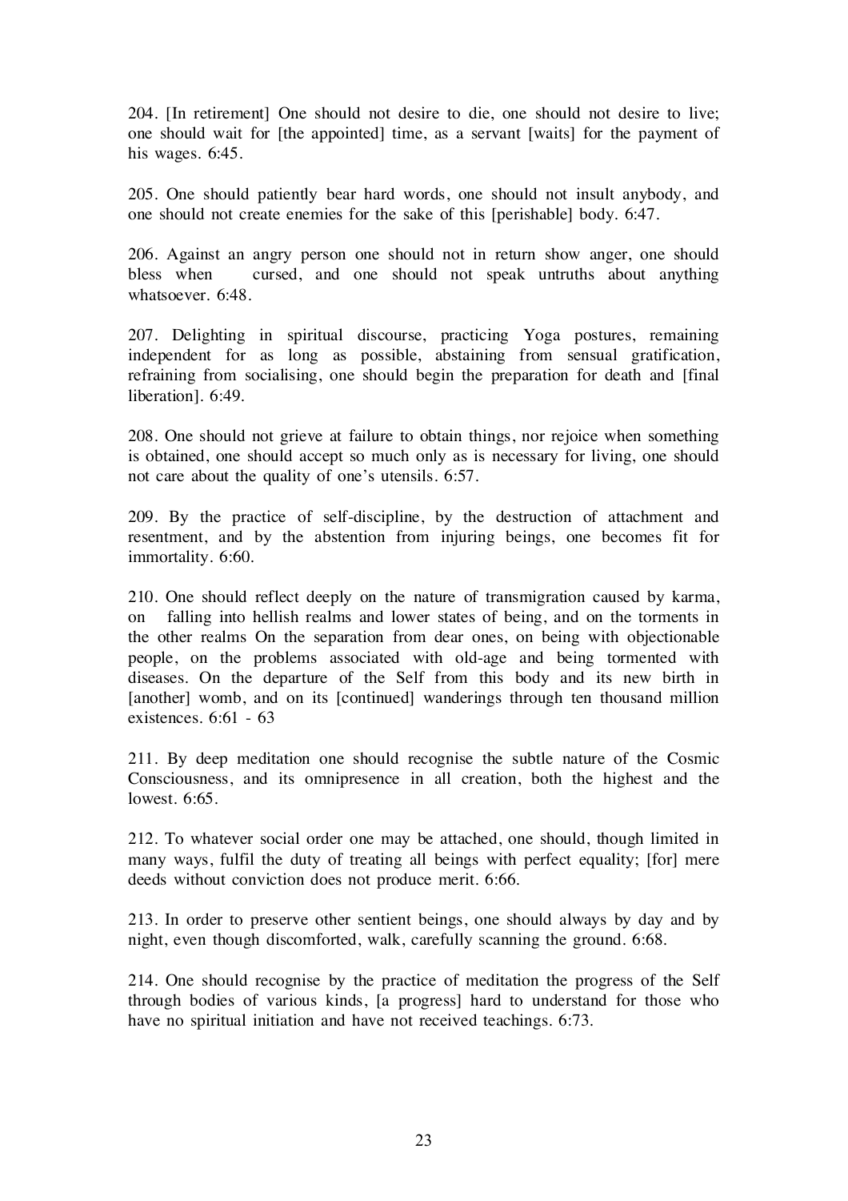204. [In retirement] One should not desire to die, one should not desire to live; one should wait for [the appointed] time, as a servant [waits] for the payment of his wages. 6:45.

205. One should patiently bear hard words, one should not insult anybody, and one should not create enemies for the sake of this [perishable] body. 6:47.

206. Against an angry person one should not in return show anger, one should bless when cursed, and one should not speak untruths about anything whatsoever. 6:48.

207. Delighting in spiritual discourse, practicing Yoga postures, remaining independent for as long as possible, abstaining from sensual gratification, refraining from socialising, one should begin the preparation for death and [final liberation]. 6:49.

208. One should not grieve at failure to obtain things, nor rejoice when something is obtained, one should accept so much only as is necessary for living, one should not care about the quality of one's utensils. 6:57.

209. By the practice of self-discipline, by the destruction of attachment and resentment, and by the abstention from injuring beings, one becomes fit for immortality. 6:60.

210. One should reflect deeply on the nature of transmigration caused by karma, on falling into hellish realms and lower states of being, and on the torments in the other realms On the separation from dear ones, on being with objectionable people, on the problems associated with old-age and being tormented with diseases. On the departure of the Self from this body and its new birth in [another] womb, and on its [continued] wanderings through ten thousand million existences. 6:61 - 63

211. By deep meditation one should recognise the subtle nature of the Cosmic Consciousness, and its omnipresence in all creation, both the highest and the lowest. 6:65.

212. To whatever social order one may be attached, one should, though limited in many ways, fulfil the duty of treating all beings with perfect equality; [for] mere deeds without conviction does not produce merit. 6:66.

213. In order to preserve other sentient beings, one should always by day and by night, even though discomforted, walk, carefully scanning the ground. 6:68.

214. One should recognise by the practice of meditation the progress of the Self through bodies of various kinds, [a progress] hard to understand for those who have no spiritual initiation and have not received teachings. 6:73.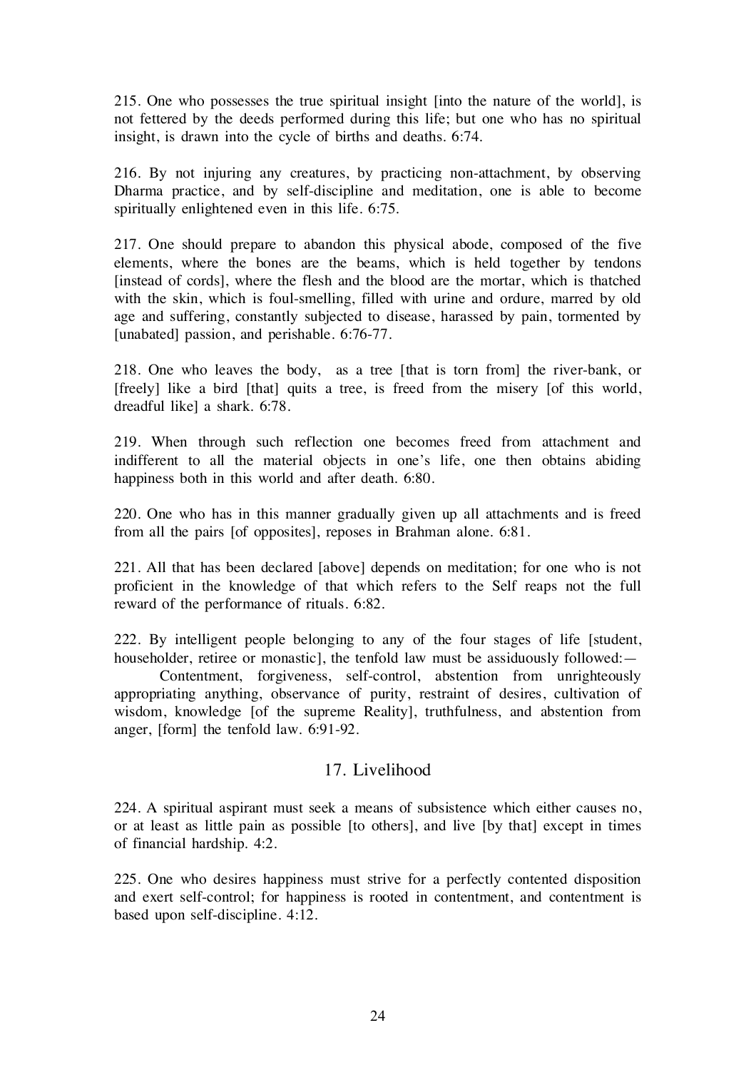215. One who possesses the true spiritual insight [into the nature of the world], is not fettered by the deeds performed during this life; but one who has no spiritual insight, is drawn into the cycle of births and deaths. 6:74.

216. By not injuring any creatures, by practicing non-attachment, by observing Dharma practice, and by self-discipline and meditation, one is able to become spiritually enlightened even in this life. 6:75.

217. One should prepare to abandon this physical abode, composed of the five elements, where the bones are the beams, which is held together by tendons [instead of cords], where the flesh and the blood are the mortar, which is thatched with the skin, which is foul-smelling, filled with urine and ordure, marred by old age and suffering, constantly subjected to disease, harassed by pain, tormented by [unabated] passion, and perishable. 6:76-77.

218. One who leaves the body, as a tree [that is torn from] the river-bank, or [freely] like a bird [that] quits a tree, is freed from the misery [of this world, dreadful like] a shark. 6:78.

219. When through such reflection one becomes freed from attachment and indifferent to all the material objects in one's life, one then obtains abiding happiness both in this world and after death. 6:80.

220. One who has in this manner gradually given up all attachments and is freed from all the pairs [of opposites], reposes in Brahman alone. 6:81.

221. All that has been declared [above] depends on meditation; for one who is not proficient in the knowledge of that which refers to the Self reaps not the full reward of the performance of rituals. 6:82.

222. By intelligent people belonging to any of the four stages of life [student, householder, retiree or monastic], the tenfold law must be assiduously followed:—

Contentment, forgiveness, self-control, abstention from unrighteously appropriating anything, observance of purity, restraint of desires, cultivation of wisdom, knowledge [of the supreme Reality], truthfulness, and abstention from anger, [form] the tenfold law. 6:91-92.

## 17. Livelihood

224. A spiritual aspirant must seek a means of subsistence which either causes no, or at least as little pain as possible [to others], and live [by that] except in times of financial hardship. 4:2.

225. One who desires happiness must strive for a perfectly contented disposition and exert self-control; for happiness is rooted in contentment, and contentment is based upon self-discipline. 4:12.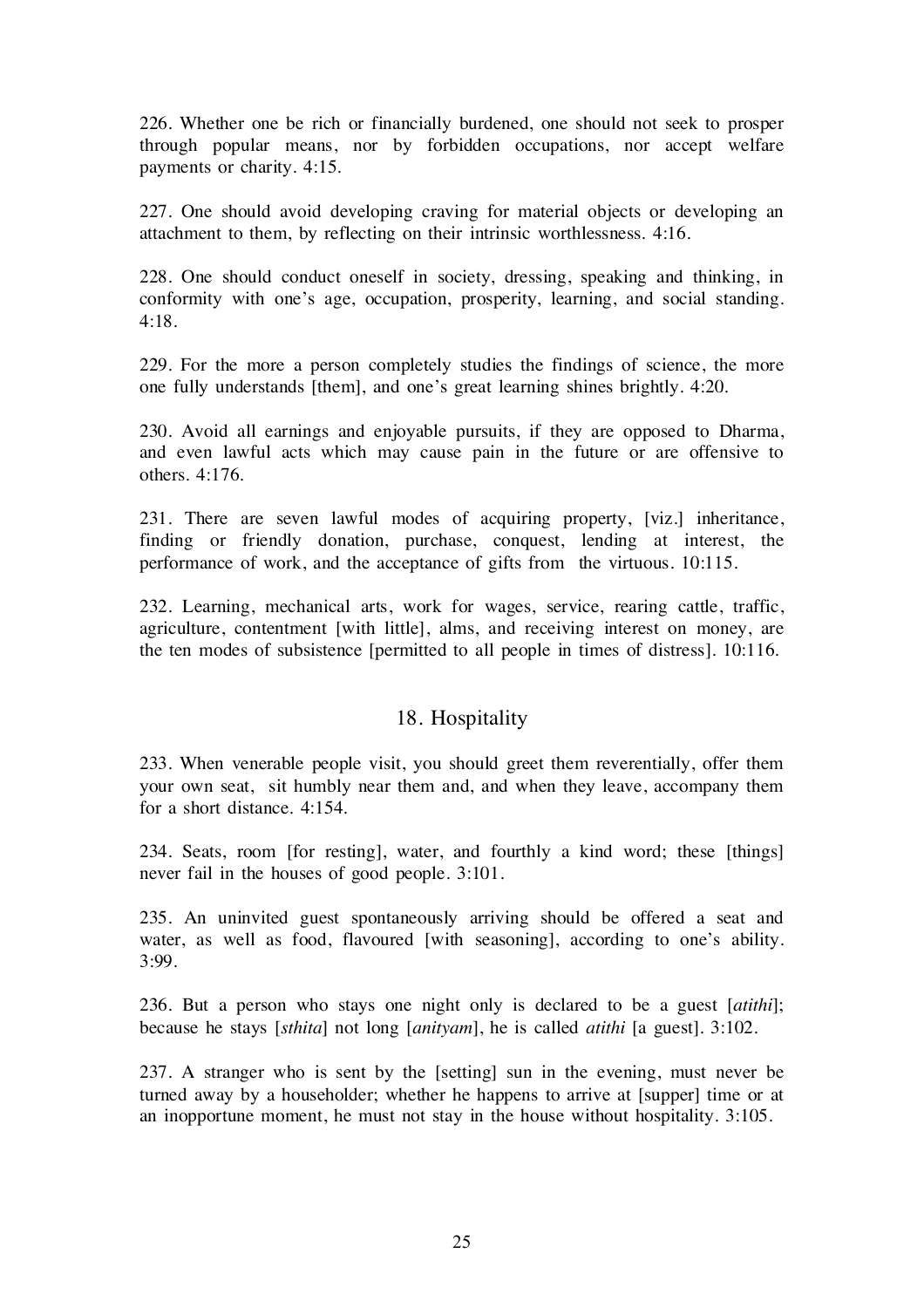226. Whether one be rich or financially burdened, one should not seek to prosper through popular means, nor by forbidden occupations, nor accept welfare payments or charity. 4:15.

227. One should avoid developing craving for material objects or developing an attachment to them, by reflecting on their intrinsic worthlessness. 4:16.

228. One should conduct oneself in society, dressing, speaking and thinking, in conformity with one's age, occupation, prosperity, learning, and social standing. 4:18.

229. For the more a person completely studies the findings of science, the more one fully understands [them], and one's great learning shines brightly. 4:20.

230. Avoid all earnings and enjoyable pursuits, if they are opposed to Dharma, and even lawful acts which may cause pain in the future or are offensive to others. 4:176.

231. There are seven lawful modes of acquiring property, [viz.] inheritance, finding or friendly donation, purchase, conquest, lending at interest, the performance of work, and the acceptance of gifts from the virtuous. 10:115.

232. Learning, mechanical arts, work for wages, service, rearing cattle, traffic, agriculture, contentment [with little], alms, and receiving interest on money, are the ten modes of subsistence [permitted to all people in times of distress]. 10:116.

## 18. Hospitality

233. When venerable people visit, you should greet them reverentially, offer them your own seat, sit humbly near them and, and when they leave, accompany them for a short distance. 4:154.

234. Seats, room [for resting], water, and fourthly a kind word; these [things] never fail in the houses of good people. 3:101.

235. An uninvited guest spontaneously arriving should be offered a seat and water, as well as food, flavoured [with seasoning], according to one's ability. 3:99.

236. But a person who stays one night only is declared to be a guest [*atithi*]; because he stays [*sthita*] not long [*anityam*], he is called *atithi* [a guest]. 3:102.

237. A stranger who is sent by the [setting] sun in the evening, must never be turned away by a householder; whether he happens to arrive at [supper] time or at an inopportune moment, he must not stay in the house without hospitality. 3:105.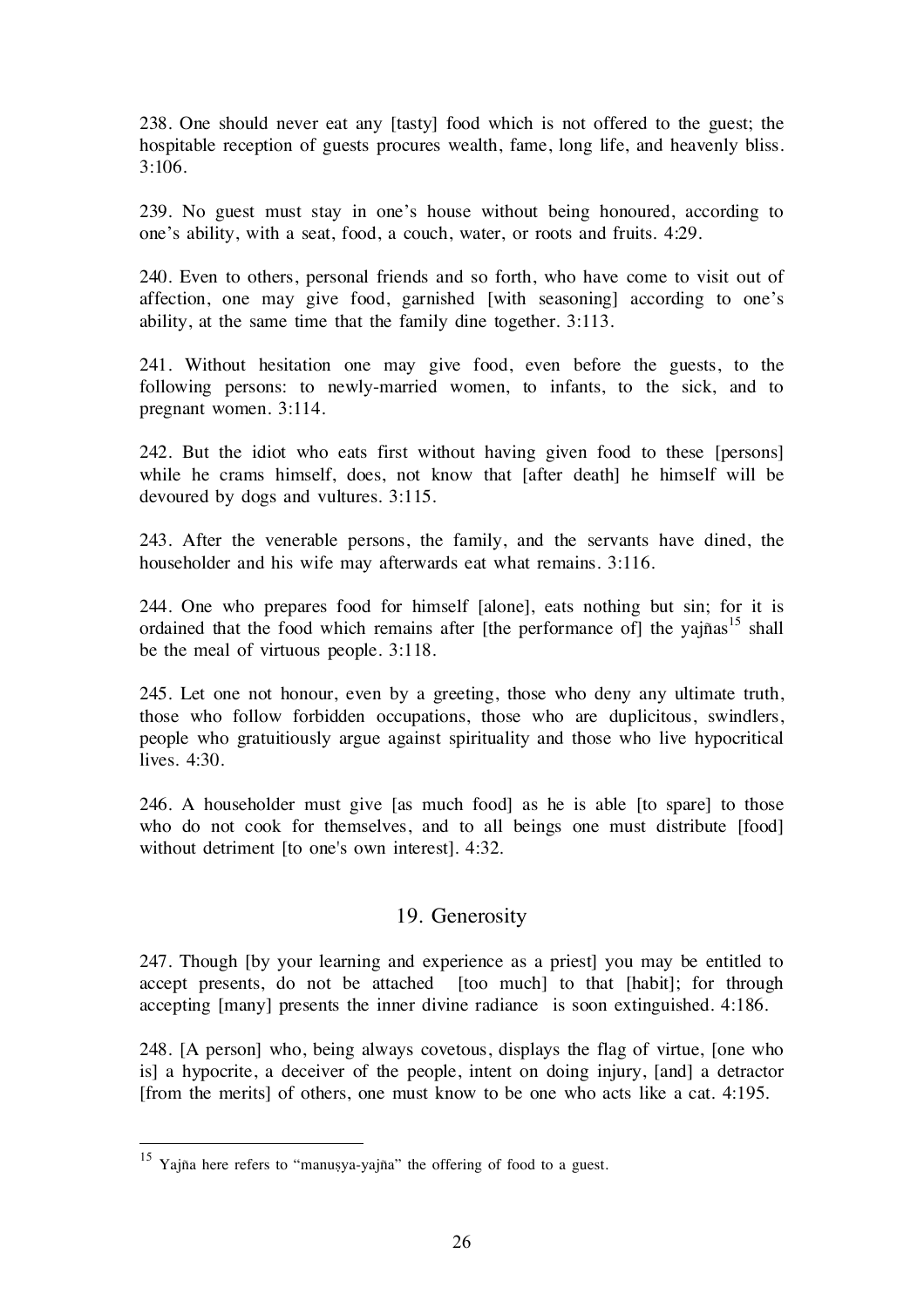238. One should never eat any [tasty] food which is not offered to the guest; the hospitable reception of guests procures wealth, fame, long life, and heavenly bliss. 3:106.

239. No guest must stay in one's house without being honoured, according to one's ability, with a seat, food, a couch, water, or roots and fruits. 4:29.

240. Even to others, personal friends and so forth, who have come to visit out of affection, one may give food, garnished [with seasoning] according to one's ability, at the same time that the family dine together. 3:113.

241. Without hesitation one may give food, even before the guests, to the following persons: to newly-married women, to infants, to the sick, and to pregnant women. 3:114.

242. But the idiot who eats first without having given food to these [persons] while he crams himself, does, not know that [after death] he himself will be devoured by dogs and vultures. 3:115.

243. After the venerable persons, the family, and the servants have dined, the householder and his wife may afterwards eat what remains. 3:116.

244. One who prepares food for himself [alone], eats nothing but sin; for it is ordained that the food which remains after [the performance of] the yajñas[15] shall be the meal of virtuous people. 3:118.

245. Let one not honour, even by a greeting, those who deny any ultimate truth, those who follow forbidden occupations, those who are duplicitous, swindlers, people who gratuitiously argue against spirituality and those who live hypocritical lives. 4:30.

246. A householder must give [as much food] as he is able [to spare] to those who do not cook for themselves, and to all beings one must distribute [food] without detriment [to one's own interest]. 4:32.

## 19. Generosity

247. Though [by your learning and experience as a priest] you may be entitled to accept presents, do not be attached [too much] to that [habit]; for through accepting [many] presents the inner divine radiance is soon extinguished. 4:186.

248. [A person] who, being always covetous, displays the flag of virtue, [one who is] a hypocrite, a deceiver of the people, intent on doing injury, [and] a detractor [from the merits] of others, one must know to be one who acts like a cat. 4:195.

---

[15] Yajña here refers to "manuṣya-yajña" the offering of food to a guest.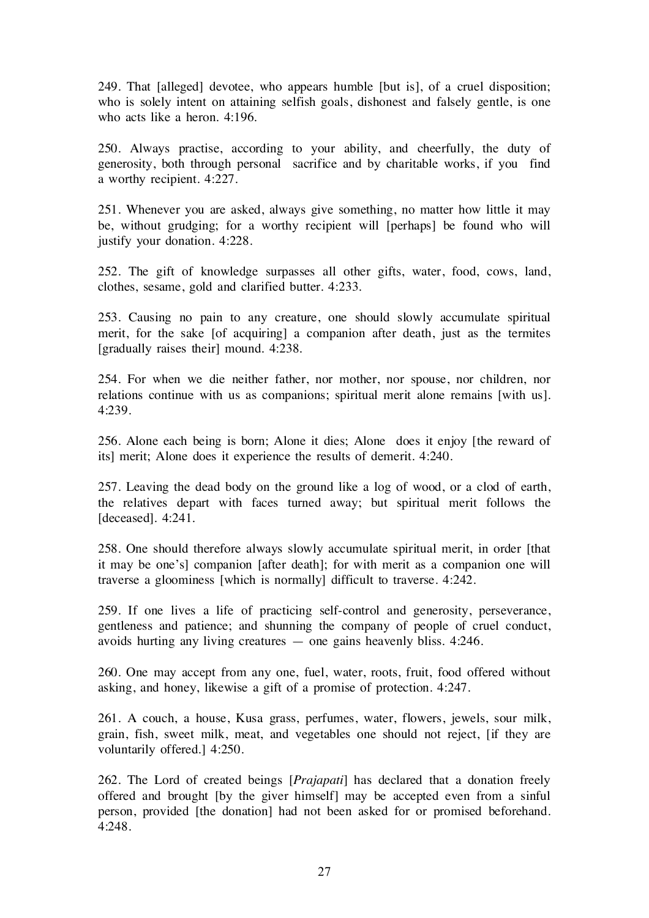249. That [alleged] devotee, who appears humble [but is], of a cruel disposition; who is solely intent on attaining selfish goals, dishonest and falsely gentle, is one who acts like a heron. 4:196.

250. Always practise, according to your ability, and cheerfully, the duty of generosity, both through personal sacrifice and by charitable works, if you find a worthy recipient. 4:227.

251. Whenever you are asked, always give something, no matter how little it may be, without grudging; for a worthy recipient will [perhaps] be found who will justify your donation. 4:228.

252. The gift of knowledge surpasses all other gifts, water, food, cows, land, clothes, sesame, gold and clarified butter. 4:233.

253. Causing no pain to any creature, one should slowly accumulate spiritual merit, for the sake [of acquiring] a companion after death, just as the termites [gradually raises their] mound. 4:238.

254. For when we die neither father, nor mother, nor spouse, nor children, nor relations continue with us as companions; spiritual merit alone remains [with us]. 4:239.

256. Alone each being is born; Alone it dies; Alone does it enjoy [the reward of its] merit; Alone does it experience the results of demerit. 4:240.

257. Leaving the dead body on the ground like a log of wood, or a clod of earth, the relatives depart with faces turned away; but spiritual merit follows the [deceased]. 4:241.

258. One should therefore always slowly accumulate spiritual merit, in order [that it may be one's] companion [after death]; for with merit as a companion one will traverse a gloominess [which is normally] difficult to traverse. 4:242.

259. If one lives a life of practicing self-control and generosity, perseverance, gentleness and patience; and shunning the company of people of cruel conduct, avoids hurting any living creatures — one gains heavenly bliss. 4:246.

260. One may accept from any one, fuel, water, roots, fruit, food offered without asking, and honey, likewise a gift of a promise of protection. 4:247.

261. A couch, a house, Kusa grass, perfumes, water, flowers, jewels, sour milk, grain, fish, sweet milk, meat, and vegetables one should not reject, [if they are voluntarily offered.] 4:250.

262. The Lord of created beings [*Prajapati*] has declared that a donation freely offered and brought [by the giver himself] may be accepted even from a sinful person, provided [the donation] had not been asked for or promised beforehand. 4:248.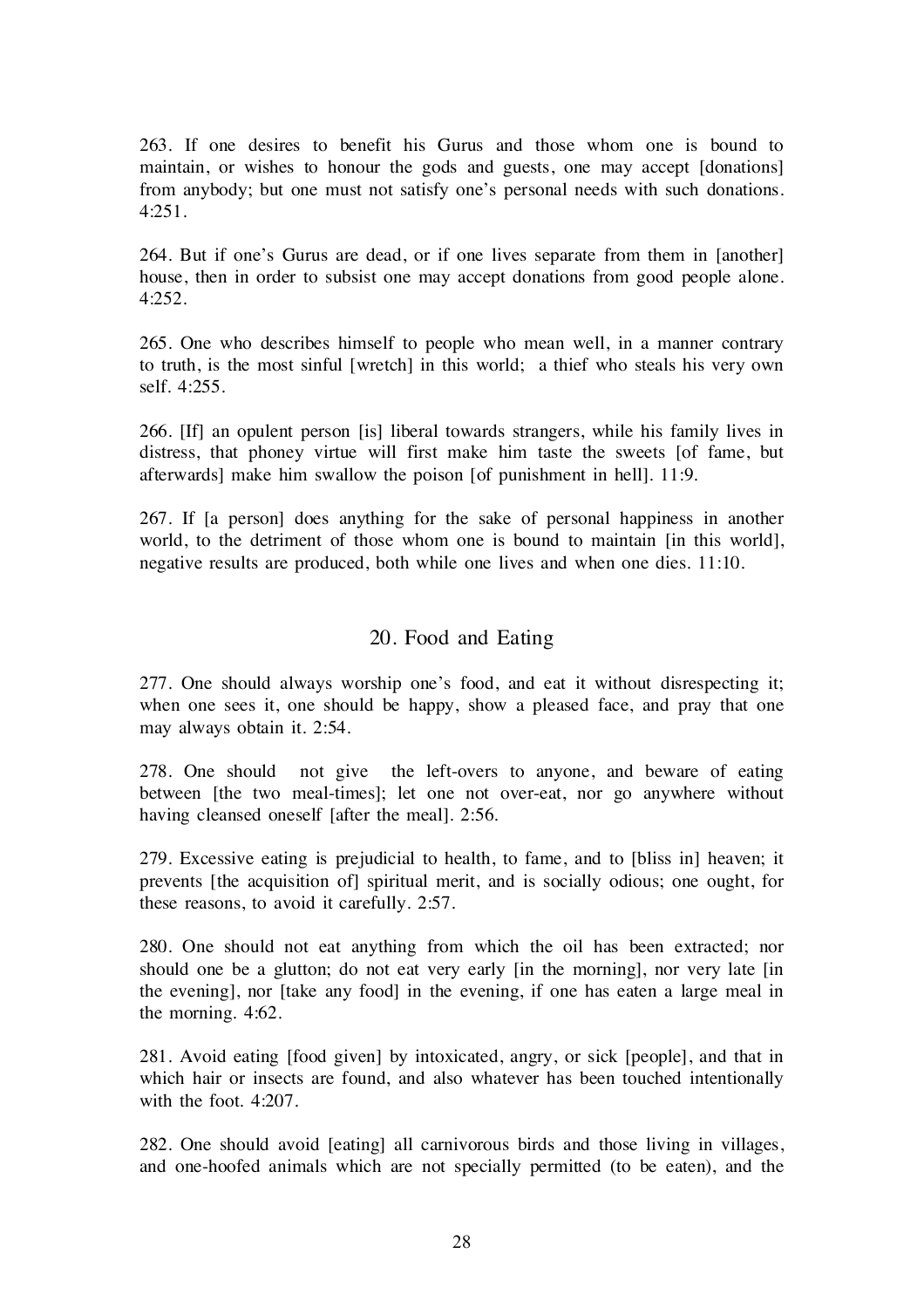263. If one desires to benefit his Gurus and those whom one is bound to maintain, or wishes to honour the gods and guests, one may accept [donations] from anybody; but one must not satisfy one's personal needs with such donations. 4:251.

264. But if one's Gurus are dead, or if one lives separate from them in [another] house, then in order to subsist one may accept donations from good people alone. 4:252.

265. One who describes himself to people who mean well, in a manner contrary to truth, is the most sinful [wretch] in this world; a thief who steals his very own self. 4:255.

266. [If] an opulent person [is] liberal towards strangers, while his family lives in distress, that phoney virtue will first make him taste the sweets [of fame, but afterwards] make him swallow the poison [of punishment in hell]. 11:9.

267. If [a person] does anything for the sake of personal happiness in another world, to the detriment of those whom one is bound to maintain [in this world], negative results are produced, both while one lives and when one dies. 11:10.

## 20. Food and Eating

277. One should always worship one's food, and eat it without disrespecting it; when one sees it, one should be happy, show a pleased face, and pray that one may always obtain it. 2:54.

278. One should not give the left-overs to anyone, and beware of eating between [the two meal-times]; let one not over-eat, nor go anywhere without having cleansed oneself [after the meal]. 2:56.

279. Excessive eating is prejudicial to health, to fame, and to [bliss in] heaven; it prevents [the acquisition of] spiritual merit, and is socially odious; one ought, for these reasons, to avoid it carefully. 2:57.

280. One should not eat anything from which the oil has been extracted; nor should one be a glutton; do not eat very early [in the morning], nor very late [in the evening], nor [take any food] in the evening, if one has eaten a large meal in the morning. 4:62.

281. Avoid eating [food given] by intoxicated, angry, or sick [people], and that in which hair or insects are found, and also whatever has been touched intentionally with the foot. 4:207.

282. One should avoid [eating] all carnivorous birds and those living in villages, and one-hoofed animals which are not specially permitted (to be eaten), and the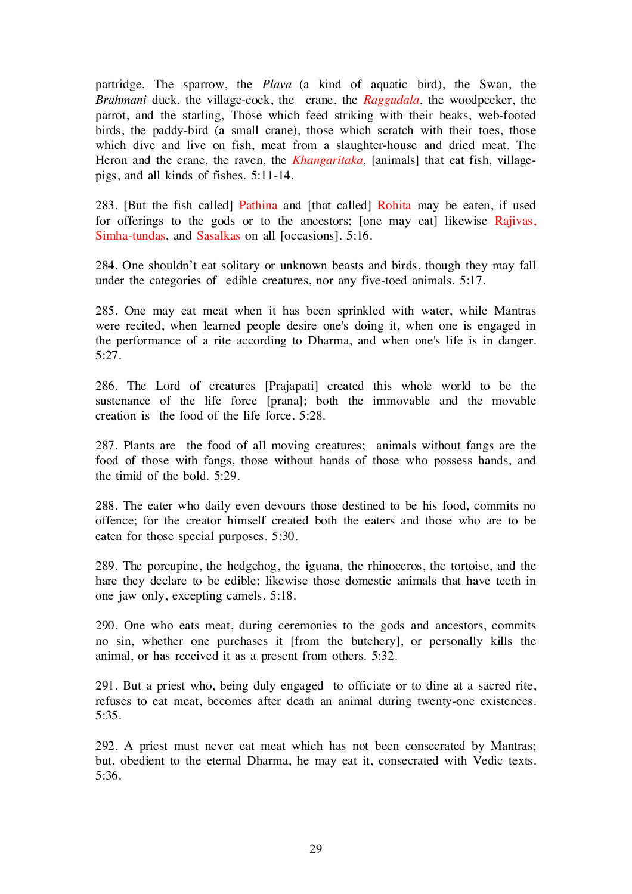partridge. The sparrow, the *Plava* (a kind of aquatic bird), the Swan, the *Brahmani* duck, the village-cock, the crane, the *Raggudala*, the woodpecker, the parrot, and the starling, Those which feed striking with their beaks, web-footed birds, the paddy-bird (a small crane), those which scratch with their toes, those which dive and live on fish, meat from a slaughter-house and dried meat. The Heron and the crane, the raven, the *Khangaritaka*, [animals] that eat fish, village-pigs, and all kinds of fishes. 5:11-14.

283. [But the fish called] Pathina and [that called] Rohita may be eaten, if used for offerings to the gods or to the ancestors; [one may eat] likewise Rajivas, Simha-tundas, and Sasalkas on all [occasions]. 5:16.

284. One shouldn't eat solitary or unknown beasts and birds, though they may fall under the categories of edible creatures, nor any five-toed animals. 5:17.

285. One may eat meat when it has been sprinkled with water, while Mantras were recited, when learned people desire one's doing it, when one is engaged in the performance of a rite according to Dharma, and when one's life is in danger. 5:27.

286. The Lord of creatures [Prajapati] created this whole world to be the sustenance of the life force [prana]; both the immovable and the movable creation is the food of the life force. 5:28.

287. Plants are the food of all moving creatures; animals without fangs are the food of those with fangs, those without hands of those who possess hands, and the timid of the bold. 5:29.

288. The eater who daily even devours those destined to be his food, commits no offence; for the creator himself created both the eaters and those who are to be eaten for those special purposes. 5:30.

289. The porcupine, the hedgehog, the iguana, the rhinoceros, the tortoise, and the hare they declare to be edible; likewise those domestic animals that have teeth in one jaw only, excepting camels. 5:18.

290. One who eats meat, during ceremonies to the gods and ancestors, commits no sin, whether one purchases it [from the butchery], or personally kills the animal, or has received it as a present from others. 5:32.

291. But a priest who, being duly engaged to officiate or to dine at a sacred rite, refuses to eat meat, becomes after death an animal during twenty-one existences. 5:35.

292. A priest must never eat meat which has not been consecrated by Mantras; but, obedient to the eternal Dharma, he may eat it, consecrated with Vedic texts. 5:36.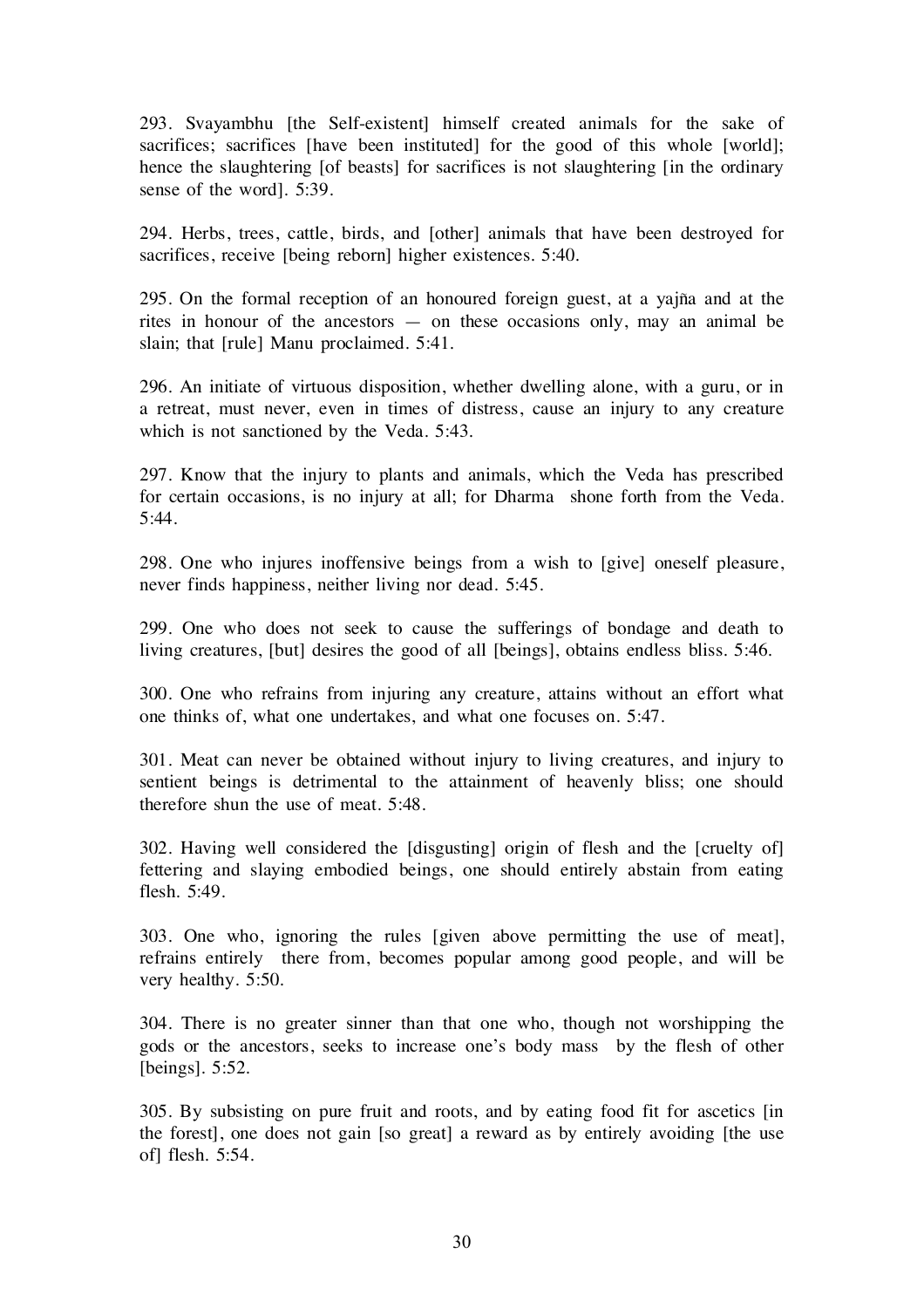293. Svayambhu [the Self-existent] himself created animals for the sake of sacrifices; sacrifices [have been instituted] for the good of this whole [world]; hence the slaughtering [of beasts] for sacrifices is not slaughtering [in the ordinary sense of the word]. 5:39.

294. Herbs, trees, cattle, birds, and [other] animals that have been destroyed for sacrifices, receive [being reborn] higher existences. 5:40.

295. On the formal reception of an honoured foreign guest, at a yajña and at the rites in honour of the ancestors — on these occasions only, may an animal be slain; that [rule] Manu proclaimed. 5:41.

296. An initiate of virtuous disposition, whether dwelling alone, with a guru, or in a retreat, must never, even in times of distress, cause an injury to any creature which is not sanctioned by the Veda. 5:43.

297. Know that the injury to plants and animals, which the Veda has prescribed for certain occasions, is no injury at all; for Dharma shone forth from the Veda. 5:44.

298. One who injures inoffensive beings from a wish to [give] oneself pleasure, never finds happiness, neither living nor dead. 5:45.

299. One who does not seek to cause the sufferings of bondage and death to living creatures, [but] desires the good of all [beings], obtains endless bliss. 5:46.

300. One who refrains from injuring any creature, attains without an effort what one thinks of, what one undertakes, and what one focuses on. 5:47.

301. Meat can never be obtained without injury to living creatures, and injury to sentient beings is detrimental to the attainment of heavenly bliss; one should therefore shun the use of meat. 5:48.

302. Having well considered the [disgusting] origin of flesh and the [cruelty of] fettering and slaying embodied beings, one should entirely abstain from eating flesh. 5:49.

303. One who, ignoring the rules [given above permitting the use of meat], refrains entirely there from, becomes popular among good people, and will be very healthy. 5:50.

304. There is no greater sinner than that one who, though not worshipping the gods or the ancestors, seeks to increase one's body mass by the flesh of other [beings]. 5:52.

305. By subsisting on pure fruit and roots, and by eating food fit for ascetics [in the forest], one does not gain [so great] a reward as by entirely avoiding [the use of] flesh. 5:54.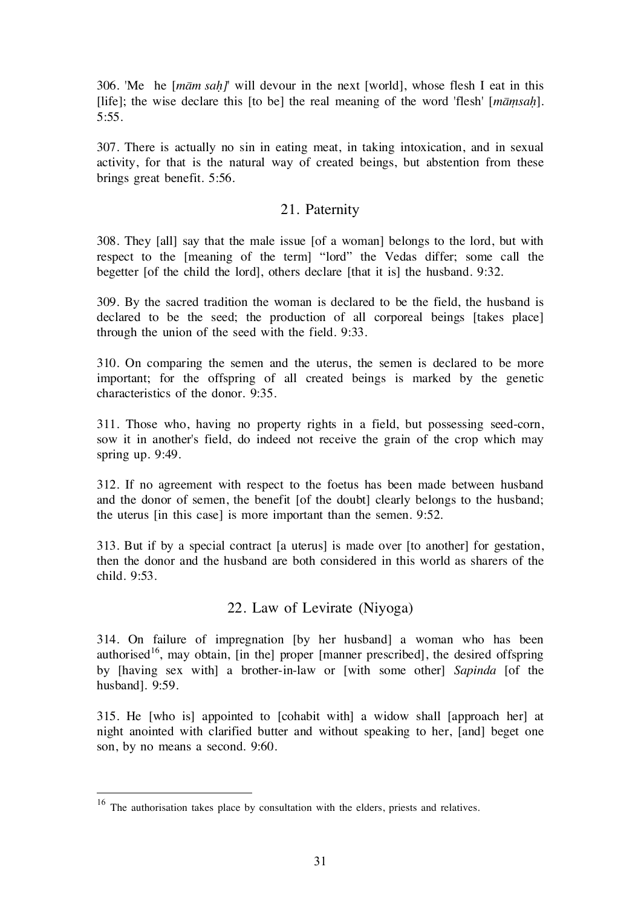306. 'Me he [*mām saḥ]*' will devour in the next [world], whose flesh I eat in this [life]; the wise declare this [to be] the real meaning of the word 'flesh' [*māṃsaḥ*]. 5:55.

307. There is actually no sin in eating meat, in taking intoxication, and in sexual activity, for that is the natural way of created beings, but abstention from these brings great benefit. 5:56.

## 21. Paternity

308. They [all] say that the male issue [of a woman] belongs to the lord, but with respect to the [meaning of the term] "lord" the Vedas differ; some call the begetter [of the child the lord], others declare [that it is] the husband. 9:32.

309. By the sacred tradition the woman is declared to be the field, the husband is declared to be the seed; the production of all corporeal beings [takes place] through the union of the seed with the field. 9:33.

310. On comparing the semen and the uterus, the semen is declared to be more important; for the offspring of all created beings is marked by the genetic characteristics of the donor. 9:35.

311. Those who, having no property rights in a field, but possessing seed-corn, sow it in another's field, do indeed not receive the grain of the crop which may spring up. 9:49.

312. If no agreement with respect to the foetus has been made between husband and the donor of semen, the benefit [of the doubt] clearly belongs to the husband; the uterus [in this case] is more important than the semen. 9:52.

313. But if by a special contract [a uterus] is made over [to another] for gestation, then the donor and the husband are both considered in this world as sharers of the child. 9:53.

## 22. Law of Levirate (Niyoga)

314. On failure of impregnation [by her husband] a woman who has been authorised[16], may obtain, [in the] proper [manner prescribed], the desired offspring by [having sex with] a brother-in-law or [with some other] *Sapinda* [of the husband]. 9:59.

315. He [who is] appointed to [cohabit with] a widow shall [approach her] at night anointed with clarified butter and without speaking to her, [and] beget one son, by no means a second. 9:60.

---

[16] The authorisation takes place by consultation with the elders, priests and relatives.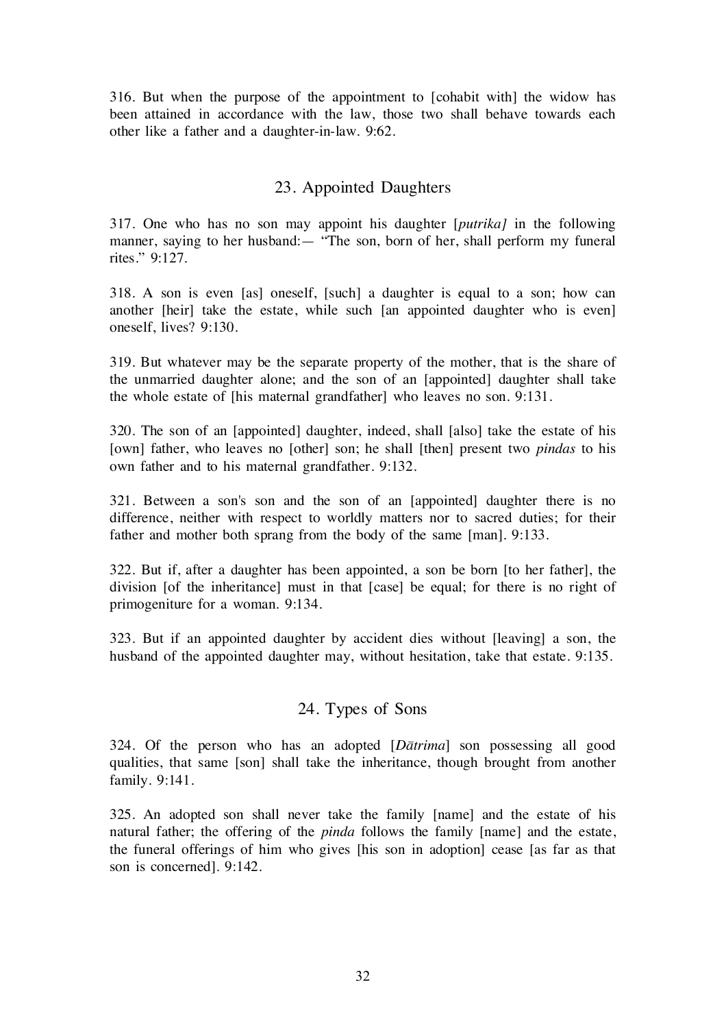316. But when the purpose of the appointment to [cohabit with] the widow has been attained in accordance with the law, those two shall behave towards each other like a father and a daughter-in-law. 9:62.

## 23. Appointed Daughters

317. One who has no son may appoint his daughter [*putrika]* in the following manner, saying to her husband:— "The son, born of her, shall perform my funeral rites." 9:127.

318. A son is even [as] oneself, [such] a daughter is equal to a son; how can another [heir] take the estate, while such [an appointed daughter who is even] oneself, lives? 9:130.

319. But whatever may be the separate property of the mother, that is the share of the unmarried daughter alone; and the son of an [appointed] daughter shall take the whole estate of [his maternal grandfather] who leaves no son. 9:131.

320. The son of an [appointed] daughter, indeed, shall [also] take the estate of his [own] father, who leaves no [other] son; he shall [then] present two *pindas* to his own father and to his maternal grandfather. 9:132.

321. Between a son's son and the son of an [appointed] daughter there is no difference, neither with respect to worldly matters nor to sacred duties; for their father and mother both sprang from the body of the same [man]. 9:133.

322. But if, after a daughter has been appointed, a son be born [to her father], the division [of the inheritance] must in that [case] be equal; for there is no right of primogeniture for a woman. 9:134.

323. But if an appointed daughter by accident dies without [leaving] a son, the husband of the appointed daughter may, without hesitation, take that estate. 9:135.

## 24. Types of Sons

324. Of the person who has an adopted [*Dātrima*] son possessing all good qualities, that same [son] shall take the inheritance, though brought from another family. 9:141.

325. An adopted son shall never take the family [name] and the estate of his natural father; the offering of the *pinda* follows the family [name] and the estate, the funeral offerings of him who gives [his son in adoption] cease [as far as that son is concerned]. 9:142.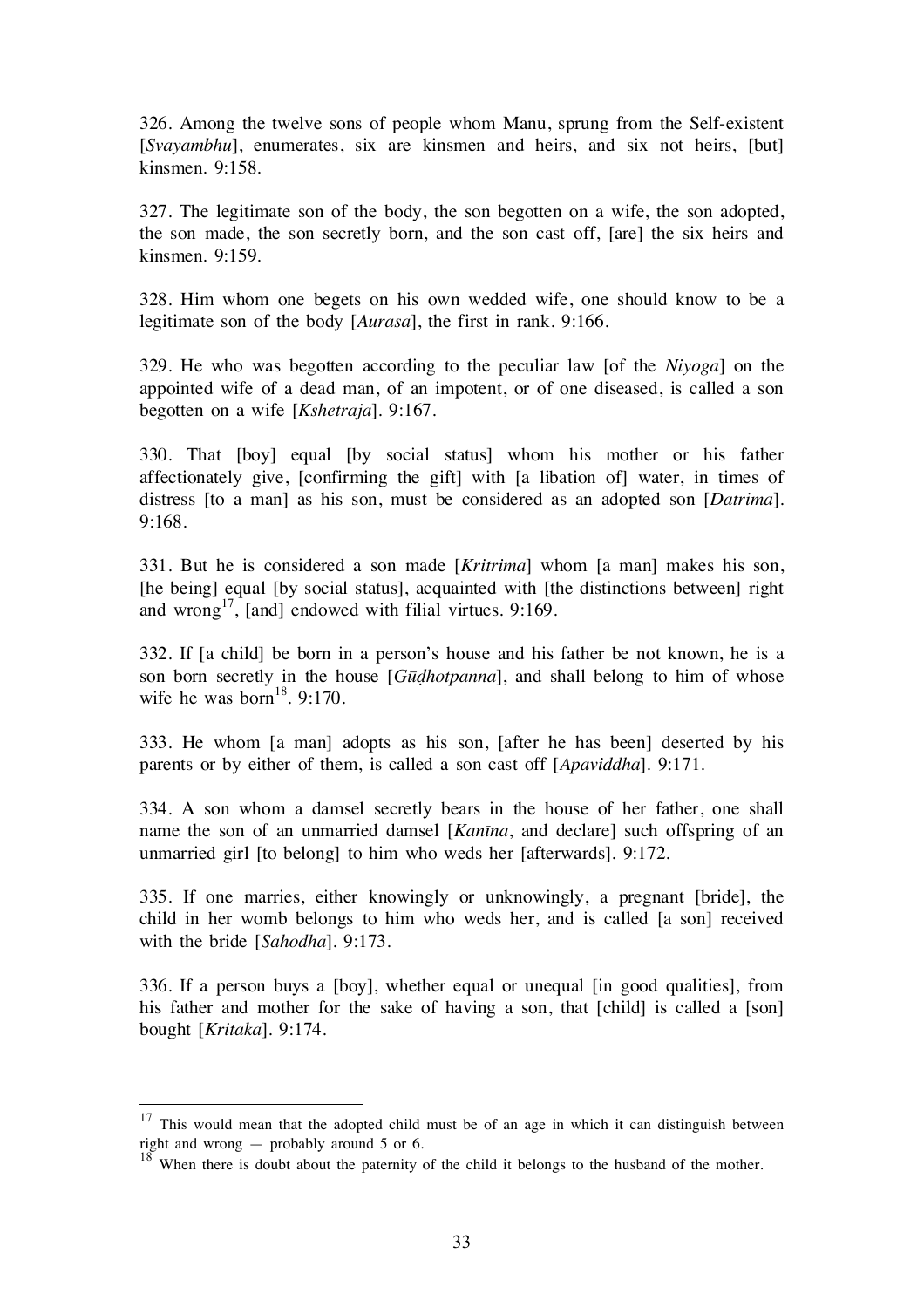326. Among the twelve sons of people whom Manu, sprung from the Self-existent [*Svayambhu*], enumerates, six are kinsmen and heirs, and six not heirs, [but] kinsmen. 9:158.

327. The legitimate son of the body, the son begotten on a wife, the son adopted, the son made, the son secretly born, and the son cast off, [are] the six heirs and kinsmen. 9:159.

328. Him whom one begets on his own wedded wife, one should know to be a legitimate son of the body [*Aurasa*], the first in rank. 9:166.

329. He who was begotten according to the peculiar law [of the *Niyoga*] on the appointed wife of a dead man, of an impotent, or of one diseased, is called a son begotten on a wife [*Kshetraja*]. 9:167.

330. That [boy] equal [by social status] whom his mother or his father affectionately give, [confirming the gift] with [a libation of] water, in times of distress [to a man] as his son, must be considered as an adopted son [*Datrima*]. 9:168.

331. But he is considered a son made [*Kritrima*] whom [a man] makes his son, [he being] equal [by social status], acquainted with [the distinctions between] right and wrong[17], [and] endowed with filial virtues. 9:169.

332. If [a child] be born in a person's house and his father be not known, he is a son born secretly in the house [*Gūḍhotpanna*], and shall belong to him of whose wife he was born[18]. 9:170.

333. He whom [a man] adopts as his son, [after he has been] deserted by his parents or by either of them, is called a son cast off [*Apaviddha*]. 9:171.

334. A son whom a damsel secretly bears in the house of her father, one shall name the son of an unmarried damsel [*Kanīna*, and declare] such offspring of an unmarried girl [to belong] to him who weds her [afterwards]. 9:172.

335. If one marries, either knowingly or unknowingly, a pregnant [bride], the child in her womb belongs to him who weds her, and is called [a son] received with the bride [*Sahodha*]. 9:173.

336. If a person buys a [boy], whether equal or unequal [in good qualities], from his father and mother for the sake of having a son, that [child] is called a [son] bought [*Kritaka*]. 9:174.

---

[17] This would mean that the adopted child must be of an age in which it can distinguish between right and wrong — probably around 5 or 6.

[18] When there is doubt about the paternity of the child it belongs to the husband of the mother.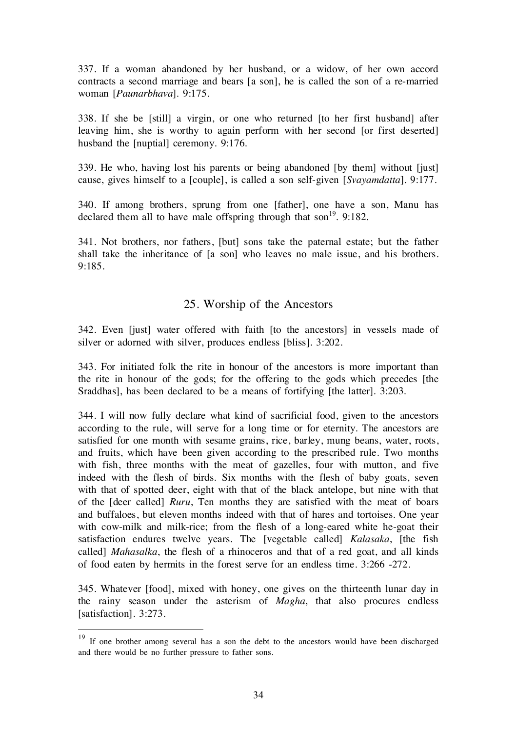337. If a woman abandoned by her husband, or a widow, of her own accord contracts a second marriage and bears [a son], he is called the son of a re-married woman [*Paunarbhava*]. 9:175.

338. If she be [still] a virgin, or one who returned [to her first husband] after leaving him, she is worthy to again perform with her second [or first deserted] husband the [nuptial] ceremony. 9:176.

339. He who, having lost his parents or being abandoned [by them] without [just] cause, gives himself to a [couple], is called a son self-given [*Svayamdatta*]. 9:177.

340. If among brothers, sprung from one [father], one have a son, Manu has declared them all to have male offspring through that son[19]. 9:182.

341. Not brothers, nor fathers, [but] sons take the paternal estate; but the father shall take the inheritance of [a son] who leaves no male issue, and his brothers. 9:185.

## 25. Worship of the Ancestors

342. Even [just] water offered with faith [to the ancestors] in vessels made of silver or adorned with silver, produces endless [bliss]. 3:202.

343. For initiated folk the rite in honour of the ancestors is more important than the rite in honour of the gods; for the offering to the gods which precedes [the Sraddhas], has been declared to be a means of fortifying [the latter]. 3:203.

344. I will now fully declare what kind of sacrificial food, given to the ancestors according to the rule, will serve for a long time or for eternity. The ancestors are satisfied for one month with sesame grains, rice, barley, mung beans, water, roots, and fruits, which have been given according to the prescribed rule. Two months with fish, three months with the meat of gazelles, four with mutton, and five indeed with the flesh of birds. Six months with the flesh of baby goats, seven with that of spotted deer, eight with that of the black antelope, but nine with that of the [deer called] *Ruru*, Ten months they are satisfied with the meat of boars and buffaloes, but eleven months indeed with that of hares and tortoises. One year with cow-milk and milk-rice; from the flesh of a long-eared white he-goat their satisfaction endures twelve years. The [vegetable called] *Kalasaka*, [the fish called] *Mahasalka*, the flesh of a rhinoceros and that of a red goat, and all kinds of food eaten by hermits in the forest serve for an endless time. 3:266 -272.

345. Whatever [food], mixed with honey, one gives on the thirteenth lunar day in the rainy season under the asterism of *Magha*, that also procures endless [satisfaction]. 3:273.

---

[19] If one brother among several has a son the debt to the ancestors would have been discharged and there would be no further pressure to father sons.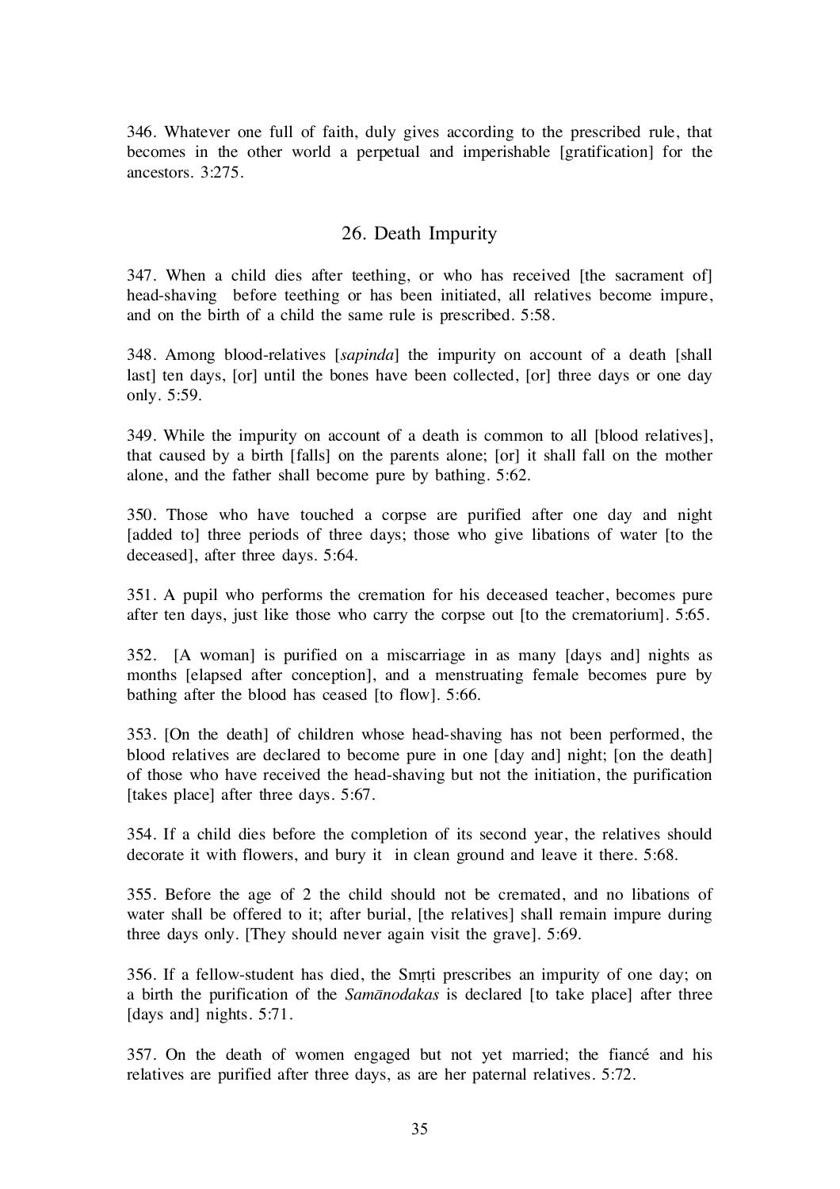346. Whatever one full of faith, duly gives according to the prescribed rule, that becomes in the other world a perpetual and imperishable [gratification] for the ancestors. 3:275.

## 26. Death Impurity

347. When a child dies after teething, or who has received [the sacrament of] head-shaving before teething or has been initiated, all relatives become impure, and on the birth of a child the same rule is prescribed. 5:58.

348. Among blood-relatives [*sapinda*] the impurity on account of a death [shall last] ten days, [or] until the bones have been collected, [or] three days or one day only. 5:59.

349. While the impurity on account of a death is common to all [blood relatives], that caused by a birth [falls] on the parents alone; [or] it shall fall on the mother alone, and the father shall become pure by bathing. 5:62.

350. Those who have touched a corpse are purified after one day and night [added to] three periods of three days; those who give libations of water [to the deceased], after three days. 5:64.

351. A pupil who performs the cremation for his deceased teacher, becomes pure after ten days, just like those who carry the corpse out [to the crematorium]. 5:65.

352. [A woman] is purified on a miscarriage in as many [days and] nights as months [elapsed after conception], and a menstruating female becomes pure by bathing after the blood has ceased [to flow]. 5:66.

353. [On the death] of children whose head-shaving has not been performed, the blood relatives are declared to become pure in one [day and] night; [on the death] of those who have received the head-shaving but not the initiation, the purification [takes place] after three days. 5:67.

354. If a child dies before the completion of its second year, the relatives should decorate it with flowers, and bury it in clean ground and leave it there. 5:68.

355. Before the age of 2 the child should not be cremated, and no libations of water shall be offered to it; after burial, [the relatives] shall remain impure during three days only. [They should never again visit the grave]. 5:69.

356. If a fellow-student has died, the Smṛti prescribes an impurity of one day; on a birth the purification of the *Samānodakas* is declared [to take place] after three [days and] nights. 5:71.

357. On the death of women engaged but not yet married; the fiancé and his relatives are purified after three days, as are her paternal relatives. 5:72.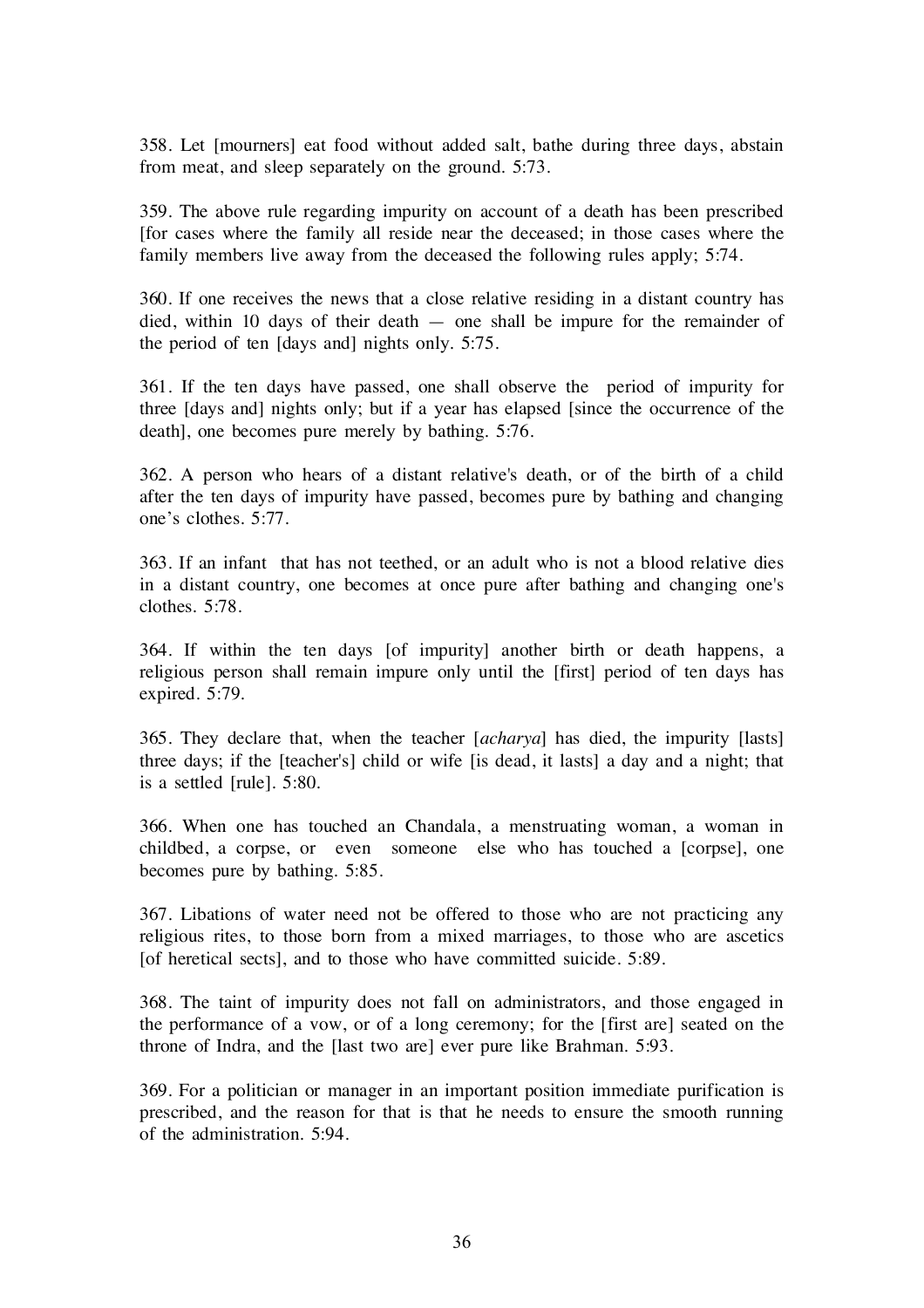358. Let [mourners] eat food without added salt, bathe during three days, abstain from meat, and sleep separately on the ground. 5:73.

359. The above rule regarding impurity on account of a death has been prescribed [for cases where the family all reside near the deceased; in those cases where the family members live away from the deceased the following rules apply; 5:74.

360. If one receives the news that a close relative residing in a distant country has died, within 10 days of their death — one shall be impure for the remainder of the period of ten [days and] nights only. 5:75.

361. If the ten days have passed, one shall observe the period of impurity for three [days and] nights only; but if a year has elapsed [since the occurrence of the death], one becomes pure merely by bathing. 5:76.

362. A person who hears of a distant relative's death, or of the birth of a child after the ten days of impurity have passed, becomes pure by bathing and changing one's clothes. 5:77.

363. If an infant that has not teethed, or an adult who is not a blood relative dies in a distant country, one becomes at once pure after bathing and changing one's clothes. 5:78.

364. If within the ten days [of impurity] another birth or death happens, a religious person shall remain impure only until the [first] period of ten days has expired. 5:79.

365. They declare that, when the teacher [*acharya*] has died, the impurity [lasts] three days; if the [teacher's] child or wife [is dead, it lasts] a day and a night; that is a settled [rule]. 5:80.

366. When one has touched an Chandala, a menstruating woman, a woman in childbed, a corpse, or even someone else who has touched a [corpse], one becomes pure by bathing. 5:85.

367. Libations of water need not be offered to those who are not practicing any religious rites, to those born from a mixed marriages, to those who are ascetics [of heretical sects], and to those who have committed suicide. 5:89.

368. The taint of impurity does not fall on administrators, and those engaged in the performance of a vow, or of a long ceremony; for the [first are] seated on the throne of Indra, and the [last two are] ever pure like Brahman. 5:93.

369. For a politician or manager in an important position immediate purification is prescribed, and the reason for that is that he needs to ensure the smooth running of the administration. 5:94.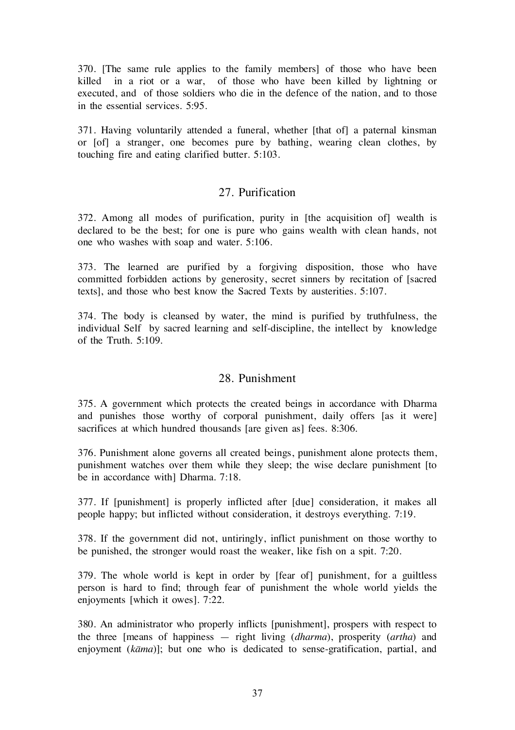370. [The same rule applies to the family members] of those who have been killed in a riot or a war, of those who have been killed by lightning or executed, and of those soldiers who die in the defence of the nation, and to those in the essential services. 5:95.

371. Having voluntarily attended a funeral, whether [that of] a paternal kinsman or [of] a stranger, one becomes pure by bathing, wearing clean clothes, by touching fire and eating clarified butter. 5:103.

## 27. Purification

372. Among all modes of purification, purity in [the acquisition of] wealth is declared to be the best; for one is pure who gains wealth with clean hands, not one who washes with soap and water. 5:106.

373. The learned are purified by a forgiving disposition, those who have committed forbidden actions by generosity, secret sinners by recitation of [sacred texts], and those who best know the Sacred Texts by austerities. 5:107.

374. The body is cleansed by water, the mind is purified by truthfulness, the individual Self by sacred learning and self-discipline, the intellect by knowledge of the Truth. 5:109.

## 28. Punishment

375. A government which protects the created beings in accordance with Dharma and punishes those worthy of corporal punishment, daily offers [as it were] sacrifices at which hundred thousands [are given as] fees. 8:306.

376. Punishment alone governs all created beings, punishment alone protects them, punishment watches over them while they sleep; the wise declare punishment [to be in accordance with] Dharma. 7:18.

377. If [punishment] is properly inflicted after [due] consideration, it makes all people happy; but inflicted without consideration, it destroys everything. 7:19.

378. If the government did not, untiringly, inflict punishment on those worthy to be punished, the stronger would roast the weaker, like fish on a spit. 7:20.

379. The whole world is kept in order by [fear of] punishment, for a guiltless person is hard to find; through fear of punishment the whole world yields the enjoyments [which it owes]. 7:22.

380. An administrator who properly inflicts [punishment], prospers with respect to the three [means of happiness — right living (*dharma*), prosperity (*artha*) and enjoyment (*kāma*)]; but one who is dedicated to sense-gratification, partial, and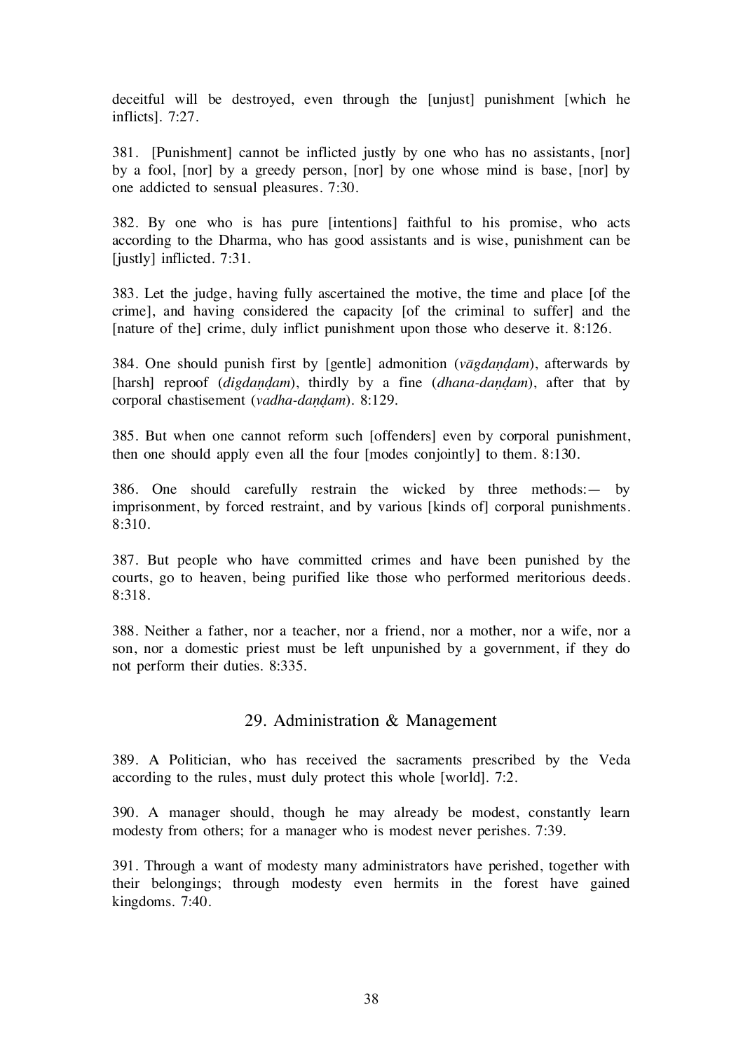deceitful will be destroyed, even through the [unjust] punishment [which he inflicts]. 7:27.

381. [Punishment] cannot be inflicted justly by one who has no assistants, [nor] by a fool, [nor] by a greedy person, [nor] by one whose mind is base, [nor] by one addicted to sensual pleasures. 7:30.

382. By one who is has pure [intentions] faithful to his promise, who acts according to the Dharma, who has good assistants and is wise, punishment can be [justly] inflicted. 7:31.

383. Let the judge, having fully ascertained the motive, the time and place [of the crime], and having considered the capacity [of the criminal to suffer] and the [nature of the] crime, duly inflict punishment upon those who deserve it. 8:126.

384. One should punish first by [gentle] admonition (*vāgdaṇḍam*), afterwards by [harsh] reproof (*digdaṇḍam*), thirdly by a fine (*dhana-daṇḍam*), after that by corporal chastisement (*vadha-daṇḍam*). 8:129.

385. But when one cannot reform such [offenders] even by corporal punishment, then one should apply even all the four [modes conjointly] to them. 8:130.

386. One should carefully restrain the wicked by three methods:— by imprisonment, by forced restraint, and by various [kinds of] corporal punishments. 8:310.

387. But people who have committed crimes and have been punished by the courts, go to heaven, being purified like those who performed meritorious deeds. 8:318.

388. Neither a father, nor a teacher, nor a friend, nor a mother, nor a wife, nor a son, nor a domestic priest must be left unpunished by a government, if they do not perform their duties. 8:335.

## 29. Administration & Management

389. A Politician, who has received the sacraments prescribed by the Veda according to the rules, must duly protect this whole [world]. 7:2.

390. A manager should, though he may already be modest, constantly learn modesty from others; for a manager who is modest never perishes. 7:39.

391. Through a want of modesty many administrators have perished, together with their belongings; through modesty even hermits in the forest have gained kingdoms. 7:40.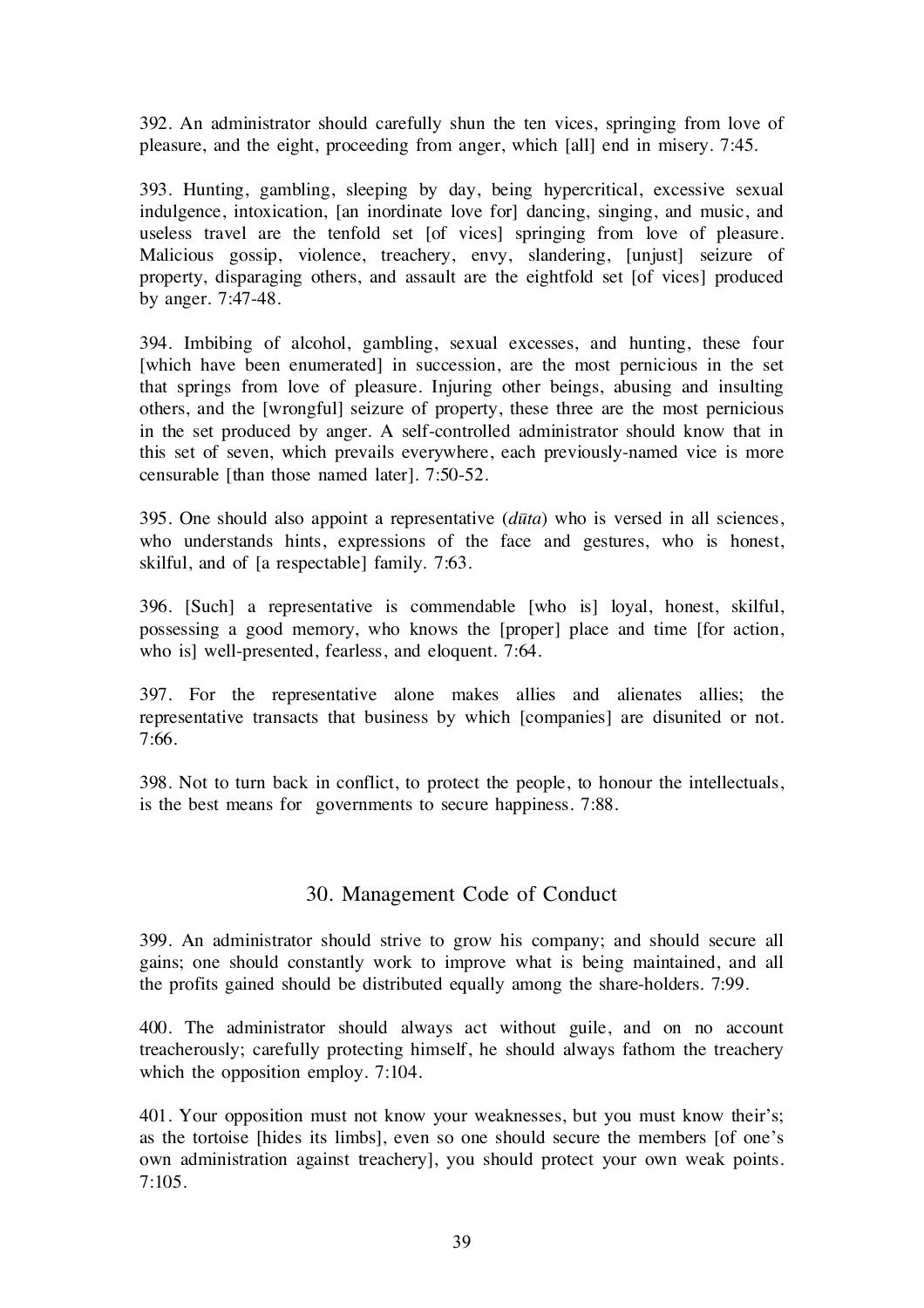392. An administrator should carefully shun the ten vices, springing from love of pleasure, and the eight, proceeding from anger, which [all] end in misery. 7:45.

393. Hunting, gambling, sleeping by day, being hypercritical, excessive sexual indulgence, intoxication, [an inordinate love for] dancing, singing, and music, and useless travel are the tenfold set [of vices] springing from love of pleasure. Malicious gossip, violence, treachery, envy, slandering, [unjust] seizure of property, disparaging others, and assault are the eightfold set [of vices] produced by anger. 7:47-48.

394. Imbibing of alcohol, gambling, sexual excesses, and hunting, these four [which have been enumerated] in succession, are the most pernicious in the set that springs from love of pleasure. Injuring other beings, abusing and insulting others, and the [wrongful] seizure of property, these three are the most pernicious in the set produced by anger. A self-controlled administrator should know that in this set of seven, which prevails everywhere, each previously-named vice is more censurable [than those named later]. 7:50-52.

395. One should also appoint a representative (*dūta*) who is versed in all sciences, who understands hints, expressions of the face and gestures, who is honest, skilful, and of [a respectable] family. 7:63.

396. [Such] a representative is commendable [who is] loyal, honest, skilful, possessing a good memory, who knows the [proper] place and time [for action, who is] well-presented, fearless, and eloquent. 7:64.

397. For the representative alone makes allies and alienates allies; the representative transacts that business by which [companies] are disunited or not. 7:66.

398. Not to turn back in conflict, to protect the people, to honour the intellectuals, is the best means for governments to secure happiness. 7:88.

## 30. Management Code of Conduct

399. An administrator should strive to grow his company; and should secure all gains; one should constantly work to improve what is being maintained, and all the profits gained should be distributed equally among the share-holders. 7:99.

400. The administrator should always act without guile, and on no account treacherously; carefully protecting himself, he should always fathom the treachery which the opposition employ. 7:104.

401. Your opposition must not know your weaknesses, but you must know their's; as the tortoise [hides its limbs], even so one should secure the members [of one's own administration against treachery], you should protect your own weak points. 7:105.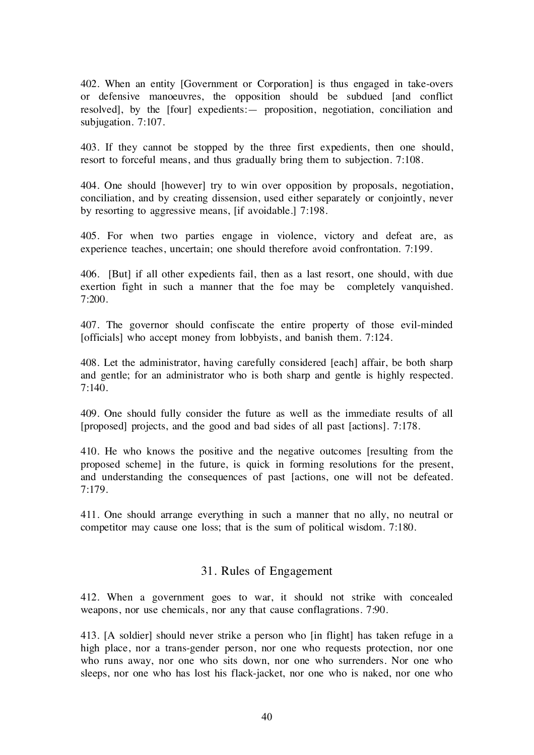402. When an entity [Government or Corporation] is thus engaged in take-overs or defensive manoeuvres, the opposition should be subdued [and conflict resolved], by the [four] expedients:— proposition, negotiation, conciliation and subjugation. 7:107.

403. If they cannot be stopped by the three first expedients, then one should, resort to forceful means, and thus gradually bring them to subjection. 7:108.

404. One should [however] try to win over opposition by proposals, negotiation, conciliation, and by creating dissension, used either separately or conjointly, never by resorting to aggressive means, [if avoidable.] 7:198.

405. For when two parties engage in violence, victory and defeat are, as experience teaches, uncertain; one should therefore avoid confrontation. 7:199.

406. [But] if all other expedients fail, then as a last resort, one should, with due exertion fight in such a manner that the foe may be completely vanquished. 7:200.

407. The governor should confiscate the entire property of those evil-minded [officials] who accept money from lobbyists, and banish them. 7:124.

408. Let the administrator, having carefully considered [each] affair, be both sharp and gentle; for an administrator who is both sharp and gentle is highly respected. 7:140.

409. One should fully consider the future as well as the immediate results of all [proposed] projects, and the good and bad sides of all past [actions]. 7:178.

410. He who knows the positive and the negative outcomes [resulting from the proposed scheme] in the future, is quick in forming resolutions for the present, and understanding the consequences of past [actions, one will not be defeated. 7:179.

411. One should arrange everything in such a manner that no ally, no neutral or competitor may cause one loss; that is the sum of political wisdom. 7:180.

## 31. Rules of Engagement

412. When a government goes to war, it should not strike with concealed weapons, nor use chemicals, nor any that cause conflagrations. 7:90.

413. [A soldier] should never strike a person who [in flight] has taken refuge in a high place, nor a trans-gender person, nor one who requests protection, nor one who runs away, nor one who sits down, nor one who surrenders. Nor one who sleeps, nor one who has lost his flack-jacket, nor one who is naked, nor one who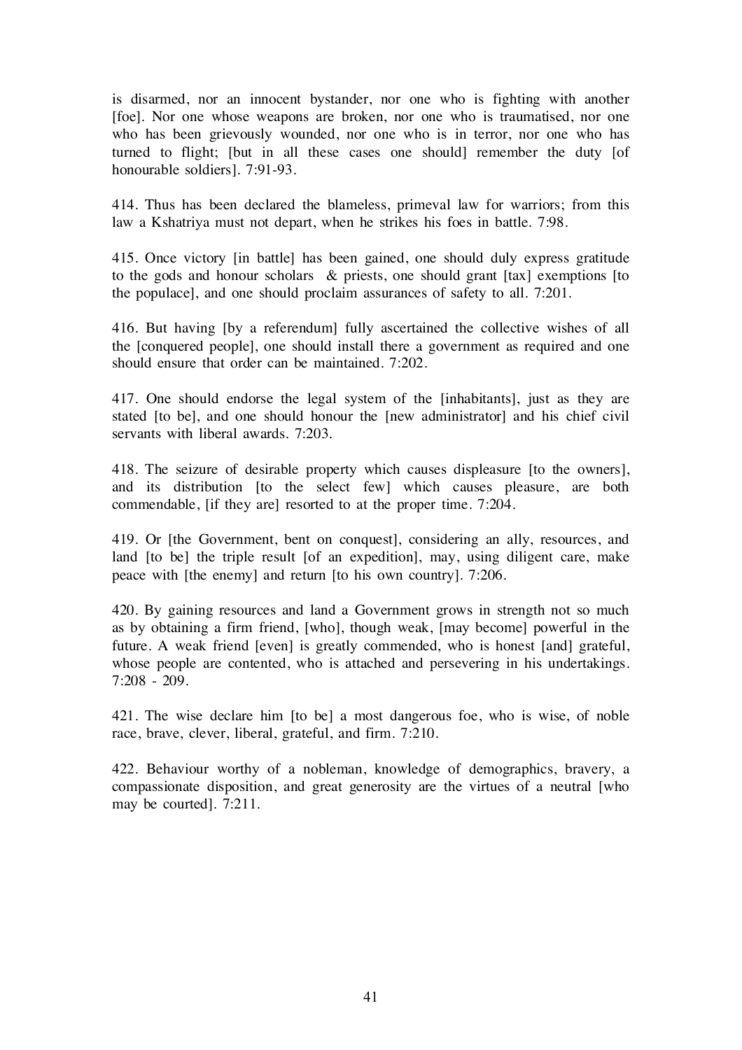is disarmed, nor an innocent bystander, nor one who is fighting with another [foe]. Nor one whose weapons are broken, nor one who is traumatised, nor one who has been grievously wounded, nor one who is in terror, nor one who has turned to flight; [but in all these cases one should] remember the duty [of honourable soldiers]. 7:91-93.

414. Thus has been declared the blameless, primeval law for warriors; from this law a Kshatriya must not depart, when he strikes his foes in battle. 7:98.

415. Once victory [in battle] has been gained, one should duly express gratitude to the gods and honour scholars & priests, one should grant [tax] exemptions [to the populace], and one should proclaim assurances of safety to all. 7:201.

416. But having [by a referendum] fully ascertained the collective wishes of all the [conquered people], one should install there a government as required and one should ensure that order can be maintained. 7:202.

417. One should endorse the legal system of the [inhabitants], just as they are stated [to be], and one should honour the [new administrator] and his chief civil servants with liberal awards. 7:203.

418. The seizure of desirable property which causes displeasure [to the owners], and its distribution [to the select few] which causes pleasure, are both commendable, [if they are] resorted to at the proper time. 7:204.

419. Or [the Government, bent on conquest], considering an ally, resources, and land [to be] the triple result [of an expedition], may, using diligent care, make peace with [the enemy] and return [to his own country]. 7:206.

420. By gaining resources and land a Government grows in strength not so much as by obtaining a firm friend, [who], though weak, [may become] powerful in the future. A weak friend [even] is greatly commended, who is honest [and] grateful, whose people are contented, who is attached and persevering in his undertakings. 7:208 - 209.

421. The wise declare him [to be] a most dangerous foe, who is wise, of noble race, brave, clever, liberal, grateful, and firm. 7:210.

422. Behaviour worthy of a nobleman, knowledge of demographics, bravery, a compassionate disposition, and great generosity are the virtues of a neutral [who may be courted]. 7:211.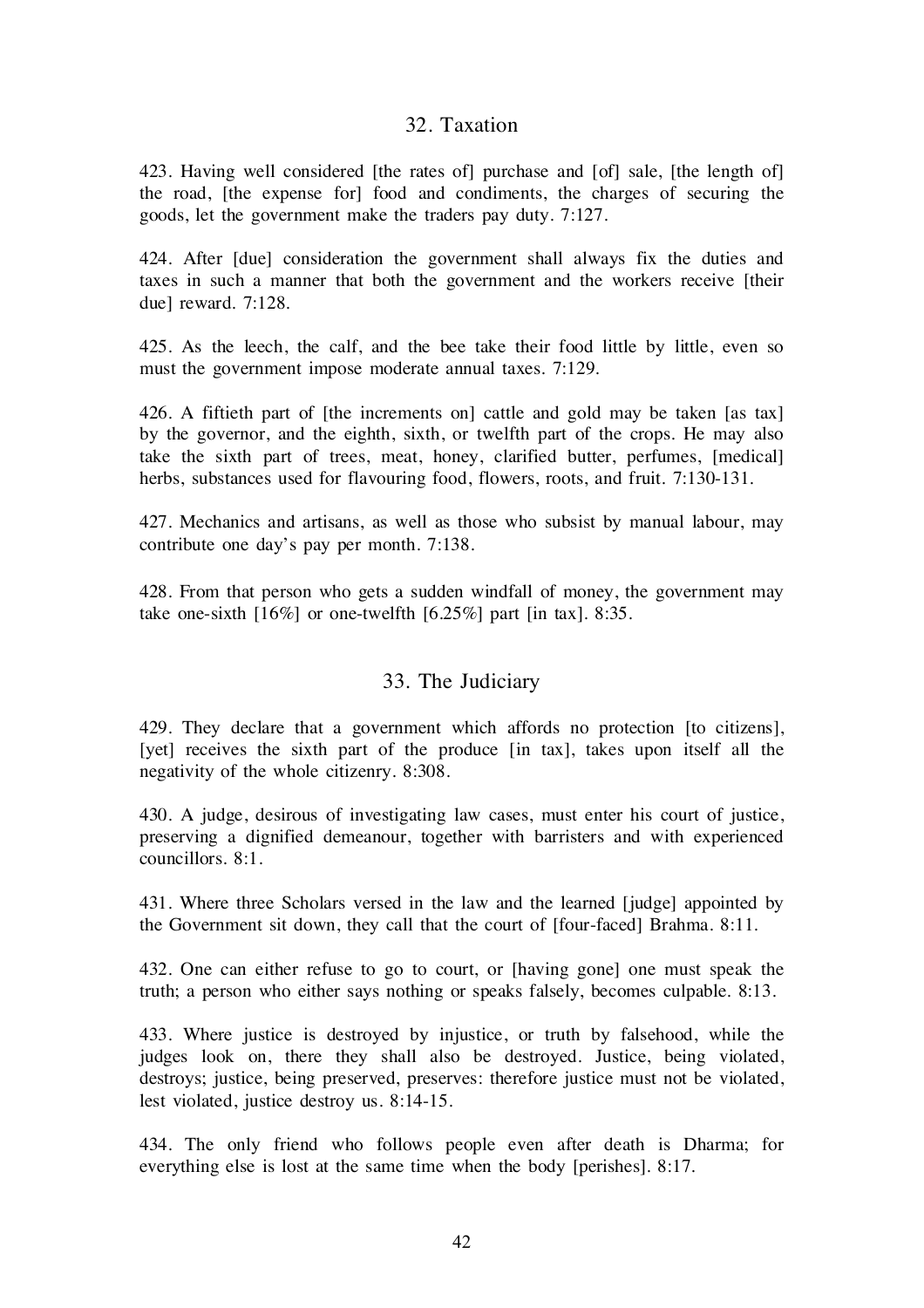## 32. Taxation

423. Having well considered [the rates of] purchase and [of] sale, [the length of] the road, [the expense for] food and condiments, the charges of securing the goods, let the government make the traders pay duty. 7:127.

424. After [due] consideration the government shall always fix the duties and taxes in such a manner that both the government and the workers receive [their due] reward. 7:128.

425. As the leech, the calf, and the bee take their food little by little, even so must the government impose moderate annual taxes. 7:129.

426. A fiftieth part of [the increments on] cattle and gold may be taken [as tax] by the governor, and the eighth, sixth, or twelfth part of the crops. He may also take the sixth part of trees, meat, honey, clarified butter, perfumes, [medical] herbs, substances used for flavouring food, flowers, roots, and fruit. 7:130-131.

427. Mechanics and artisans, as well as those who subsist by manual labour, may contribute one day's pay per month. 7:138.

428. From that person who gets a sudden windfall of money, the government may take one-sixth [16%] or one-twelfth [6.25%] part [in tax]. 8:35.

## 33. The Judiciary

429. They declare that a government which affords no protection [to citizens], [yet] receives the sixth part of the produce [in tax], takes upon itself all the negativity of the whole citizenry. 8:308.

430. A judge, desirous of investigating law cases, must enter his court of justice, preserving a dignified demeanour, together with barristers and with experienced councillors. 8:1.

431. Where three Scholars versed in the law and the learned [judge] appointed by the Government sit down, they call that the court of [four-faced] Brahma. 8:11.

432. One can either refuse to go to court, or [having gone] one must speak the truth; a person who either says nothing or speaks falsely, becomes culpable. 8:13.

433. Where justice is destroyed by injustice, or truth by falsehood, while the judges look on, there they shall also be destroyed. Justice, being violated, destroys; justice, being preserved, preserves: therefore justice must not be violated, lest violated, justice destroy us. 8:14-15.

434. The only friend who follows people even after death is Dharma; for everything else is lost at the same time when the body [perishes]. 8:17.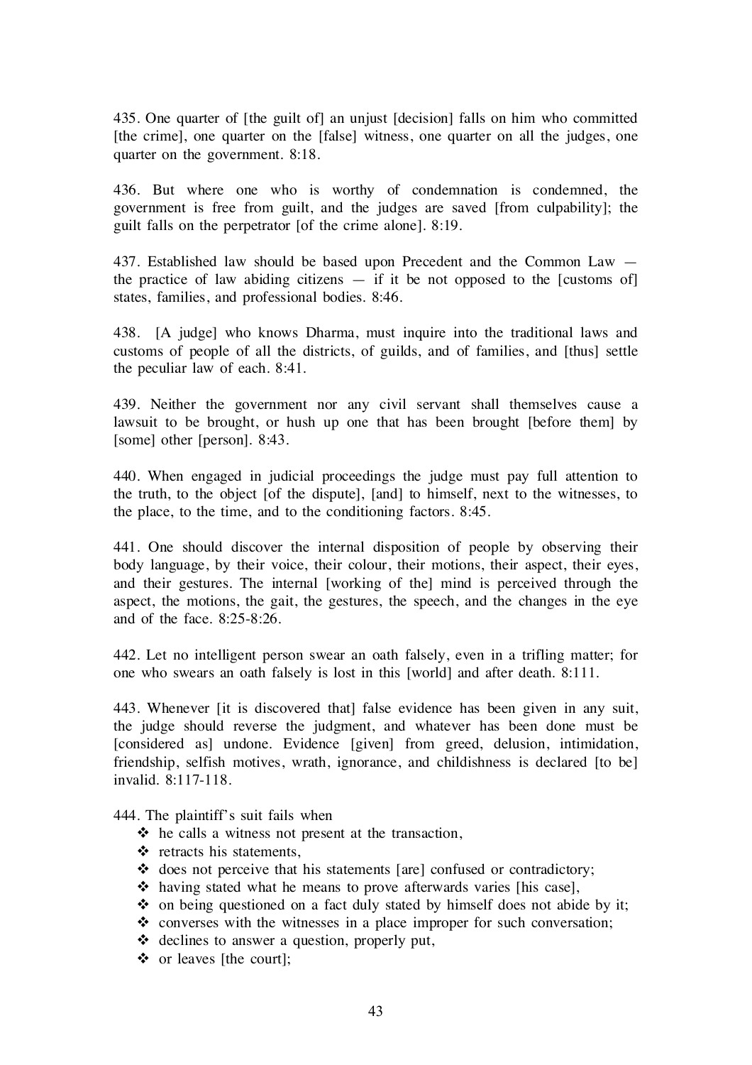435. One quarter of [the guilt of] an unjust [decision] falls on him who committed [the crime], one quarter on the [false] witness, one quarter on all the judges, one quarter on the government. 8:18.

436. But where one who is worthy of condemnation is condemned, the government is free from guilt, and the judges are saved [from culpability]; the guilt falls on the perpetrator [of the crime alone]. 8:19.

437. Established law should be based upon Precedent and the Common Law — the practice of law abiding citizens — if it be not opposed to the [customs of] states, families, and professional bodies. 8:46.

438. [A judge] who knows Dharma, must inquire into the traditional laws and customs of people of all the districts, of guilds, and of families, and [thus] settle the peculiar law of each. 8:41.

439. Neither the government nor any civil servant shall themselves cause a lawsuit to be brought, or hush up one that has been brought [before them] by [some] other [person]. 8:43.

440. When engaged in judicial proceedings the judge must pay full attention to the truth, to the object [of the dispute], [and] to himself, next to the witnesses, to the place, to the time, and to the conditioning factors. 8:45.

441. One should discover the internal disposition of people by observing their body language, by their voice, their colour, their motions, their aspect, their eyes, and their gestures. The internal [working of the] mind is perceived through the aspect, the motions, the gait, the gestures, the speech, and the changes in the eye and of the face. 8:25-8:26.

442. Let no intelligent person swear an oath falsely, even in a trifling matter; for one who swears an oath falsely is lost in this [world] and after death. 8:111.

443. Whenever [it is discovered that] false evidence has been given in any suit, the judge should reverse the judgment, and whatever has been done must be [considered as] undone. Evidence [given] from greed, delusion, intimidation, friendship, selfish motives, wrath, ignorance, and childishness is declared [to be] invalid. 8:117-118.

444. The plaintiff's suit fails when

- he calls a witness not present at the transaction,
- retracts his statements,
- does not perceive that his statements [are] confused or contradictory;
- having stated what he means to prove afterwards varies [his case],
- on being questioned on a fact duly stated by himself does not abide by it;
- converses with the witnesses in a place improper for such conversation;
- declines to answer a question, properly put,
- or leaves [the court];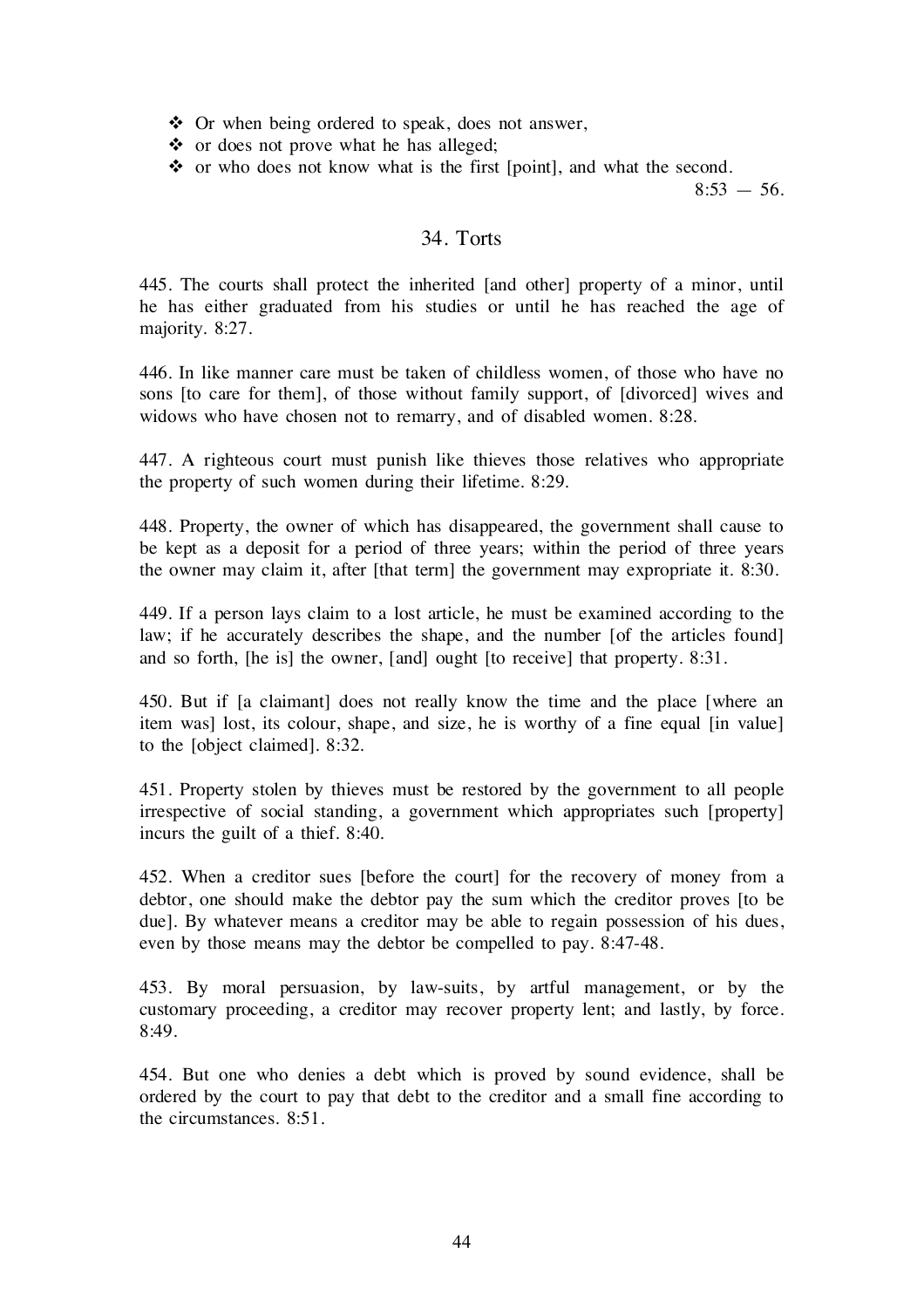- Or when being ordered to speak, does not answer,
- or does not prove what he has alleged;
- or who does not know what is the first [point], and what the second.

8:53 — 56.

## 34. Torts

445. The courts shall protect the inherited [and other] property of a minor, until he has either graduated from his studies or until he has reached the age of majority. 8:27.

446. In like manner care must be taken of childless women, of those who have no sons [to care for them], of those without family support, of [divorced] wives and widows who have chosen not to remarry, and of disabled women. 8:28.

447. A righteous court must punish like thieves those relatives who appropriate the property of such women during their lifetime. 8:29.

448. Property, the owner of which has disappeared, the government shall cause to be kept as a deposit for a period of three years; within the period of three years the owner may claim it, after [that term] the government may expropriate it. 8:30.

449. If a person lays claim to a lost article, he must be examined according to the law; if he accurately describes the shape, and the number [of the articles found] and so forth, [he is] the owner, [and] ought [to receive] that property. 8:31.

450. But if [a claimant] does not really know the time and the place [where an item was] lost, its colour, shape, and size, he is worthy of a fine equal [in value] to the [object claimed]. 8:32.

451. Property stolen by thieves must be restored by the government to all people irrespective of social standing, a government which appropriates such [property] incurs the guilt of a thief. 8:40.

452. When a creditor sues [before the court] for the recovery of money from a debtor, one should make the debtor pay the sum which the creditor proves [to be due]. By whatever means a creditor may be able to regain possession of his dues, even by those means may the debtor be compelled to pay. 8:47-48.

453. By moral persuasion, by law-suits, by artful management, or by the customary proceeding, a creditor may recover property lent; and lastly, by force. 8:49.

454. But one who denies a debt which is proved by sound evidence, shall be ordered by the court to pay that debt to the creditor and a small fine according to the circumstances. 8:51.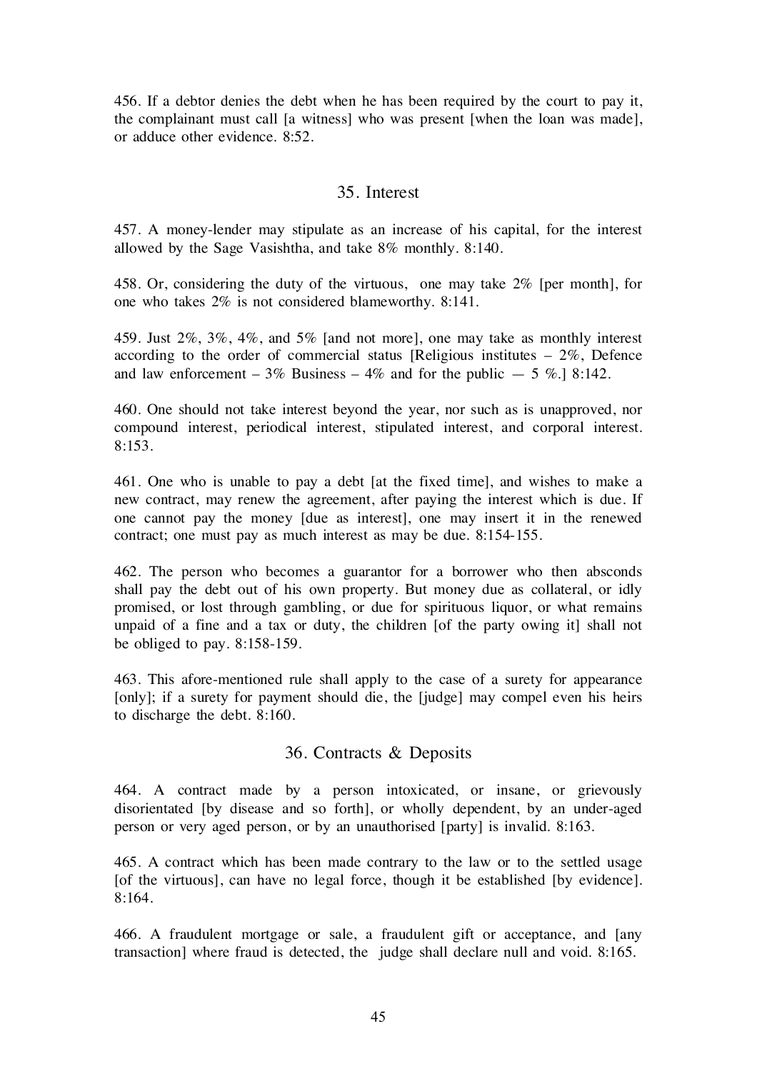456. If a debtor denies the debt when he has been required by the court to pay it, the complainant must call [a witness] who was present [when the loan was made], or adduce other evidence. 8:52.

## 35. Interest

457. A money-lender may stipulate as an increase of his capital, for the interest allowed by the Sage Vasishtha, and take 8% monthly. 8:140.

458. Or, considering the duty of the virtuous, one may take 2% [per month], for one who takes 2% is not considered blameworthy. 8:141.

459. Just 2%, 3%, 4%, and 5% [and not more], one may take as monthly interest according to the order of commercial status [Religious institutes – 2%, Defence and law enforcement – 3% Business – 4% and for the public — 5 %.] 8:142.

460. One should not take interest beyond the year, nor such as is unapproved, nor compound interest, periodical interest, stipulated interest, and corporal interest. 8:153.

461. One who is unable to pay a debt [at the fixed time], and wishes to make a new contract, may renew the agreement, after paying the interest which is due. If one cannot pay the money [due as interest], one may insert it in the renewed contract; one must pay as much interest as may be due. 8:154-155.

462. The person who becomes a guarantor for a borrower who then absconds shall pay the debt out of his own property. But money due as collateral, or idly promised, or lost through gambling, or due for spirituous liquor, or what remains unpaid of a fine and a tax or duty, the children [of the party owing it] shall not be obliged to pay. 8:158-159.

463. This afore-mentioned rule shall apply to the case of a surety for appearance [only]; if a surety for payment should die, the [judge] may compel even his heirs to discharge the debt. 8:160.

## 36. Contracts & Deposits

464. A contract made by a person intoxicated, or insane, or grievously disorientated [by disease and so forth], or wholly dependent, by an under-aged person or very aged person, or by an unauthorised [party] is invalid. 8:163.

465. A contract which has been made contrary to the law or to the settled usage [of the virtuous], can have no legal force, though it be established [by evidence]. 8:164.

466. A fraudulent mortgage or sale, a fraudulent gift or acceptance, and [any transaction] where fraud is detected, the judge shall declare null and void. 8:165.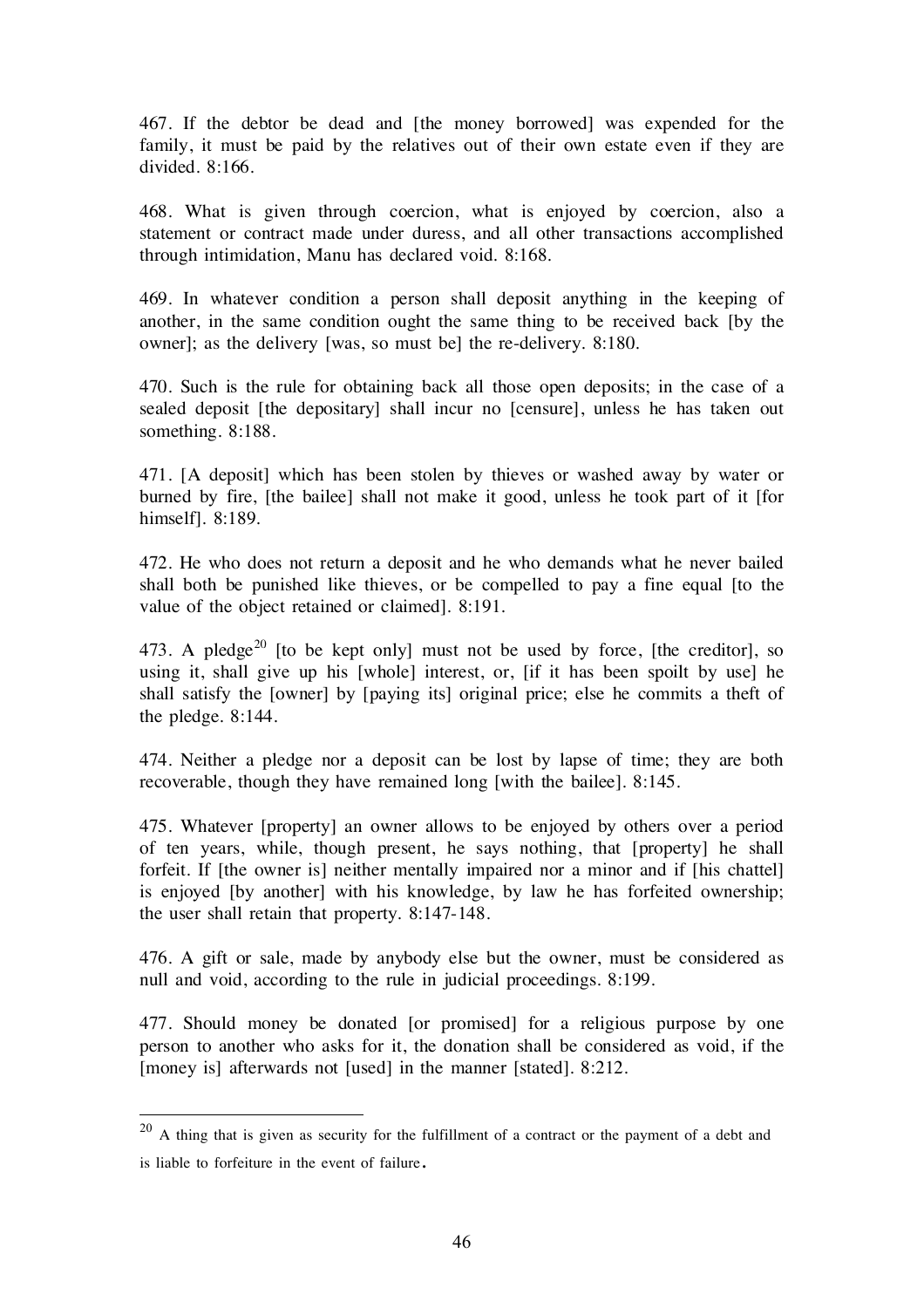467. If the debtor be dead and [the money borrowed] was expended for the family, it must be paid by the relatives out of their own estate even if they are divided. 8:166.

468. What is given through coercion, what is enjoyed by coercion, also a statement or contract made under duress, and all other transactions accomplished through intimidation, Manu has declared void. 8:168.

469. In whatever condition a person shall deposit anything in the keeping of another, in the same condition ought the same thing to be received back [by the owner]; as the delivery [was, so must be] the re-delivery. 8:180.

470. Such is the rule for obtaining back all those open deposits; in the case of a sealed deposit [the depositary] shall incur no [censure], unless he has taken out something. 8:188.

471. [A deposit] which has been stolen by thieves or washed away by water or burned by fire, [the bailee] shall not make it good, unless he took part of it [for himself]. 8:189.

472. He who does not return a deposit and he who demands what he never bailed shall both be punished like thieves, or be compelled to pay a fine equal [to the value of the object retained or claimed]. 8:191.

473. A pledge[20] [to be kept only] must not be used by force, [the creditor], so using it, shall give up his [whole] interest, or, [if it has been spoilt by use] he shall satisfy the [owner] by [paying its] original price; else he commits a theft of the pledge. 8:144.

474. Neither a pledge nor a deposit can be lost by lapse of time; they are both recoverable, though they have remained long [with the bailee]. 8:145.

475. Whatever [property] an owner allows to be enjoyed by others over a period of ten years, while, though present, he says nothing, that [property] he shall forfeit. If [the owner is] neither mentally impaired nor a minor and if [his chattel] is enjoyed [by another] with his knowledge, by law he has forfeited ownership; the user shall retain that property. 8:147-148.

476. A gift or sale, made by anybody else but the owner, must be considered as null and void, according to the rule in judicial proceedings. 8:199.

477. Should money be donated [or promised] for a religious purpose by one person to another who asks for it, the donation shall be considered as void, if the [money is] afterwards not [used] in the manner [stated]. 8:212.

---

[20] A thing that is given as security for the fulfillment of a contract or the payment of a debt and is liable to forfeiture in the event of failure.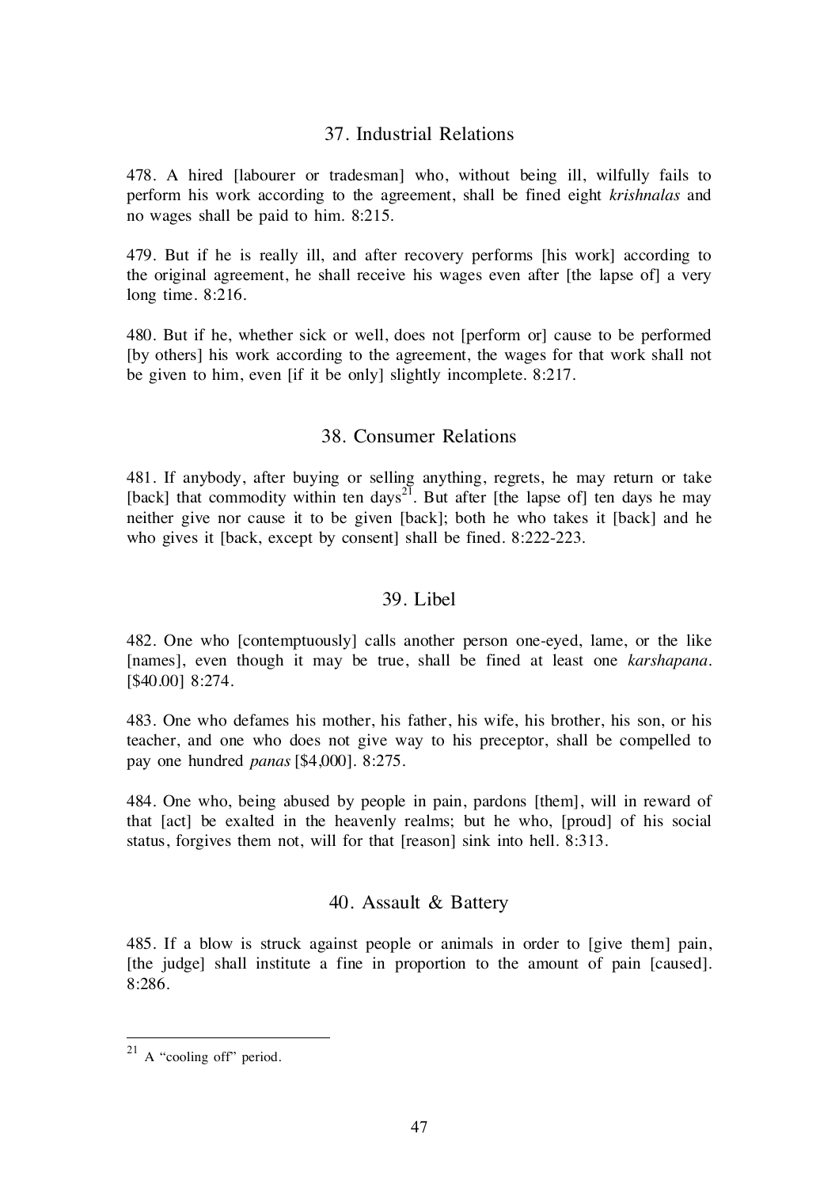## 37. Industrial Relations

478. A hired [labourer or tradesman] who, without being ill, wilfully fails to perform his work according to the agreement, shall be fined eight *krishnalas* and no wages shall be paid to him. 8:215.

479. But if he is really ill, and after recovery performs [his work] according to the original agreement, he shall receive his wages even after [the lapse of] a very long time. 8:216.

480. But if he, whether sick or well, does not [perform or] cause to be performed [by others] his work according to the agreement, the wages for that work shall not be given to him, even [if it be only] slightly incomplete. 8:217.

## 38. Consumer Relations

481. If anybody, after buying or selling anything, regrets, he may return or take [back] that commodity within ten days[21]. But after [the lapse of] ten days he may neither give nor cause it to be given [back]; both he who takes it [back] and he who gives it [back, except by consent] shall be fined. 8:222-223.

## 39. Libel

482. One who [contemptuously] calls another person one-eyed, lame, or the like [names], even though it may be true, shall be fined at least one *karshapana*. [$40.00] 8:274.

483. One who defames his mother, his father, his wife, his brother, his son, or his teacher, and one who does not give way to his preceptor, shall be compelled to pay one hundred *panas* [$4,000]. 8:275.

484. One who, being abused by people in pain, pardons [them], will in reward of that [act] be exalted in the heavenly realms; but he who, [proud] of his social status, forgives them not, will for that [reason] sink into hell. 8:313.

## 40. Assault & Battery

485. If a blow is struck against people or animals in order to [give them] pain, [the judge] shall institute a fine in proportion to the amount of pain [caused]. 8:286.

---

[21] A "cooling off" period.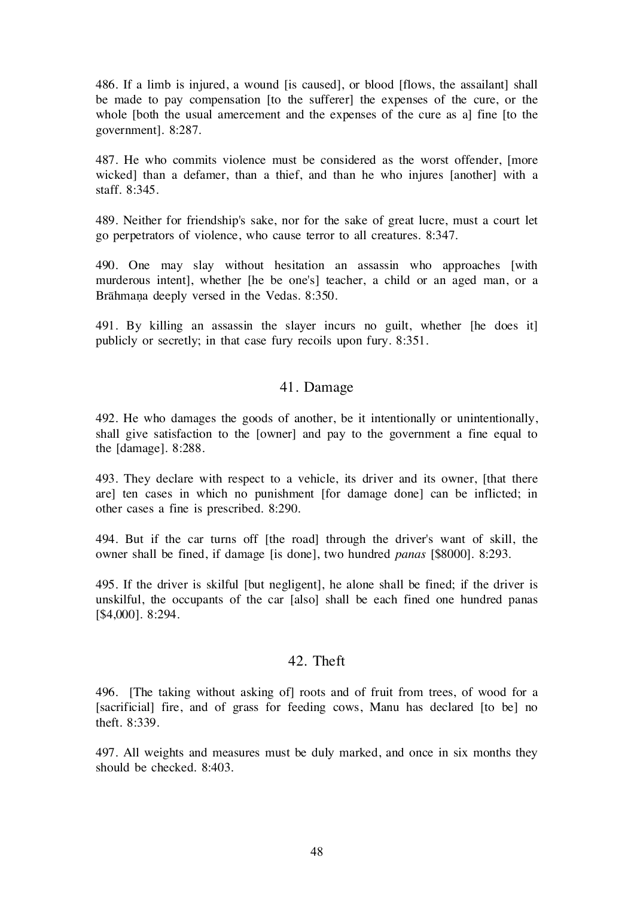486. If a limb is injured, a wound [is caused], or blood [flows, the assailant] shall be made to pay compensation [to the sufferer] the expenses of the cure, or the whole [both the usual amercement and the expenses of the cure as a] fine [to the government]. 8:287.

487. He who commits violence must be considered as the worst offender, [more wicked] than a defamer, than a thief, and than he who injures [another] with a staff. 8:345.

489. Neither for friendship's sake, nor for the sake of great lucre, must a court let go perpetrators of violence, who cause terror to all creatures. 8:347.

490. One may slay without hesitation an assassin who approaches [with murderous intent], whether [he be one's] teacher, a child or an aged man, or a Brāhmaṇa deeply versed in the Vedas. 8:350.

491. By killing an assassin the slayer incurs no guilt, whether [he does it] publicly or secretly; in that case fury recoils upon fury. 8:351.

## 41. Damage

492. He who damages the goods of another, be it intentionally or unintentionally, shall give satisfaction to the [owner] and pay to the government a fine equal to the [damage]. 8:288.

493. They declare with respect to a vehicle, its driver and its owner, [that there are] ten cases in which no punishment [for damage done] can be inflicted; in other cases a fine is prescribed. 8:290.

494. But if the car turns off [the road] through the driver's want of skill, the owner shall be fined, if damage [is done], two hundred *panas* [$8000]. 8:293.

495. If the driver is skilful [but negligent], he alone shall be fined; if the driver is unskilful, the occupants of the car [also] shall be each fined one hundred panas [$4,000]. 8:294.

## 42. Theft

496. [The taking without asking of] roots and of fruit from trees, of wood for a [sacrificial] fire, and of grass for feeding cows, Manu has declared [to be] no theft. 8:339.

497. All weights and measures must be duly marked, and once in six months they should be checked. 8:403.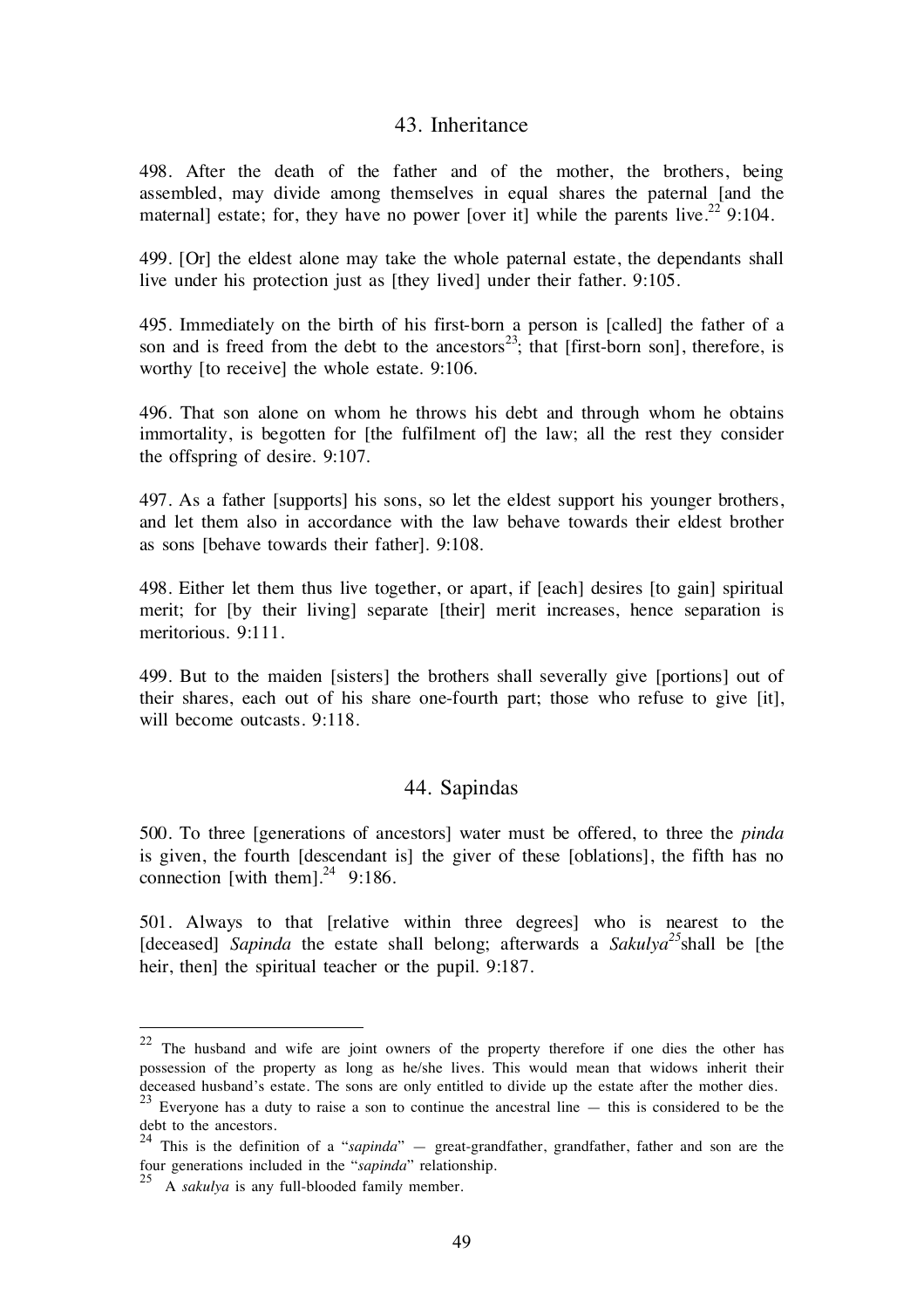## 43. Inheritance

498. After the death of the father and of the mother, the brothers, being assembled, may divide among themselves in equal shares the paternal [and the maternal] estate; for, they have no power [over it] while the parents live.[22] 9:104.

499. [Or] the eldest alone may take the whole paternal estate, the dependants shall live under his protection just as [they lived] under their father. 9:105.

495. Immediately on the birth of his first-born a person is [called] the father of a son and is freed from the debt to the ancestors[23]; that [first-born son], therefore, is worthy [to receive] the whole estate. 9:106.

496. That son alone on whom he throws his debt and through whom he obtains immortality, is begotten for [the fulfilment of] the law; all the rest they consider the offspring of desire. 9:107.

497. As a father [supports] his sons, so let the eldest support his younger brothers, and let them also in accordance with the law behave towards their eldest brother as sons [behave towards their father]. 9:108.

498. Either let them thus live together, or apart, if [each] desires [to gain] spiritual merit; for [by their living] separate [their] merit increases, hence separation is meritorious. 9:111.

499. But to the maiden [sisters] the brothers shall severally give [portions] out of their shares, each out of his share one-fourth part; those who refuse to give [it], will become outcasts. 9:118.

## 44. Sapindas

500. To three [generations of ancestors] water must be offered, to three the *pinda* is given, the fourth [descendant is] the giver of these [oblations], the fifth has no connection [with them].[24] 9:186.

501. Always to that [relative within three degrees] who is nearest to the [deceased] *Sapinda* the estate shall belong; afterwards a *Sakulya*[25] shall be [the heir, then] the spiritual teacher or the pupil. 9:187.

---

[22] The husband and wife are joint owners of the property therefore if one dies the other has possession of the property as long as he/she lives. This would mean that widows inherit their deceased husband's estate. The sons are only entitled to divide up the estate after the mother dies.

[23] Everyone has a duty to raise a son to continue the ancestral line — this is considered to be the debt to the ancestors.

[24] This is the definition of a "*sapinda*" — great-grandfather, grandfather, father and son are the four generations included in the "*sapinda*" relationship.

[25] A *sakulya* is any full-blooded family member.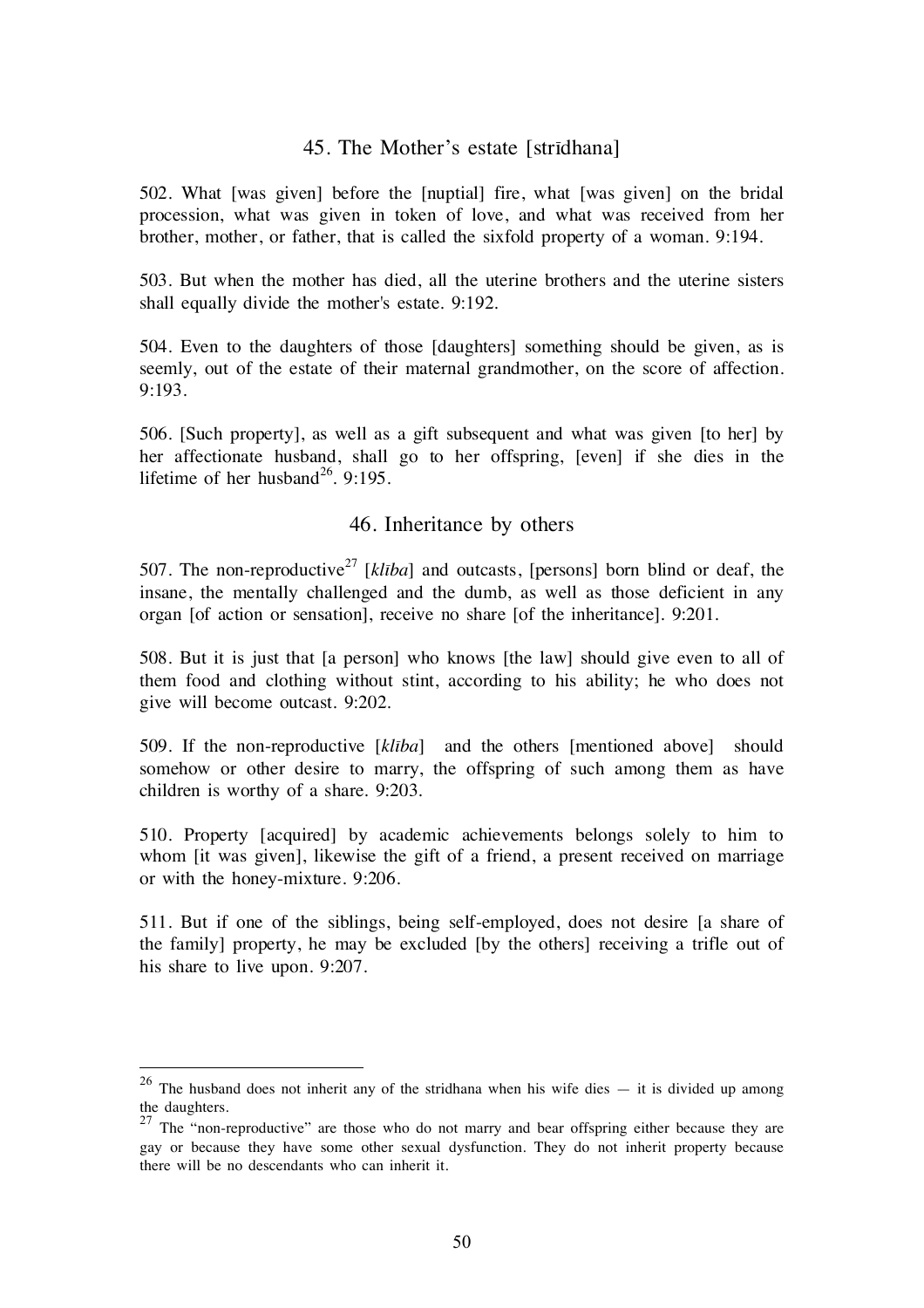## 45. The Mother's estate [strīdhana]

502. What [was given] before the [nuptial] fire, what [was given] on the bridal procession, what was given in token of love, and what was received from her brother, mother, or father, that is called the sixfold property of a woman. 9:194.

503. But when the mother has died, all the uterine brothers and the uterine sisters shall equally divide the mother's estate. 9:192.

504. Even to the daughters of those [daughters] something should be given, as is seemly, out of the estate of their maternal grandmother, on the score of affection. 9:193.

506. [Such property], as well as a gift subsequent and what was given [to her] by her affectionate husband, shall go to her offspring, [even] if she dies in the lifetime of her husband[26]. 9:195.

## 46. Inheritance by others

507. The non-reproductive[27] [*klība*] and outcasts, [persons] born blind or deaf, the insane, the mentally challenged and the dumb, as well as those deficient in any organ [of action or sensation], receive no share [of the inheritance]. 9:201.

508. But it is just that [a person] who knows [the law] should give even to all of them food and clothing without stint, according to his ability; he who does not give will become outcast. 9:202.

509. If the non-reproductive [*klība*] and the others [mentioned above] should somehow or other desire to marry, the offspring of such among them as have children is worthy of a share. 9:203.

510. Property [acquired] by academic achievements belongs solely to him to whom [it was given], likewise the gift of a friend, a present received on marriage or with the honey-mixture. 9:206.

511. But if one of the siblings, being self-employed, does not desire [a share of the family] property, he may be excluded [by the others] receiving a trifle out of his share to live upon. 9:207.

---

[26] The husband does not inherit any of the stridhana when his wife dies — it is divided up among the daughters.

[27] The "non-reproductive" are those who do not marry and bear offspring either because they are gay or because they have some other sexual dysfunction. They do not inherit property because there will be no descendants who can inherit it.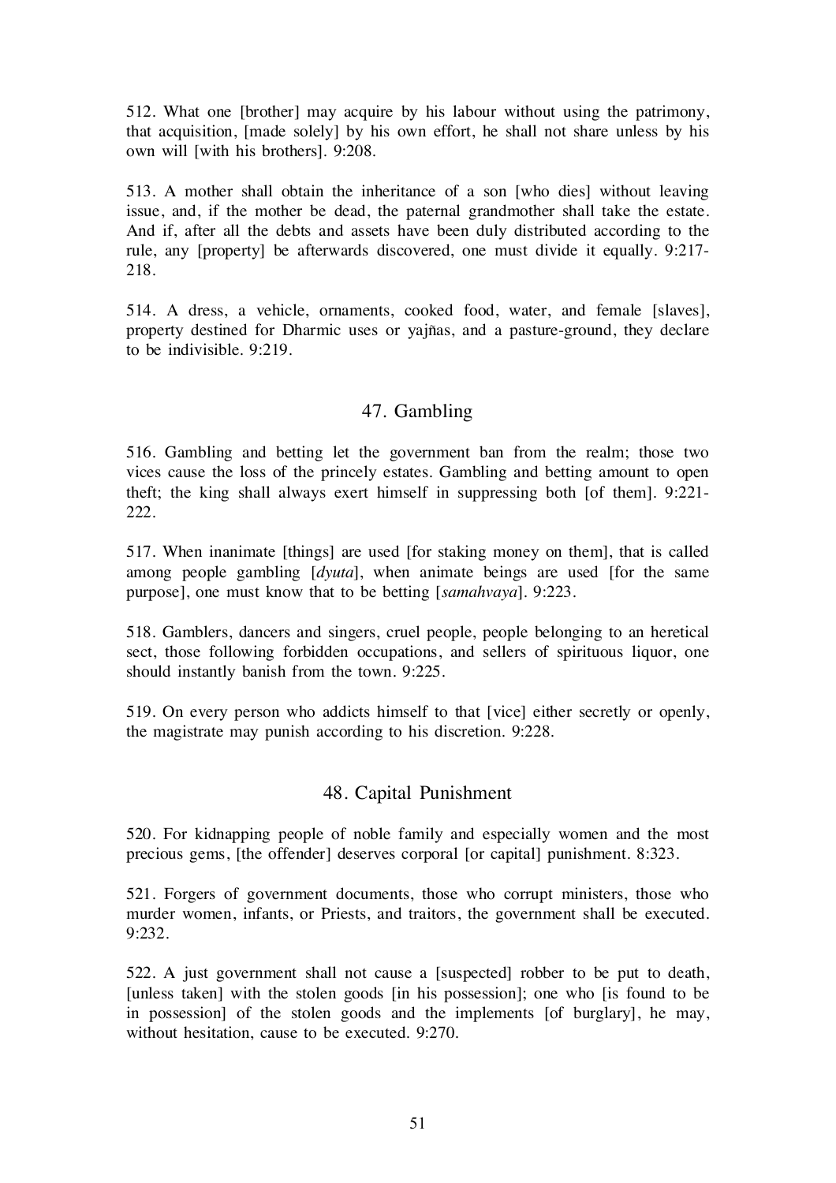512. What one [brother] may acquire by his labour without using the patrimony, that acquisition, [made solely] by his own effort, he shall not share unless by his own will [with his brothers]. 9:208.

513. A mother shall obtain the inheritance of a son [who dies] without leaving issue, and, if the mother be dead, the paternal grandmother shall take the estate. And if, after all the debts and assets have been duly distributed according to the rule, any [property] be afterwards discovered, one must divide it equally. 9:217-218.

514. A dress, a vehicle, ornaments, cooked food, water, and female [slaves], property destined for Dharmic uses or yajñas, and a pasture-ground, they declare to be indivisible. 9:219.

## 47. Gambling

516. Gambling and betting let the government ban from the realm; those two vices cause the loss of the princely estates. Gambling and betting amount to open theft; the king shall always exert himself in suppressing both [of them]. 9:221-222.

517. When inanimate [things] are used [for staking money on them], that is called among people gambling [*dyuta*], when animate beings are used [for the same purpose], one must know that to be betting [*samahvaya*]. 9:223.

518. Gamblers, dancers and singers, cruel people, people belonging to an heretical sect, those following forbidden occupations, and sellers of spirituous liquor, one should instantly banish from the town. 9:225.

519. On every person who addicts himself to that [vice] either secretly or openly, the magistrate may punish according to his discretion. 9:228.

## 48. Capital Punishment

520. For kidnapping people of noble family and especially women and the most precious gems, [the offender] deserves corporal [or capital] punishment. 8:323.

521. Forgers of government documents, those who corrupt ministers, those who murder women, infants, or Priests, and traitors, the government shall be executed. 9:232.

522. A just government shall not cause a [suspected] robber to be put to death, [unless taken] with the stolen goods [in his possession]; one who [is found to be in possession] of the stolen goods and the implements [of burglary], he may, without hesitation, cause to be executed. 9:270.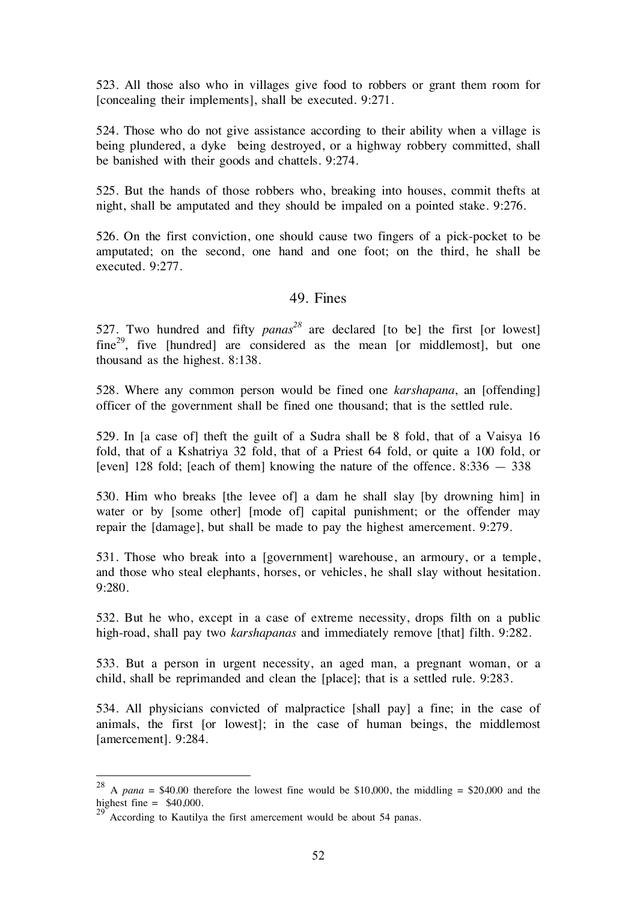523. All those also who in villages give food to robbers or grant them room for [concealing their implements], shall be executed. 9:271.

524. Those who do not give assistance according to their ability when a village is being plundered, a dyke being destroyed, or a highway robbery committed, shall be banished with their goods and chattels. 9:274.

525. But the hands of those robbers who, breaking into houses, commit thefts at night, shall be amputated and they should be impaled on a pointed stake. 9:276.

526. On the first conviction, one should cause two fingers of a pick-pocket to be amputated; on the second, one hand and one foot; on the third, he shall be executed. 9:277.

## 49. Fines

527. Two hundred and fifty *panas*[28] are declared [to be] the first [or lowest] fine[29], five [hundred] are considered as the mean [or middlemost], but one thousand as the highest. 8:138.

528. Where any common person would be fined one *karshapana*, an [offending] officer of the government shall be fined one thousand; that is the settled rule.

529. In [a case of] theft the guilt of a Sudra shall be 8 fold, that of a Vaisya 16 fold, that of a Kshatriya 32 fold, that of a Priest 64 fold, or quite a 100 fold, or [even] 128 fold; [each of them] knowing the nature of the offence. 8:336 — 338

530. Him who breaks [the levee of] a dam he shall slay [by drowning him] in water or by [some other] [mode of] capital punishment; or the offender may repair the [damage], but shall be made to pay the highest amercement. 9:279.

531. Those who break into a [government] warehouse, an armoury, or a temple, and those who steal elephants, horses, or vehicles, he shall slay without hesitation. 9:280.

532. But he who, except in a case of extreme necessity, drops filth on a public high-road, shall pay two *karshapanas* and immediately remove [that] filth. 9:282.

533. But a person in urgent necessity, an aged man, a pregnant woman, or a child, shall be reprimanded and clean the [place]; that is a settled rule. 9:283.

534. All physicians convicted of malpractice [shall pay] a fine; in the case of animals, the first [or lowest]; in the case of human beings, the middlemost [amercement]. 9:284.

---

[28] A *pana* = $40.00 therefore the lowest fine would be $10,000, the middling = $20,000 and the highest fine = $40,000.

[29] According to Kautilya the first amercement would be about 54 panas.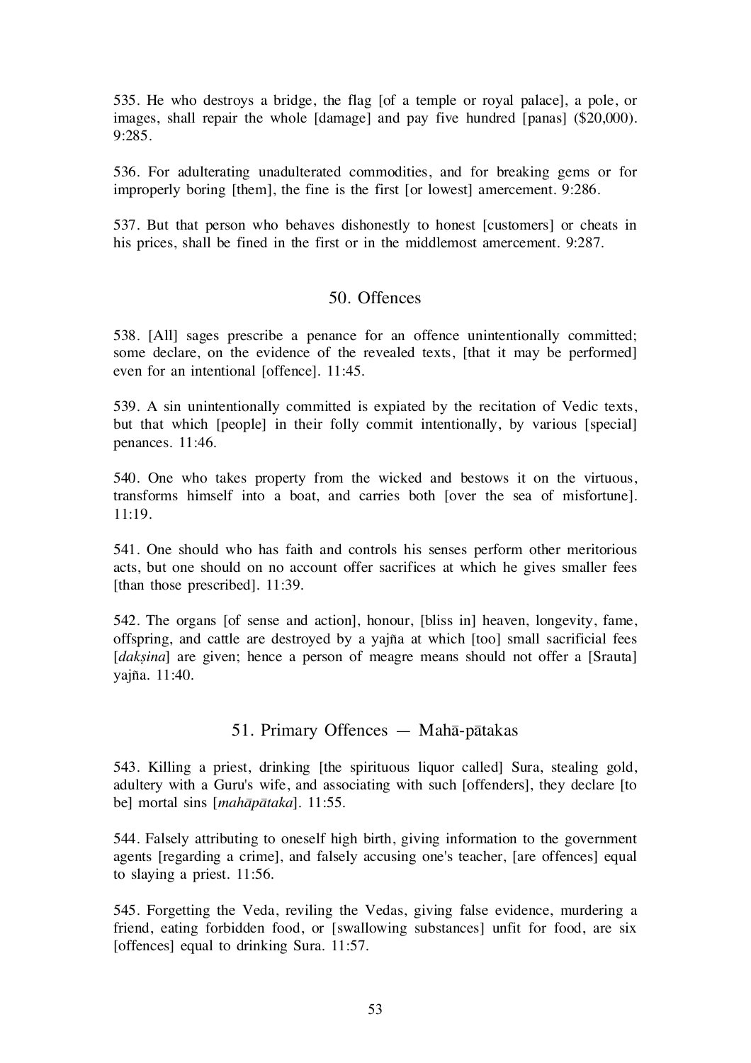535. He who destroys a bridge, the flag [of a temple or royal palace], a pole, or images, shall repair the whole [damage] and pay five hundred [panas] ($20,000). 9:285.

536. For adulterating unadulterated commodities, and for breaking gems or for improperly boring [them], the fine is the first [or lowest] amercement. 9:286.

537. But that person who behaves dishonestly to honest [customers] or cheats in his prices, shall be fined in the first or in the middlemost amercement. 9:287.

## 50. Offences

538. [All] sages prescribe a penance for an offence unintentionally committed; some declare, on the evidence of the revealed texts, [that it may be performed] even for an intentional [offence]. 11:45.

539. A sin unintentionally committed is expiated by the recitation of Vedic texts, but that which [people] in their folly commit intentionally, by various [special] penances. 11:46.

540. One who takes property from the wicked and bestows it on the virtuous, transforms himself into a boat, and carries both [over the sea of misfortune]. 11:19.

541. One should who has faith and controls his senses perform other meritorious acts, but one should on no account offer sacrifices at which he gives smaller fees [than those prescribed]. 11:39.

542. The organs [of sense and action], honour, [bliss in] heaven, longevity, fame, offspring, and cattle are destroyed by a yajña at which [too] small sacrificial fees [*dakṣina*] are given; hence a person of meagre means should not offer a [Srauta] yajña. 11:40.

## 51. Primary Offences — Mahā-pātakas

543. Killing a priest, drinking [the spirituous liquor called] Sura, stealing gold, adultery with a Guru's wife, and associating with such [offenders], they declare [to be] mortal sins [*mahāpātaka*]. 11:55.

544. Falsely attributing to oneself high birth, giving information to the government agents [regarding a crime], and falsely accusing one's teacher, [are offences] equal to slaying a priest. 11:56.

545. Forgetting the Veda, reviling the Vedas, giving false evidence, murdering a friend, eating forbidden food, or [swallowing substances] unfit for food, are six [offences] equal to drinking Sura. 11:57.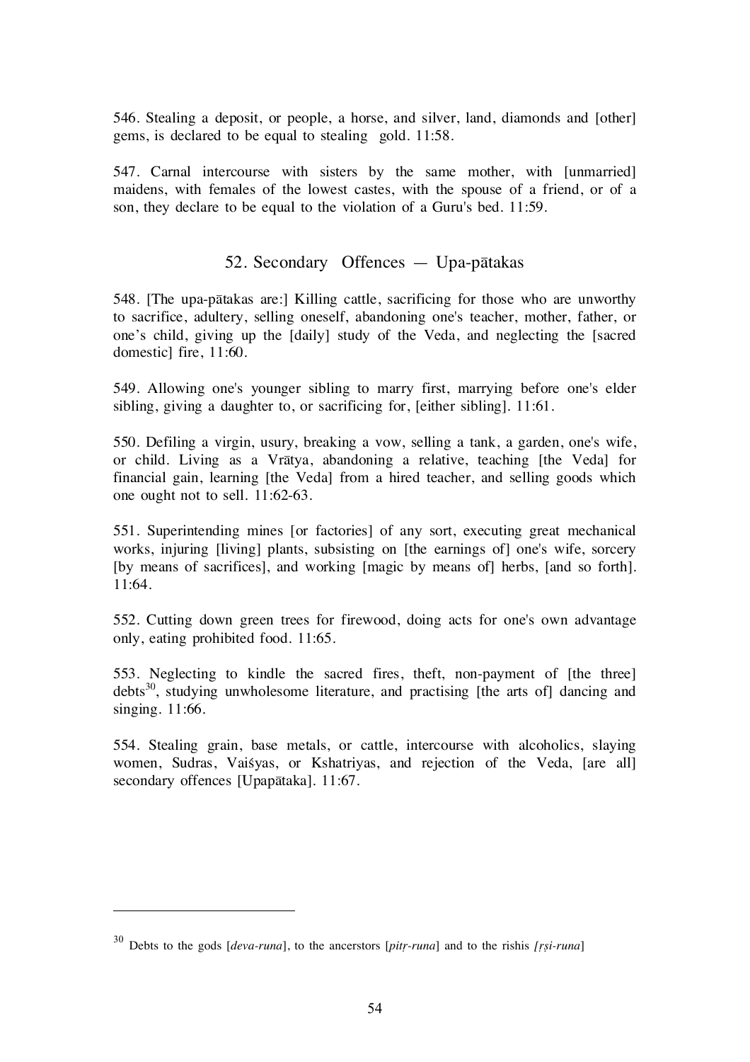546. Stealing a deposit, or people, a horse, and silver, land, diamonds and [other] gems, is declared to be equal to stealing gold. 11:58.

547. Carnal intercourse with sisters by the same mother, with [unmarried] maidens, with females of the lowest castes, with the spouse of a friend, or of a son, they declare to be equal to the violation of a Guru's bed. 11:59.

## 52. Secondary Offences — Upa-pātakas

548. [The upa-pātakas are:] Killing cattle, sacrificing for those who are unworthy to sacrifice, adultery, selling oneself, abandoning one's teacher, mother, father, or one's child, giving up the [daily] study of the Veda, and neglecting the [sacred domestic] fire, 11:60.

549. Allowing one's younger sibling to marry first, marrying before one's elder sibling, giving a daughter to, or sacrificing for, [either sibling]. 11:61.

550. Defiling a virgin, usury, breaking a vow, selling a tank, a garden, one's wife, or child. Living as a Vrātya, abandoning a relative, teaching [the Veda] for financial gain, learning [the Veda] from a hired teacher, and selling goods which one ought not to sell. 11:62-63.

551. Superintending mines [or factories] of any sort, executing great mechanical works, injuring [living] plants, subsisting on [the earnings of] one's wife, sorcery [by means of sacrifices], and working [magic by means of] herbs, [and so forth]. 11:64.

552. Cutting down green trees for firewood, doing acts for one's own advantage only, eating prohibited food. 11:65.

553. Neglecting to kindle the sacred fires, theft, non-payment of [the three] debts[30], studying unwholesome literature, and practising [the arts of] dancing and singing. 11:66.

554. Stealing grain, base metals, or cattle, intercourse with alcoholics, slaying women, Sudras, Vaiśyas, or Kshatriyas, and rejection of the Veda, [are all] secondary offences [Upapātaka]. 11:67.

---

[30] Debts to the gods [*deva-runa*], to the ancerstors [*pitṛ-runa*] and to the rishis *[ṛṣi-runa]*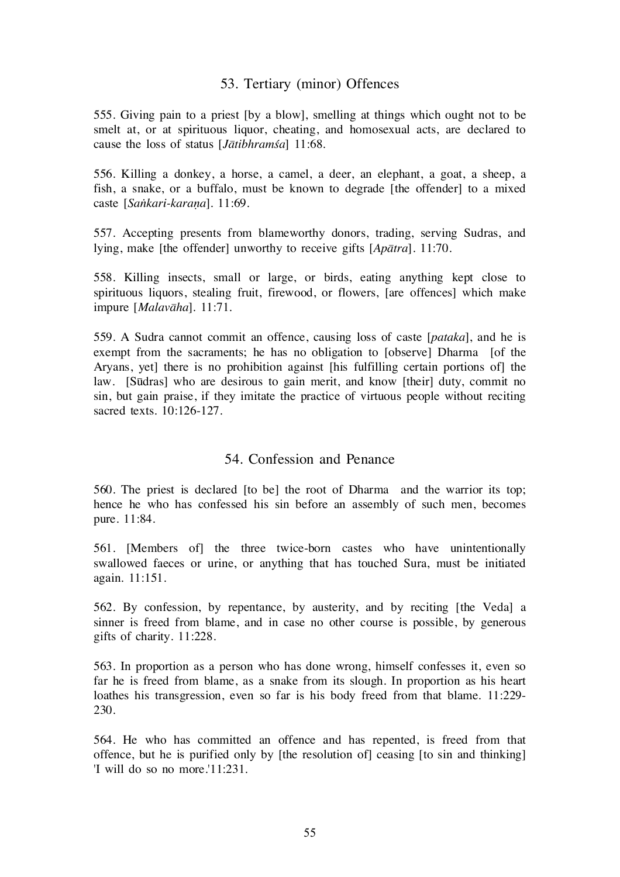## 53. Tertiary (minor) Offences

555. Giving pain to a priest [by a blow], smelling at things which ought not to be smelt at, or at spirituous liquor, cheating, and homosexual acts, are declared to cause the loss of status [*Jātibhramśa*] 11:68.

556. Killing a donkey, a horse, a camel, a deer, an elephant, a goat, a sheep, a fish, a snake, or a buffalo, must be known to degrade [the offender] to a mixed caste [*Saṅkari-karaṇa*]. 11:69.

557. Accepting presents from blameworthy donors, trading, serving Sudras, and lying, make [the offender] unworthy to receive gifts [*Apātra*]. 11:70.

558. Killing insects, small or large, or birds, eating anything kept close to spirituous liquors, stealing fruit, firewood, or flowers, [are offences] which make impure [*Malavāha*]. 11:71.

559. A Sudra cannot commit an offence, causing loss of caste [*pataka*], and he is exempt from the sacraments; he has no obligation to [observe] Dharma [of the Aryans, yet] there is no prohibition against [his fulfilling certain portions of] the law. [Sūdras] who are desirous to gain merit, and know [their] duty, commit no sin, but gain praise, if they imitate the practice of virtuous people without reciting sacred texts. 10:126-127.

## 54. Confession and Penance

560. The priest is declared [to be] the root of Dharma and the warrior its top; hence he who has confessed his sin before an assembly of such men, becomes pure. 11:84.

561. [Members of] the three twice-born castes who have unintentionally swallowed faeces or urine, or anything that has touched Sura, must be initiated again. 11:151.

562. By confession, by repentance, by austerity, and by reciting [the Veda] a sinner is freed from blame, and in case no other course is possible, by generous gifts of charity. 11:228.

563. In proportion as a person who has done wrong, himself confesses it, even so far he is freed from blame, as a snake from its slough. In proportion as his heart loathes his transgression, even so far is his body freed from that blame. 11:229-230.

564. He who has committed an offence and has repented, is freed from that offence, but he is purified only by [the resolution of] ceasing [to sin and thinking] 'I will do so no more.'11:231.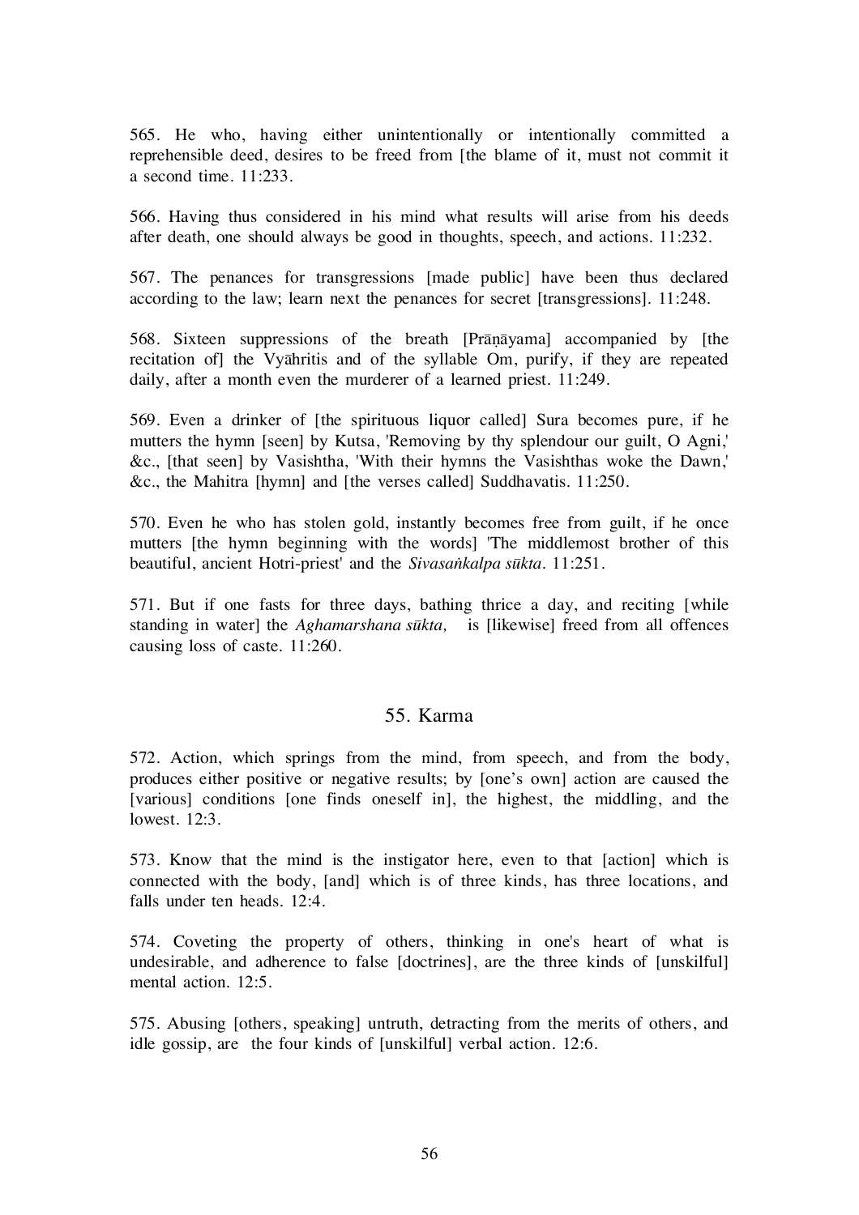565. He who, having either unintentionally or intentionally committed a reprehensible deed, desires to be freed from [the blame of it, must not commit it a second time. 11:233.

566. Having thus considered in his mind what results will arise from his deeds after death, one should always be good in thoughts, speech, and actions. 11:232.

567. The penances for transgressions [made public] have been thus declared according to the law; learn next the penances for secret [transgressions]. 11:248.

568. Sixteen suppressions of the breath [Prāṇāyama] accompanied by [the recitation of] the Vyāhritis and of the syllable Om, purify, if they are repeated daily, after a month even the murderer of a learned priest. 11:249.

569. Even a drinker of [the spirituous liquor called] Sura becomes pure, if he mutters the hymn [seen] by Kutsa, 'Removing by thy splendour our guilt, O Agni,' &c., [that seen] by Vasishtha, 'With their hymns the Vasishthas woke the Dawn,' &c., the Mahitra [hymn] and [the verses called] Suddhavatis. 11:250.

570. Even he who has stolen gold, instantly becomes free from guilt, if he once mutters [the hymn beginning with the words] 'The middlemost brother of this beautiful, ancient Hotri-priest' and the *Sivasaṅkalpa sūkta*. 11:251.

571. But if one fasts for three days, bathing thrice a day, and reciting [while standing in water] the *Aghamarshana sūkta,* is [likewise] freed from all offences causing loss of caste. 11:260.

## 55. Karma

572. Action, which springs from the mind, from speech, and from the body, produces either positive or negative results; by [one's own] action are caused the [various] conditions [one finds oneself in], the highest, the middling, and the lowest. 12:3.

573. Know that the mind is the instigator here, even to that [action] which is connected with the body, [and] which is of three kinds, has three locations, and falls under ten heads. 12:4.

574. Coveting the property of others, thinking in one's heart of what is undesirable, and adherence to false [doctrines], are the three kinds of [unskilful] mental action. 12:5.

575. Abusing [others, speaking] untruth, detracting from the merits of others, and idle gossip, are the four kinds of [unskilful] verbal action. 12:6.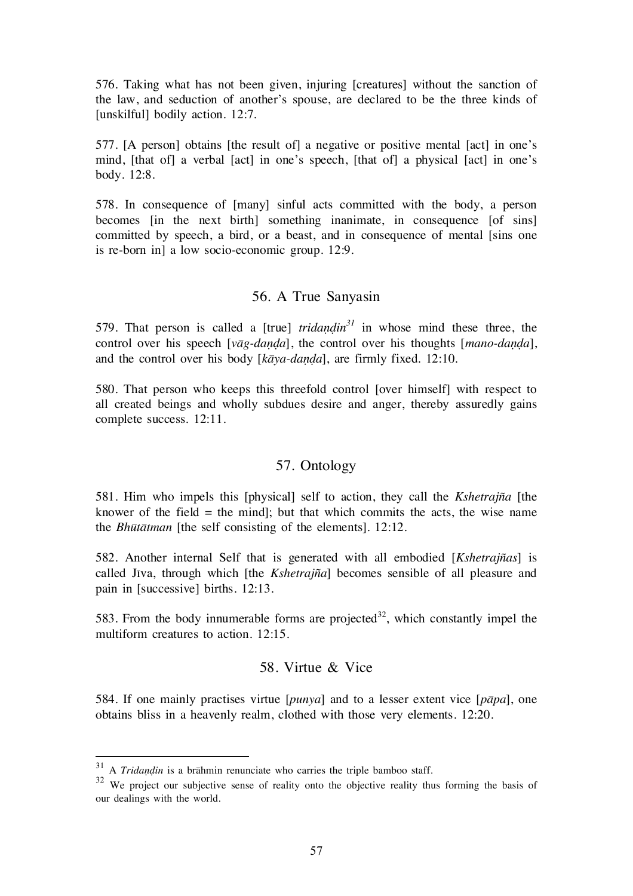576. Taking what has not been given, injuring [creatures] without the sanction of the law, and seduction of another's spouse, are declared to be the three kinds of [unskilful] bodily action. 12:7.

577. [A person] obtains [the result of] a negative or positive mental [act] in one's mind, [that of] a verbal [act] in one's speech, [that of] a physical [act] in one's body. 12:8.

578. In consequence of [many] sinful acts committed with the body, a person becomes [in the next birth] something inanimate, in consequence [of sins] committed by speech, a bird, or a beast, and in consequence of mental [sins one is re-born in] a low socio-economic group. 12:9.

## 56. A True Sanyasin

579. That person is called a [true] *tridaṇḍin*[31] in whose mind these three, the control over his speech [*vāg-daṇḍa*], the control over his thoughts [*mano-daṇḍa*], and the control over his body [*kāya-daṇḍa*], are firmly fixed. 12:10.

580. That person who keeps this threefold control [over himself] with respect to all created beings and wholly subdues desire and anger, thereby assuredly gains complete success. 12:11.

## 57. Ontology

581. Him who impels this [physical] self to action, they call the *Kshetrajña* [the knower of the field = the mind]; but that which commits the acts, the wise name the *Bhūtātman* [the self consisting of the elements]. 12:12.

582. Another internal Self that is generated with all embodied [*Kshetrajñas*] is called Jīva, through which [the *Kshetrajña*] becomes sensible of all pleasure and pain in [successive] births. 12:13.

583. From the body innumerable forms are projected[32], which constantly impel the multiform creatures to action. 12:15.

## 58. Virtue & Vice

584. If one mainly practises virtue [*punya*] and to a lesser extent vice [*pāpa*], one obtains bliss in a heavenly realm, clothed with those very elements. 12:20.

---

[31] A *Tridaṇḍin* is a brāhmin renunciate who carries the triple bamboo staff.

[32] We project our subjective sense of reality onto the objective reality thus forming the basis of our dealings with the world.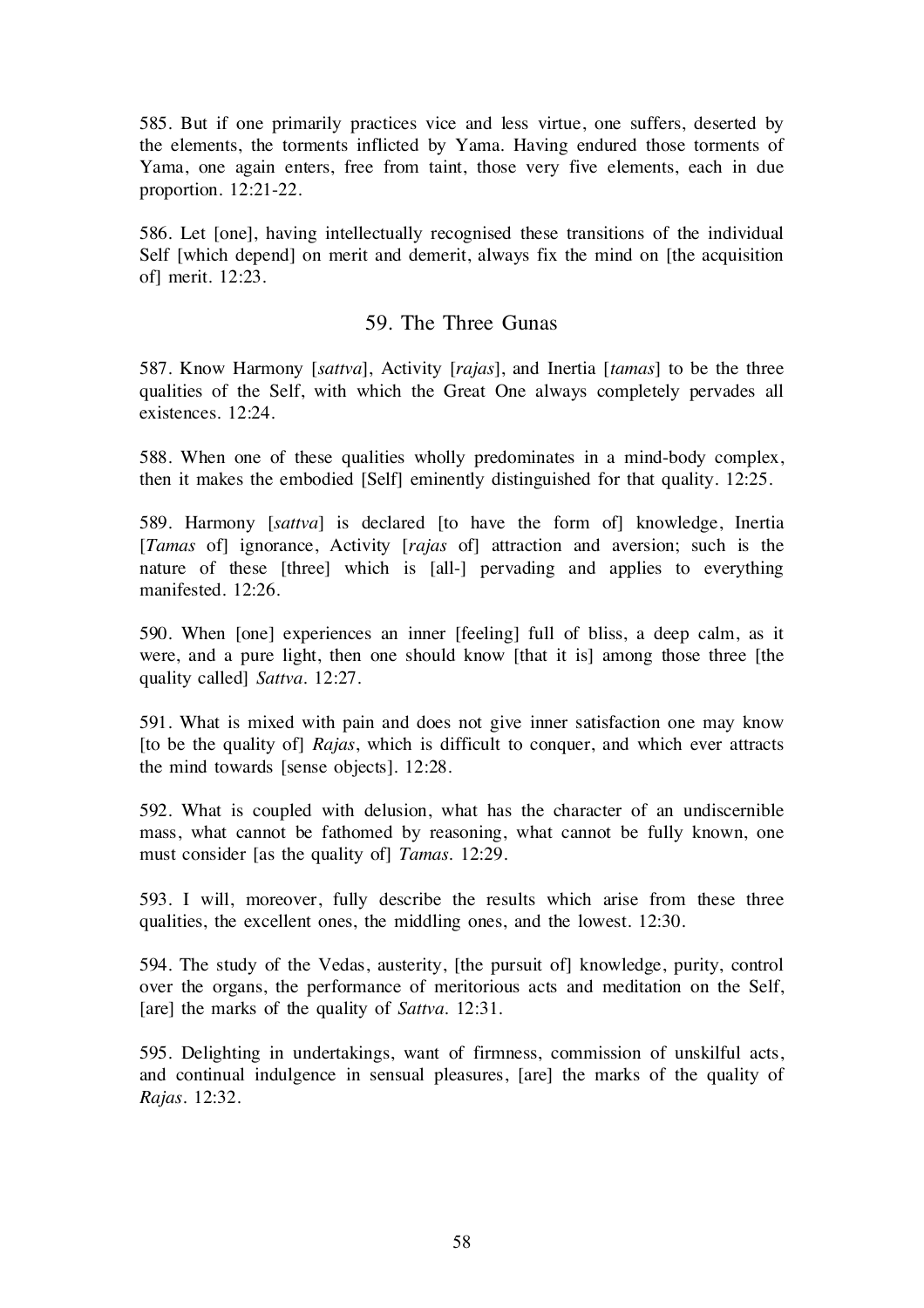585. But if one primarily practices vice and less virtue, one suffers, deserted by the elements, the torments inflicted by Yama. Having endured those torments of Yama, one again enters, free from taint, those very five elements, each in due proportion. 12:21-22.

586. Let [one], having intellectually recognised these transitions of the individual Self [which depend] on merit and demerit, always fix the mind on [the acquisition of] merit. 12:23.

## 59. The Three Gunas

587. Know Harmony [*sattva*], Activity [*rajas*], and Inertia [*tamas*] to be the three qualities of the Self, with which the Great One always completely pervades all existences. 12:24.

588. When one of these qualities wholly predominates in a mind-body complex, then it makes the embodied [Self] eminently distinguished for that quality. 12:25.

589. Harmony [*sattva*] is declared [to have the form of] knowledge, Inertia [*Tamas* of] ignorance, Activity [*rajas* of] attraction and aversion; such is the nature of these [three] which is [all-] pervading and applies to everything manifested. 12:26.

590. When [one] experiences an inner [feeling] full of bliss, a deep calm, as it were, and a pure light, then one should know [that it is] among those three [the quality called] *Sattva*. 12:27.

591. What is mixed with pain and does not give inner satisfaction one may know [to be the quality of] *Rajas*, which is difficult to conquer, and which ever attracts the mind towards [sense objects]. 12:28.

592. What is coupled with delusion, what has the character of an undiscernible mass, what cannot be fathomed by reasoning, what cannot be fully known, one must consider [as the quality of] *Tamas*. 12:29.

593. I will, moreover, fully describe the results which arise from these three qualities, the excellent ones, the middling ones, and the lowest. 12:30.

594. The study of the Vedas, austerity, [the pursuit of] knowledge, purity, control over the organs, the performance of meritorious acts and meditation on the Self, [are] the marks of the quality of *Sattva*. 12:31.

595. Delighting in undertakings, want of firmness, commission of unskilful acts, and continual indulgence in sensual pleasures, [are] the marks of the quality of *Rajas*. 12:32.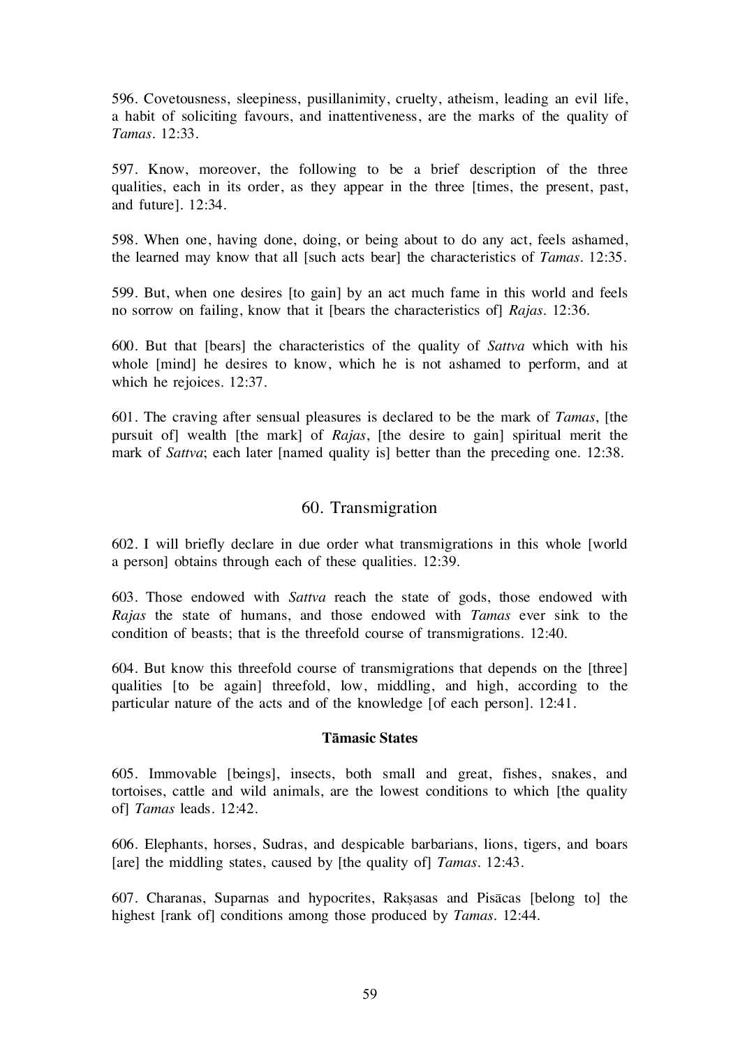596. Covetousness, sleepiness, pusillanimity, cruelty, atheism, leading an evil life, a habit of soliciting favours, and inattentiveness, are the marks of the quality of *Tamas*. 12:33.

597. Know, moreover, the following to be a brief description of the three qualities, each in its order, as they appear in the three [times, the present, past, and future]. 12:34.

598. When one, having done, doing, or being about to do any act, feels ashamed, the learned may know that all [such acts bear] the characteristics of *Tamas*. 12:35.

599. But, when one desires [to gain] by an act much fame in this world and feels no sorrow on failing, know that it [bears the characteristics of] *Rajas*. 12:36.

600. But that [bears] the characteristics of the quality of *Sattva* which with his whole [mind] he desires to know, which he is not ashamed to perform, and at which he rejoices. 12:37.

601. The craving after sensual pleasures is declared to be the mark of *Tamas*, [the pursuit of] wealth [the mark] of *Rajas*, [the desire to gain] spiritual merit the mark of *Sattva*; each later [named quality is] better than the preceding one. 12:38.

## 60. Transmigration

602. I will briefly declare in due order what transmigrations in this whole [world a person] obtains through each of these qualities. 12:39.

603. Those endowed with *Sattva* reach the state of gods, those endowed with *Rajas* the state of humans, and those endowed with *Tamas* ever sink to the condition of beasts; that is the threefold course of transmigrations. 12:40.

604. But know this threefold course of transmigrations that depends on the [three] qualities [to be again] threefold, low, middling, and high, according to the particular nature of the acts and of the knowledge [of each person]. 12:41.

### Tāmasic States

605. Immovable [beings], insects, both small and great, fishes, snakes, and tortoises, cattle and wild animals, are the lowest conditions to which [the quality of] *Tamas* leads. 12:42.

606. Elephants, horses, Sudras, and despicable barbarians, lions, tigers, and boars [are] the middling states, caused by [the quality of] *Tamas*. 12:43.

607. Charanas, Suparnas and hypocrites, Rakṣasas and Pisācas [belong to] the highest [rank of] conditions among those produced by *Tamas*. 12:44.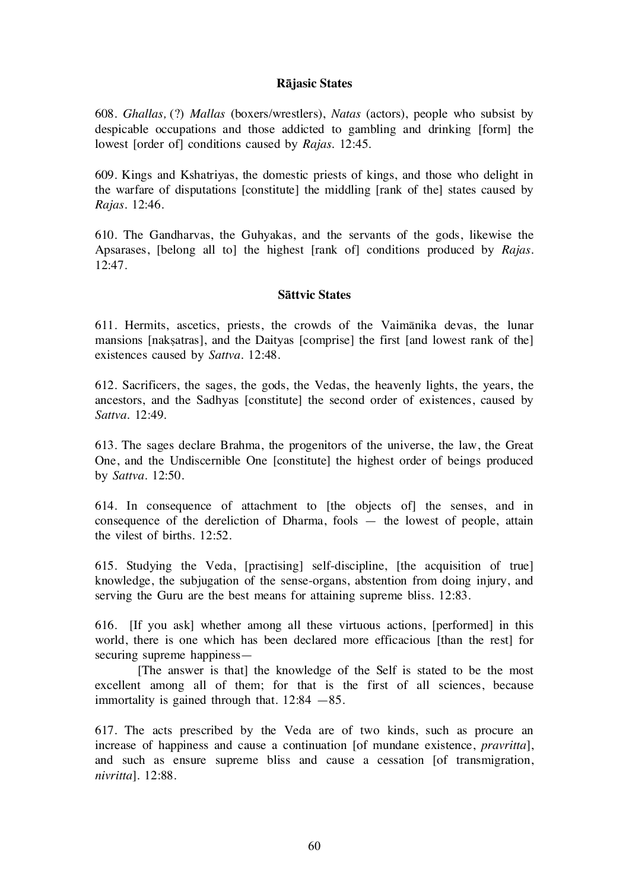### Rājasic States

608. *Ghallas,* (?) *Mallas* (boxers/wrestlers), *Natas* (actors), people who subsist by despicable occupations and those addicted to gambling and drinking [form] the lowest [order of] conditions caused by *Rajas*. 12:45.

609. Kings and Kshatriyas, the domestic priests of kings, and those who delight in the warfare of disputations [constitute] the middling [rank of the] states caused by *Rajas*. 12:46.

610. The Gandharvas, the Guhyakas, and the servants of the gods, likewise the Apsarases, [belong all to] the highest [rank of] conditions produced by *Rajas*. 12:47.

### Sāttvic States

611. Hermits, ascetics, priests, the crowds of the Vaimānika devas, the lunar mansions [nakṣatras], and the Daityas [comprise] the first [and lowest rank of the] existences caused by *Sattva*. 12:48.

612. Sacrificers, the sages, the gods, the Vedas, the heavenly lights, the years, the ancestors, and the Sadhyas [constitute] the second order of existences, caused by *Sattva*. 12:49.

613. The sages declare Brahma, the progenitors of the universe, the law, the Great One, and the Undiscernible One [constitute] the highest order of beings produced by *Sattva*. 12:50.

614. In consequence of attachment to [the objects of] the senses, and in consequence of the dereliction of Dharma, fools — the lowest of people, attain the vilest of births. 12:52.

615. Studying the Veda, [practising] self-discipline, [the acquisition of true] knowledge, the subjugation of the sense-organs, abstention from doing injury, and serving the Guru are the best means for attaining supreme bliss. 12:83.

616. [If you ask] whether among all these virtuous actions, [performed] in this world, there is one which has been declared more efficacious [than the rest] for securing supreme happiness—

[The answer is that] the knowledge of the Self is stated to be the most excellent among all of them; for that is the first of all sciences, because immortality is gained through that. 12:84 —85.

617. The acts prescribed by the Veda are of two kinds, such as procure an increase of happiness and cause a continuation [of mundane existence, *pravritta*], and such as ensure supreme bliss and cause a cessation [of transmigration, *nivritta*]. 12:88.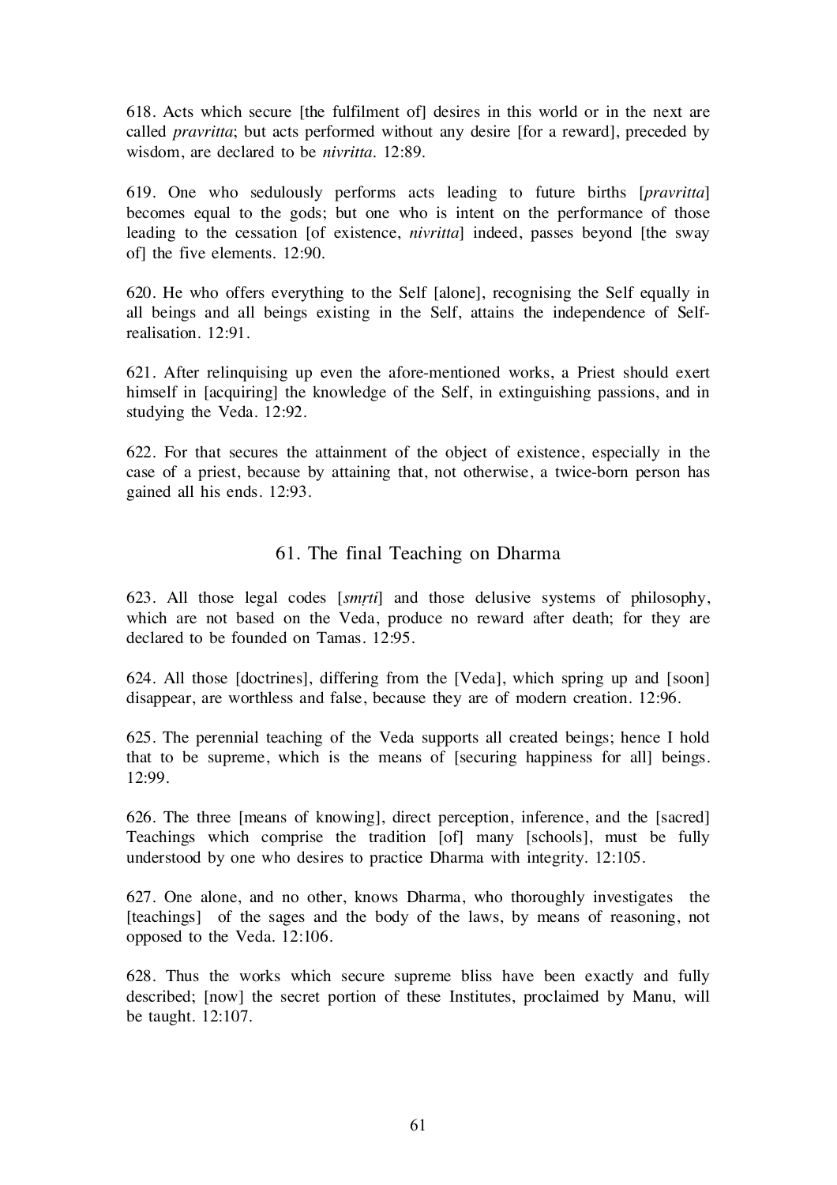618. Acts which secure [the fulfilment of] desires in this world or in the next are called *pravritta*; but acts performed without any desire [for a reward], preceded by wisdom, are declared to be *nivritta*. 12:89.

619. One who sedulously performs acts leading to future births [*pravritta*] becomes equal to the gods; but one who is intent on the performance of those leading to the cessation [of existence, *nivritta*] indeed, passes beyond [the sway of] the five elements. 12:90.

620. He who offers everything to the Self [alone], recognising the Self equally in all beings and all beings existing in the Self, attains the independence of Self-realisation. 12:91.

621. After relinquising up even the afore-mentioned works, a Priest should exert himself in [acquiring] the knowledge of the Self, in extinguishing passions, and in studying the Veda. 12:92.

622. For that secures the attainment of the object of existence, especially in the case of a priest, because by attaining that, not otherwise, a twice-born person has gained all his ends. 12:93.

## 61. The final Teaching on Dharma

623. All those legal codes [*smṛti*] and those delusive systems of philosophy, which are not based on the Veda, produce no reward after death; for they are declared to be founded on Tamas. 12:95.

624. All those [doctrines], differing from the [Veda], which spring up and [soon] disappear, are worthless and false, because they are of modern creation. 12:96.

625. The perennial teaching of the Veda supports all created beings; hence I hold that to be supreme, which is the means of [securing happiness for all] beings. 12:99.

626. The three [means of knowing], direct perception, inference, and the [sacred] Teachings which comprise the tradition [of] many [schools], must be fully understood by one who desires to practice Dharma with integrity. 12:105.

627. One alone, and no other, knows Dharma, who thoroughly investigates the [teachings] of the sages and the body of the laws, by means of reasoning, not opposed to the Veda. 12:106.

628. Thus the works which secure supreme bliss have been exactly and fully described; [now] the secret portion of these Institutes, proclaimed by Manu, will be taught. 12:107.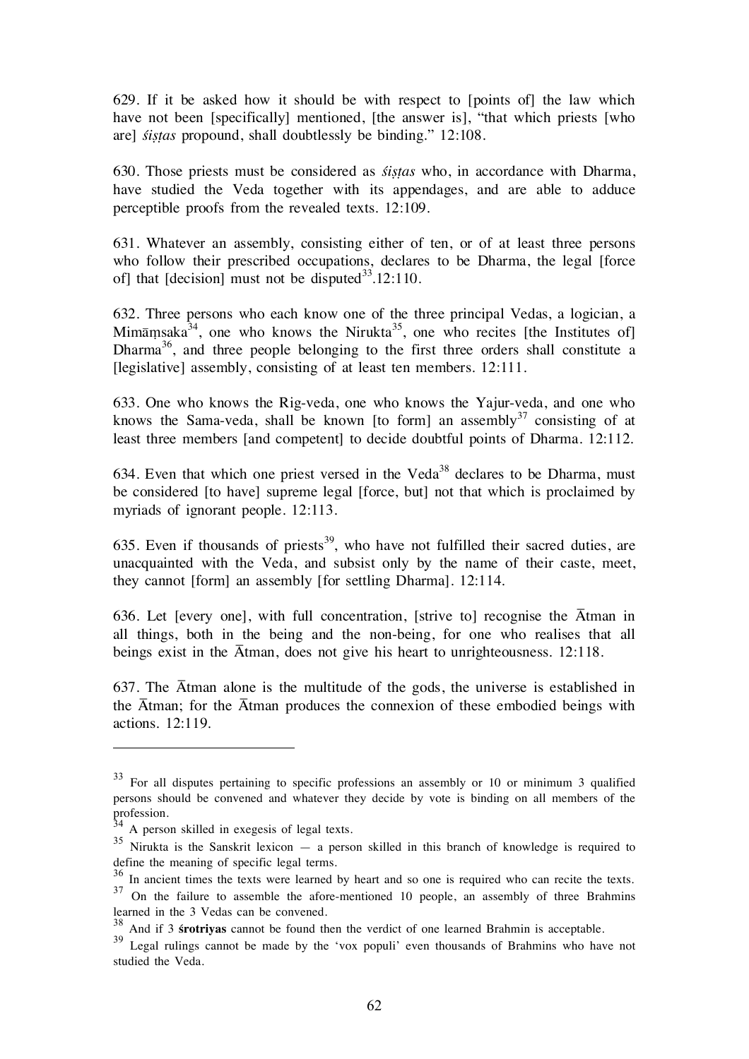629. If it be asked how it should be with respect to [points of] the law which have not been [specifically] mentioned, [the answer is], "that which priests [who are] *śiṣṭas* propound, shall doubtlessly be binding." 12:108.

630. Those priests must be considered as *śiṣṭas* who, in accordance with Dharma, have studied the Veda together with its appendages, and are able to adduce perceptible proofs from the revealed texts. 12:109.

631. Whatever an assembly, consisting either of ten, or of at least three persons who follow their prescribed occupations, declares to be Dharma, the legal [force of] that [decision] must not be disputed[33].12:110.

632. Three persons who each know one of the three principal Vedas, a logician, a Mimāṃsaka[34], one who knows the Nirukta[35], one who recites [the Institutes of] Dharma[36], and three people belonging to the first three orders shall constitute a [legislative] assembly, consisting of at least ten members. 12:111.

633. One who knows the Rig-veda, one who knows the Yajur-veda, and one who knows the Sama-veda, shall be known [to form] an assembly[37] consisting of at least three members [and competent] to decide doubtful points of Dharma. 12:112.

634. Even that which one priest versed in the Veda[38] declares to be Dharma, must be considered [to have] supreme legal [force, but] not that which is proclaimed by myriads of ignorant people. 12:113.

635. Even if thousands of priests[39], who have not fulfilled their sacred duties, are unacquainted with the Veda, and subsist only by the name of their caste, meet, they cannot [form] an assembly [for settling Dharma]. 12:114.

636. Let [every one], with full concentration, [strive to] recognise the Ātman in all things, both in the being and the non-being, for one who realises that all beings exist in the Ātman, does not give his heart to unrighteousness. 12:118.

637. The Ātman alone is the multitude of the gods, the universe is established in the Ātman; for the Ātman produces the connexion of these embodied beings with actions. 12:119.

---

[33] For all disputes pertaining to specific professions an assembly or 10 or minimum 3 qualified persons should be convened and whatever they decide by vote is binding on all members of the profession.

[34] A person skilled in exegesis of legal texts.

[35] Nirukta is the Sanskrit lexicon — a person skilled in this branch of knowledge is required to define the meaning of specific legal terms.

[36] In ancient times the texts were learned by heart and so one is required who can recite the texts.

[37] On the failure to assemble the afore-mentioned 10 people, an assembly of three Brahmins learned in the 3 Vedas can be convened.

[38] And if 3 **śrotriyas** cannot be found then the verdict of one learned Brahmin is acceptable.

[39] Legal rulings cannot be made by the 'vox populi' even thousands of Brahmins who have not studied the Veda.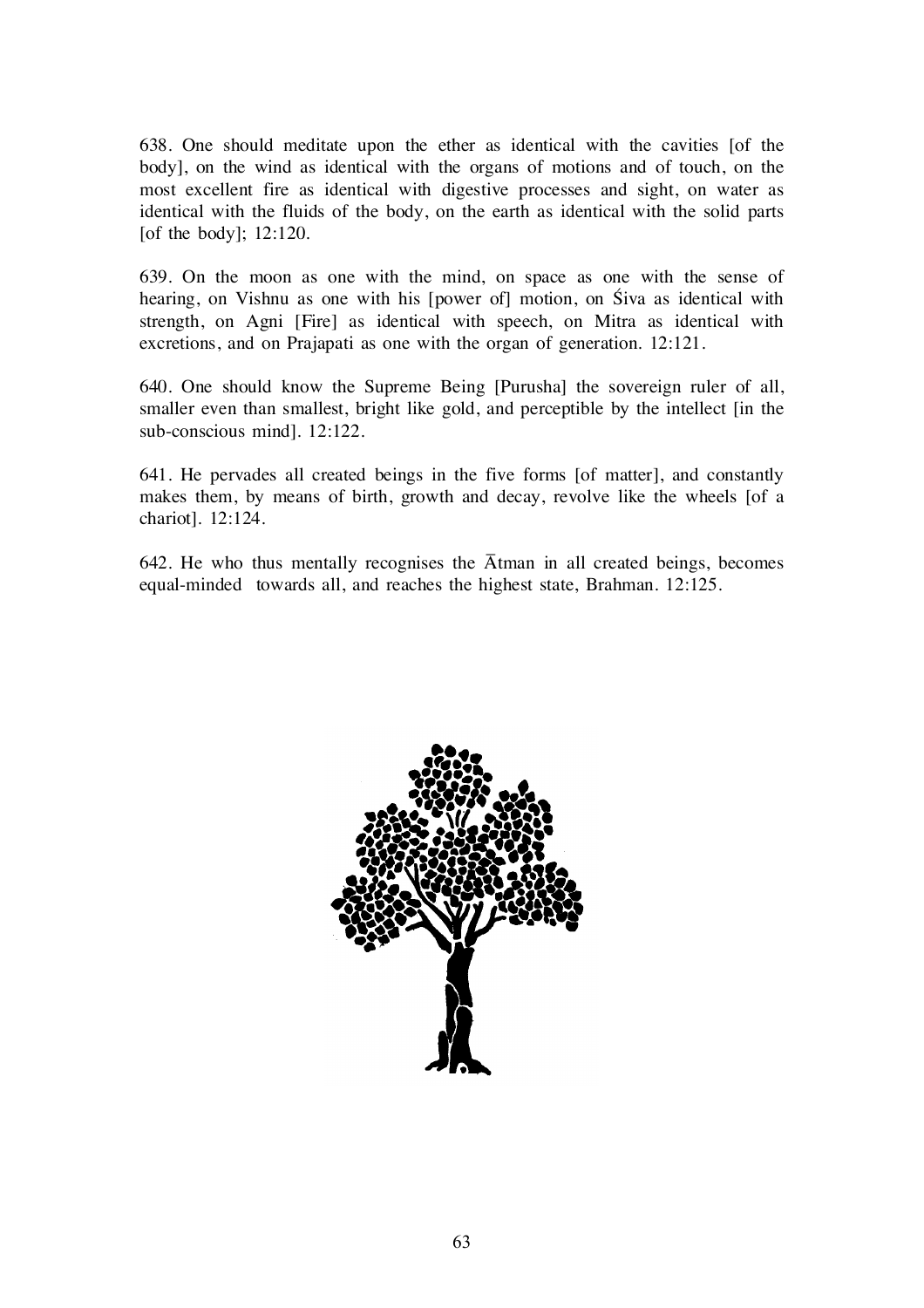638. One should meditate upon the ether as identical with the cavities [of the body], on the wind as identical with the organs of motions and of touch, on the most excellent fire as identical with digestive processes and sight, on water as identical with the fluids of the body, on the earth as identical with the solid parts [of the body]; 12:120.

639. On the moon as one with the mind, on space as one with the sense of hearing, on Vishnu as one with his [power of] motion, on Śiva as identical with strength, on Agni [Fire] as identical with speech, on Mitra as identical with excretions, and on Prajapati as one with the organ of generation. 12:121.

640. One should know the Supreme Being [Purusha] the sovereign ruler of all, smaller even than smallest, bright like gold, and perceptible by the intellect [in the sub-conscious mind]. 12:122.

641. He pervades all created beings in the five forms [of matter], and constantly makes them, by means of birth, growth and decay, revolve like the wheels [of a chariot]. 12:124.

642. He who thus mentally recognises the Ātman in all created beings, becomes equal-minded towards all, and reaches the highest state, Brahman. 12:125.